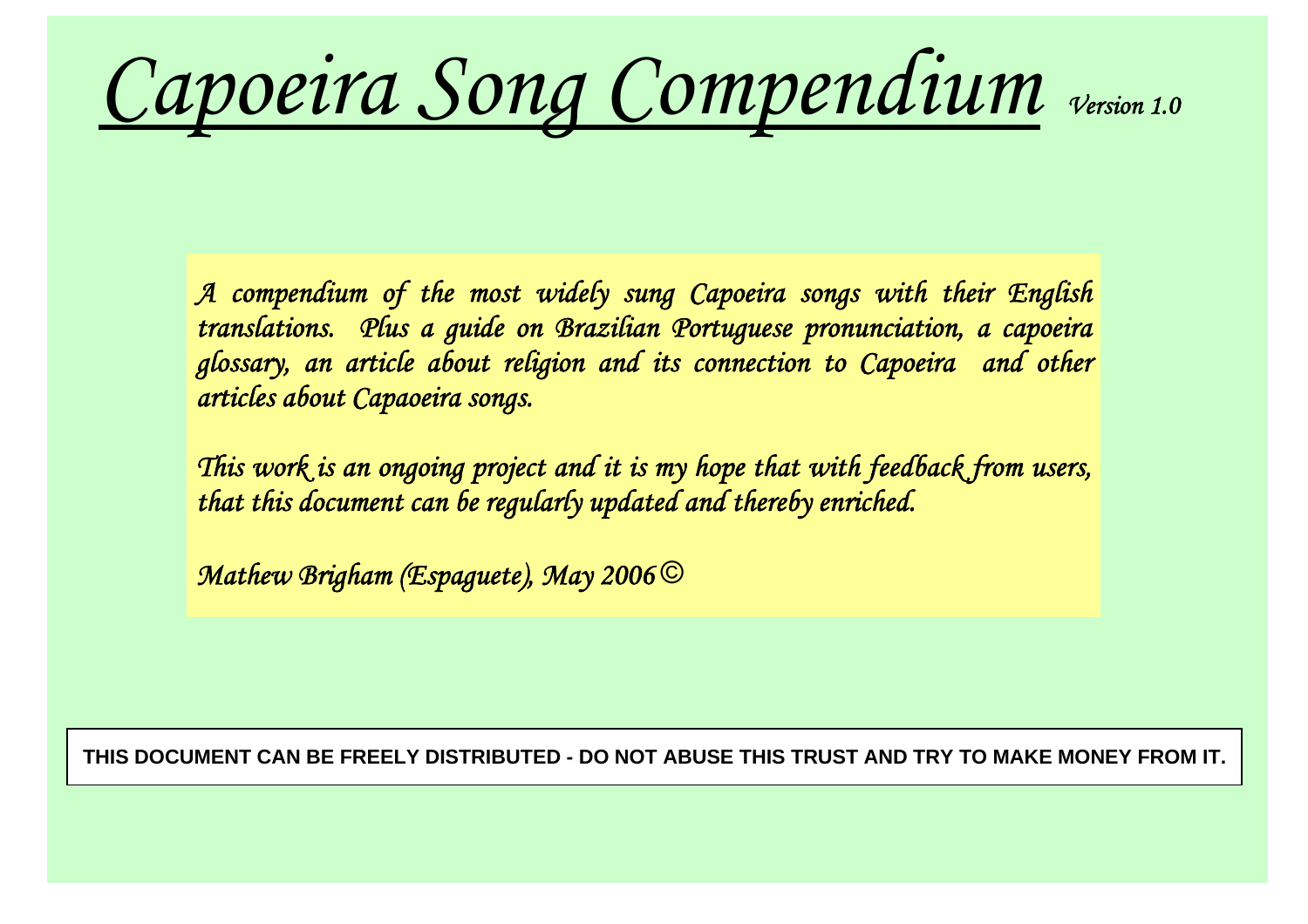# *Capoeira Song Compendium* *Version 1.0*

*A compendium of the most widely sung Capoeira songs with their English translations. Plus a guide on Brazilian Portuguese pronunciation, a capoeira glossary, an article about religion and its connection to Capoeira and other articles about Capaoeira songs.*

*This work is an ongoing project and it is my hope that with feedback from users, that this document can be regularly updated and thereby enriched.*

*Mathew Brigham (Espaguete), May 2006©*

**THIS DOCUMENT CAN BE FREELY DISTRIBUTED - DO NOT ABUSE THIS TRUST AND TRY TO MAKE MONEY FROM IT.**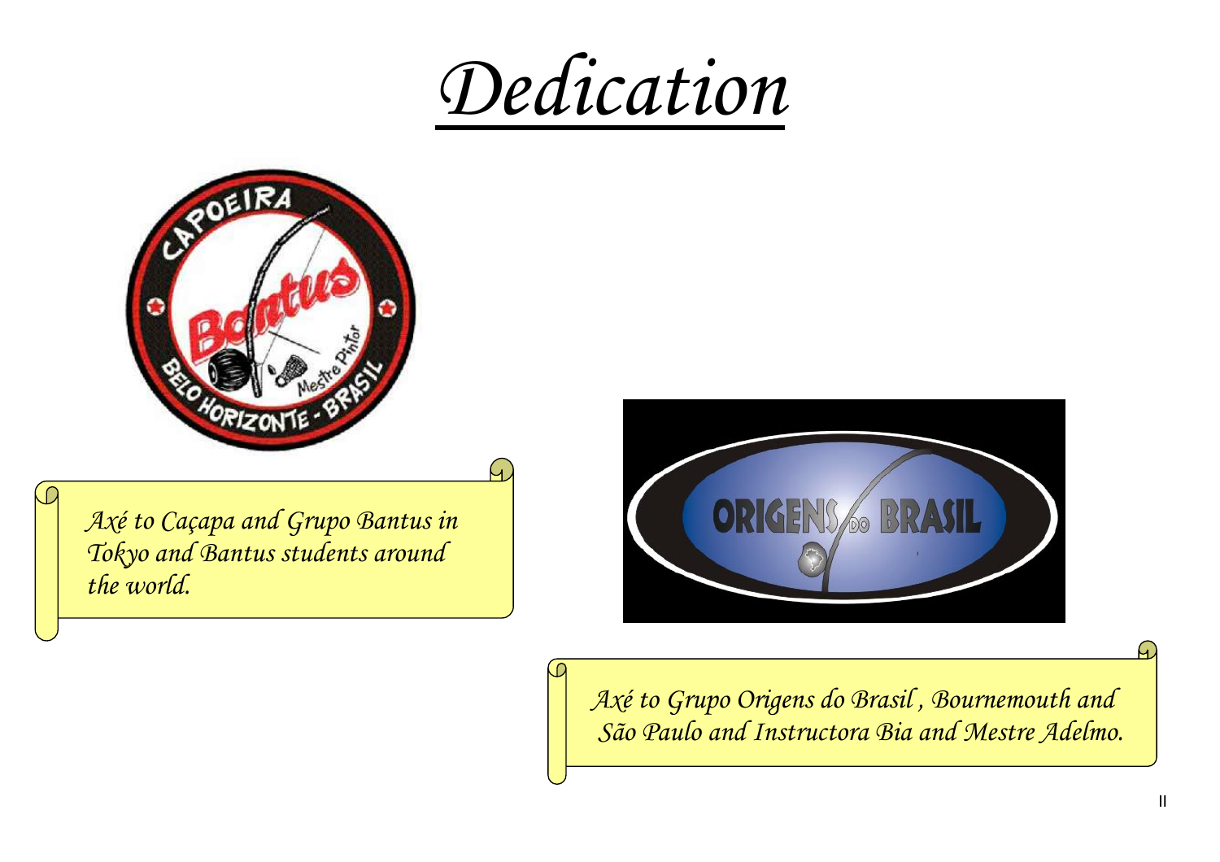# *Dedication*

*Axé to Caçapa and Grupo Bantus in Tokyo and Bantus students around the world.*

*Axé to Grupo Origens do Brasil , Bournemouth and São Paulo and Instructora Bia and Mestre Adelmo.*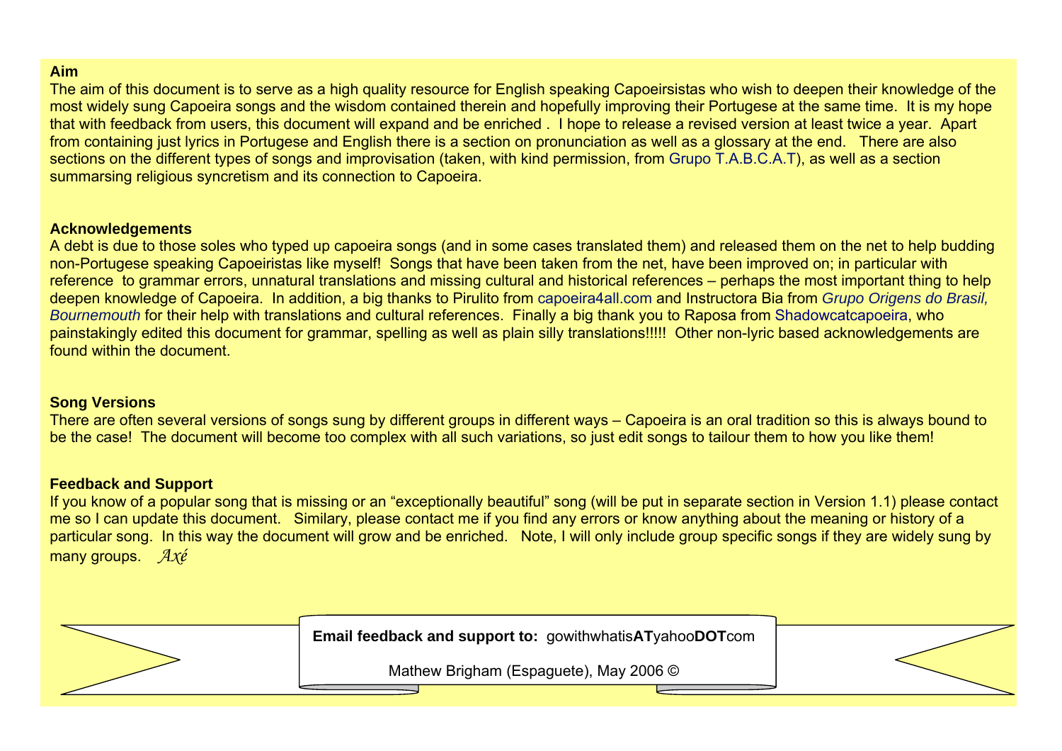**Aim**

The aim of this document is to serve as a high quality resource for English speaking Capoeirsistas who wish to deepen their knowledge of the most widely sung Capoeira songs and the wisdom contained therein and hopefully improving their Portugese at the same time. It is my hope that with feedback from users, this document will expand and be enriched . I hope to release a revised version at least twice a year. Apart from containing just lyrics in Portugese and English there is a section on pronunciation as well as a glossary at the end. There are also sections on the different types of songs and improvisation (taken, with kind permission, from Grupo T.A.B.C.A.T), as well as a section summarsing religious syncretism and its connection to Capoeira.

**Acknowledgements**

A debt is due to those soles who typed up capoeira songs (and in some cases translated them) and released them on the net to help budding non-Portugese speaking Capoeiristas like myself! Songs that have been taken from the net, have been improved on; in particular with reference to grammar errors, unnatural translations and missing cultural and historical references – perhaps the most important thing to help deepen knowledge of Capoeira. In addition, a big thanks to Pirulito from capoeira4all.com and Instructora Bia from *Grupo Origens do Brasil, Bournemouth* for their help with translations and cultural references. Finally a big thank you to Raposa from Shadowcatcapoeira, who painstakingly edited this document for grammar, spelling as well as plain silly translations!!!!! Other non-lyric based acknowledgements are found within the document.

**Song Versions**

There are often several versions of songs sung by different groups in different ways – Capoeira is an oral tradition so this is always bound to be the case! The document will become too complex with all such variations, so just edit songs to tailour them to how you like them!

**Feedback and Support**

If you know of a popular song that is missing or an "exceptionally beautiful" song (will be put in separate section in Version 1.1) please contact me so I can update this document. Similary, please contact me if you find any errors or know anything about the meaning or history of a particular song. In this way the document will grow and be enriched. Note, I will only include group specific songs if they are widely sung by many groups. *Axé*

**Email feedback and support to:** gowithwhatis**AT**yahoo**DOT**com

Mathew Brigham (Espaguete), May 2006 ©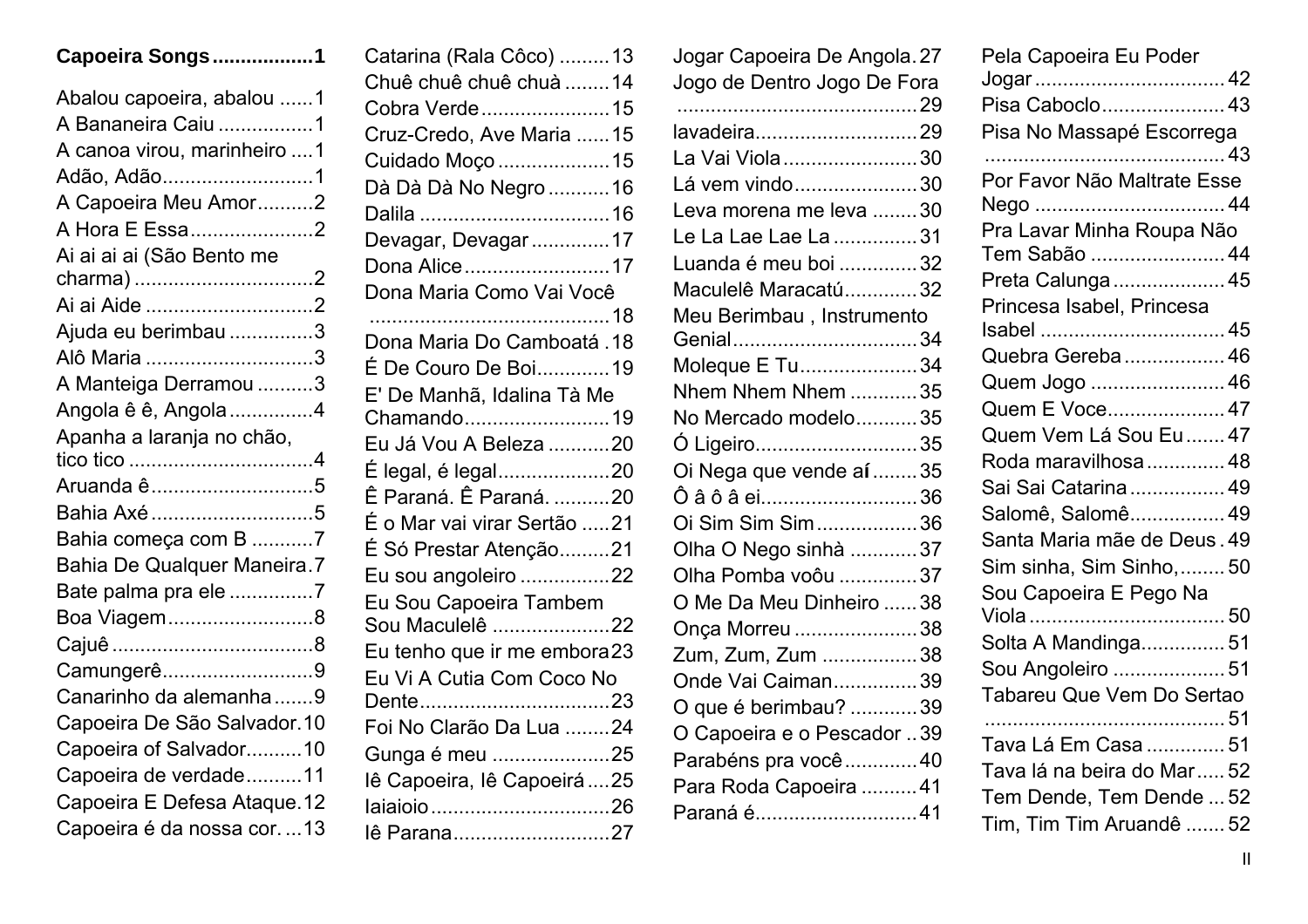**Capoeira Songs..................1**

Abalou capoeira, abalou ......1
A Bananeira Caiu .................1
A canoa virou, marinheiro ....1
Adão, Adão...........................1
A Capoeira Meu Amor..........2
A Hora E Essa......................2
Ai ai ai ai (São Bento me charma) ................................2
Ai ai Aide ..............................2
Ajuda eu berimbau ...............3
Alô Maria ..............................3
A Manteiga Derramou ..........3
Angola ê ê, Angola ...............4
Apanha a laranja no chão, tico tico .................................4
Aruanda ê.............................5
Bahia Axé.............................5
Bahia começa com B ...........7
Bahia De Qualquer Maneira.7
Bate palma pra ele ...............7
Boa Viagem..........................8
Cajuê ....................................8
Camungerê...........................9
Canarinho da alemanha.......9
Capoeira De São Salvador.10
Capoeira of Salvador..........10
Capoeira de verdade..........11
Capoeira E Defesa Ataque.12
Capoeira é da nossa cor. ...13
Catarina (Rala Côco) .........13
Chuê chuê chuê chuà ........14
Cobra Verde.......................15
Cruz-Credo, Ave Maria ......15
Cuidado Moço ....................15
Dà Dà Dà No Negro ...........16
Dalila ..................................16
Devagar, Devagar .............17
Dona Alice..........................17
Dona Maria Como Vai Você ...........................................18
Dona Maria Do Camboatá .18
É De Couro De Boi............19
E' De Manhã, Idalina Tà Me Chamando..........................19
Eu Já Vou A Beleza ...........20
É legal, é legal....................20
Ê Paraná. Ê Paraná. ..........20
É o Mar vai virar Sertão .....21
É Só Prestar Atenção.........21
Eu sou angoleiro ................22
Eu Sou Capoeira Tambem Sou Maculelê .....................22
Eu tenho que ir me embora23
Eu Vi A Cutia Com Coco No Dente..................................23
Foi No Clarão Da Lua ........24
Gunga é meu .....................25
Iê Capoeira, Iê Capoeirá....25
Iaiaioio................................26
Iê Parana............................27
Jogar Capoeira De Angola.27
Jogo de Dentro Jogo De Fora ...........................................29
lavadeira.............................29
La Vai Viola........................30
Lá vem vindo......................30
Leva morena me leva ........30
Le La Lae Lae La ...............31
Luanda é meu boi ..............32
Maculelê Maracatú.............32
Meu Berimbau , Instrumento Genial.................................34
Moleque E Tu.....................34
Nhem Nhem Nhem ............35
No Mercado modelo...........35
Ó Ligeiro.............................35
Oi Nega que vende aí ........35
Ô â ô â ei............................36
Oi Sim Sim Sim..................36
Olha O Nego sinhà ............37
Olha Pomba voôu ..............37
O Me Da Meu Dinheiro ......38
Onça Morreu ......................38
Zum, Zum, Zum .................38
Onde Vai Caiman...............39
O que é berimbau? ............39
O Capoeira e o Pescador ..39
Parabéns pra você.............40
Para Roda Capoeira ..........41
Paraná é.............................41
Pela Capoeira Eu Poder Jogar..................................42
Pisa Caboclo......................43
Pisa No Massapé Escorrega ...........................................43
Por Favor Não Maltrate Esse Nego ..................................44
Pra Lavar Minha Roupa Não Tem Sabão ........................44
Preta Calunga....................45
Princesa Isabel, Princesa Isabel .................................45
Quebra Gereba..................46
Quem Jogo ........................46
Quem E Voce.....................47
Quem Vem Lá Sou Eu.......47
Roda maravilhosa..............48
Sai Sai Catarina.................49
Salomê, Salomê.................49
Santa Maria mãe de Deus.49
Sim sinha, Sim Sinho,........50
Sou Capoeira E Pego Na Viola...................................50
Solta A Mandinga...............51
Sou Angoleiro ....................51
Tabareu Que Vem Do Sertao ...........................................51
Tava Lá Em Casa ..............51
Tava lá na beira do Mar.....52
Tem Dende, Tem Dende ...52
Tim, Tim Tim Aruandê .......52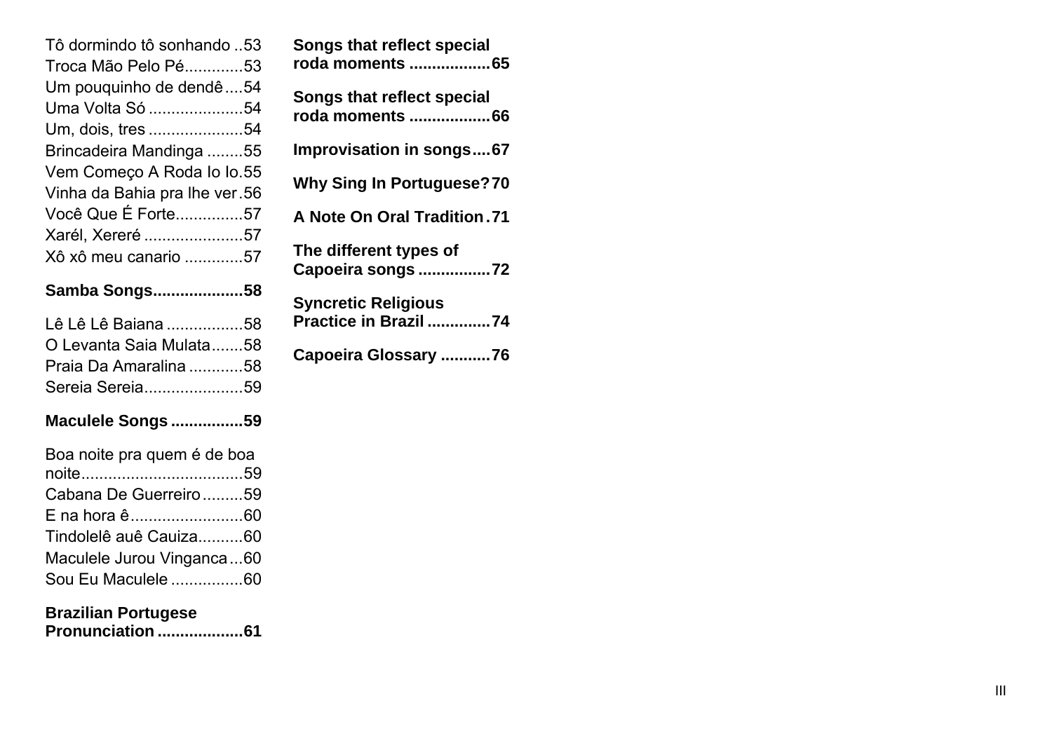Tô dormindo tô sonhando ..53
Troca Mão Pelo Pé.............53
Um pouquinho de dendê....54
Uma Volta Só .....................54
Um, dois, tres .....................54
Brincadeira Mandinga ........55
Vem Começo A Roda Io Io.55
Vinha da Bahia pra lhe ver.56
Você Que É Forte...............57
Xarél, Xereré ......................57
Xô xô meu canario .............57

**Samba Songs....................58**

Lê Lê Lê Baiana .................58
O Levanta Saia Mulata.......58
Praia Da Amaralina ............58
Sereia Sereia......................59

**Maculele Songs ................59**

Boa noite pra quem é de boa noite....................................59
Cabana De Guerreiro.........59
E na hora ê.........................60
Tindolelê auê Cauiza..........60
Maculele Jurou Vinganca...60
Sou Eu Maculele ................60

**Brazilian Portugese Pronunciation ...................61**

**Songs that reflect special roda moments ..................65**

**Songs that reflect special roda moments ..................66**

**Improvisation in songs....67**

**Why Sing In Portuguese? 70**

**A Note On Oral Tradition.71**

**The different types of Capoeira songs ................72**

**Syncretic Religious Practice in Brazil ..............74**

**Capoeira Glossary ...........76**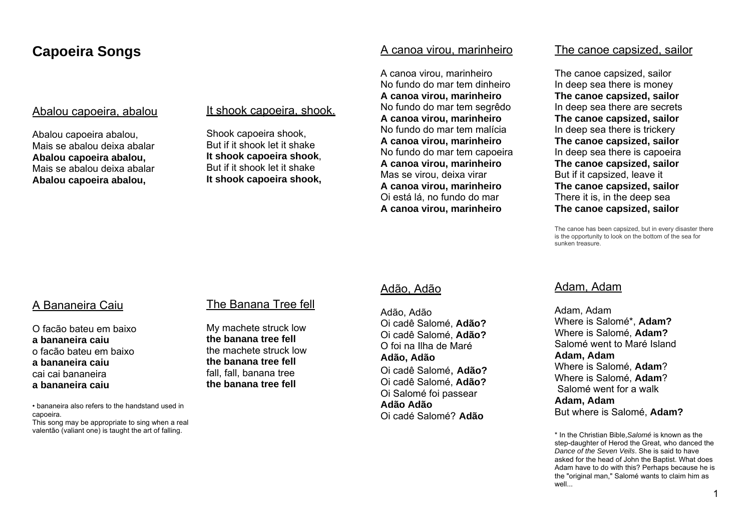# Capoeira Songs

## Abalou capoeira, abalou

Abalou capoeira abalou,
Mais se abalou deixa abalar
**Abalou capoeira abalou,**
Mais se abalou deixa abalar
**Abalou capoeira abalou,**

## It shook capoeira, shook.

Shook capoeira shook,
But if it shook let it shake
**It shook capoeira shook**,
But if it shook let it shake
**It shook capoeira shook,**

## A Bananeira Caiu

O facão bateu em baixo
**a bananeira caiu**
o facão bateu em baixo
**a bananeira caiu**
cai cai bananeira
**a bananeira caiu**

• bananeira also refers to the handstand used in capoeira.
This song may be appropriate to sing when a real valentão (valiant one) is taught the art of falling.

## The Banana Tree fell

My machete struck low
**the banana tree fell**
the machete struck low
**the banana tree fell**
fall, fall, banana tree
**the banana tree fell**

## A canoa virou, marinheiro

A canoa virou, marinheiro
No fundo do mar tem dinheiro
**A canoa virou, marinheiro**
No fundo do mar tem segrêdo
**A canoa virou, marinheiro**
No fundo do mar tem malícia
**A canoa virou, marinheiro**
No fundo do mar tem capoeira
**A canoa virou, marinheiro**
Mas se virou, deixa virar
**A canoa virou, marinheiro**
Oi está lá, no fundo do mar
**A canoa virou, marinheiro**

## The canoe capsized, sailor

The canoe capsized, sailor
In deep sea there is money
**The canoe capsized, sailor**
In deep sea there are secrets
**The canoe capsized, sailor**
In deep sea there is trickery
**The canoe capsized, sailor**
In deep sea there is capoeira
**The canoe capsized, sailor**
But if it capsized, leave it
**The canoe capsized, sailor**
There it is, in the deep sea
**The canoe capsized, sailor**

The canoe has been capsized, but in every disaster there is the opportunity to look on the bottom of the sea for sunken treasure.

## Adão, Adão

Adão, Adão
Oi cadê Salomé, **Adão?**
Oi cadê Salomé, **Adão?**
O foi na Ilha de Maré
**Adão, Adão**
Oi cadê Salomé, **Adão?**
Oi cadê Salomé, **Adão?**
Oi Salomé foi passear
**Adão Adão**
Oi cadé Salomé? **Adão**

## Adam, Adam

Adam, Adam
Where is Salomé*, **Adam?**
Where is Salomé, **Adam?**
Salomé went to Maré Island
**Adam, Adam**
Where is Salomé, **Adam**?
Where is Salomé, **Adam**?
Salomé went for a walk
**Adam, Adam**
But where is Salomé, **Adam?**

* In the Christian Bible, *Salomé* is known as the step-daughter of Herod the Great, who danced the *Dance of the Seven Veils*. She is said to have asked for the head of John the Baptist. What does Adam have to do with this? Perhaps because he is the "original man," Salomé wants to claim him as well...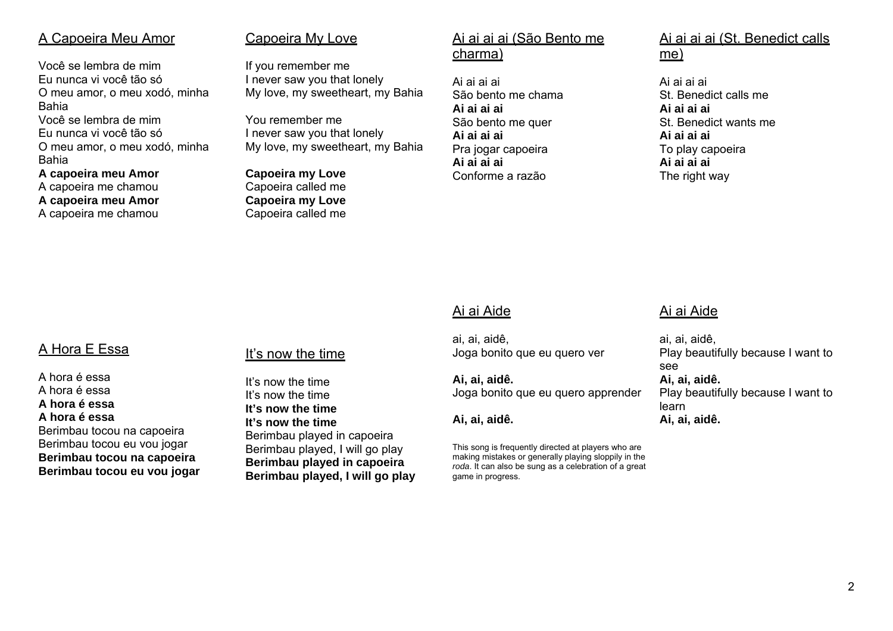## A Capoeira Meu Amor

Você se lembra de mim
Eu nunca vi você tão só
O meu amor, o meu xodó, minha Bahia
Você se lembra de mim
Eu nunca vi você tão só
O meu amor, o meu xodó, minha Bahia
**A capoeira meu Amor**
A capoeira me chamou
**A capoeira meu Amor**
A capoeira me chamou

## Capoeira My Love

If you remember me
I never saw you that lonely
My love, my sweetheart, my Bahia

You remember me
I never saw you that lonely
My love, my sweetheart, my Bahia

**Capoeira my Love**
Capoeira called me
**Capoeira my Love**
Capoeira called me

## Ai ai ai ai (São Bento me charma)

Ai ai ai ai
São bento me chama
**Ai ai ai ai**
São bento me quer
**Ai ai ai ai**
Pra jogar capoeira
**Ai ai ai ai**
Conforme a razão

## Ai ai ai ai (St. Benedict calls me)

Ai ai ai ai
St. Benedict calls me
**Ai ai ai ai**
St. Benedict wants me
**Ai ai ai ai**
To play capoeira
**Ai ai ai ai**
The right way

## A Hora E Essa

A hora é essa
A hora é essa
**A hora é essa**
**A hora é essa**
Berimbau tocou na capoeira
Berimbau tocou eu vou jogar
**Berimbau tocou na capoeira**
**Berimbau tocou eu vou jogar**

## It's now the time

It's now the time
It's now the time
**It's now the time**
**It's now the time**
Berimbau played in capoeira
Berimbau played, I will go play
**Berimbau played in capoeira**
**Berimbau played, I will go play**

## Ai ai Aide

ai, ai, aidê,
Joga bonito que eu quero ver

**Ai, ai, aidê.**
Joga bonito que eu quero apprender

**Ai, ai, aidê.**

This song is frequently directed at players who are making mistakes or generally playing sloppily in the *roda*. It can also be sung as a celebration of a great game in progress.

## Ai ai Aide

ai, ai, aidê,
Play beautifully because I want to see
**Ai, ai, aidê.**
Play beautifully because I want to learn
**Ai, ai, aidê.**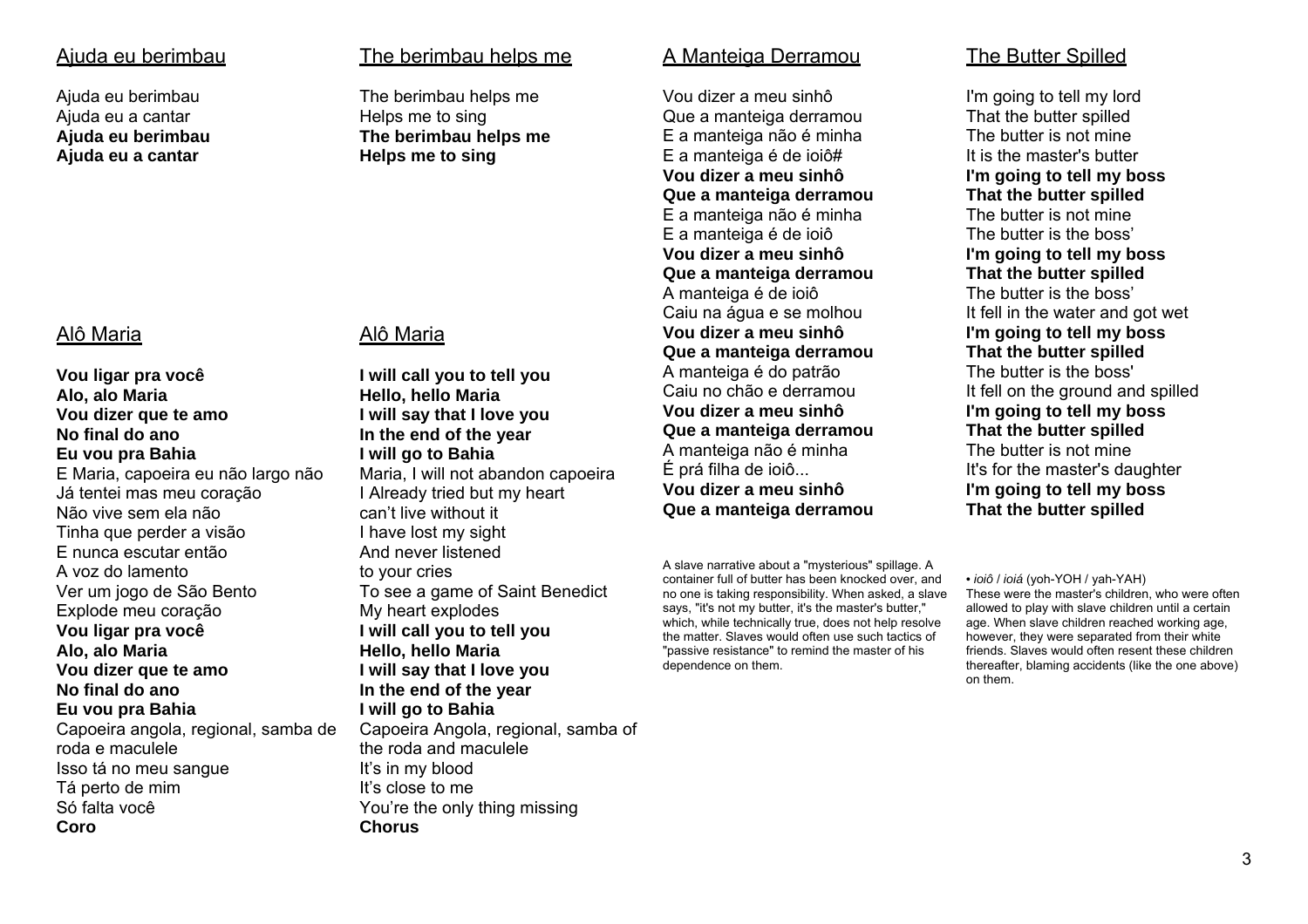## Ajuda eu berimbau

Ajuda eu berimbau
Ajuda eu a cantar
**Ajuda eu berimbau**
**Ajuda eu a cantar**

## The berimbau helps me

The berimbau helps me
Helps me to sing
**The berimbau helps me**
**Helps me to sing**

## Alô Maria

**Vou ligar pra você**
**Alo, alo Maria**
**Vou dizer que te amo**
**No final do ano**
**Eu vou pra Bahia**
E Maria, capoeira eu não largo não
Já tentei mas meu coração
Não vive sem ela não
Tinha que perder a visão
E nunca escutar então
A voz do lamento
Ver um jogo de São Bento
Explode meu coração
**Vou ligar pra você**
**Alo, alo Maria**
**Vou dizer que te amo**
**No final do ano**
**Eu vou pra Bahia**
Capoeira angola, regional, samba de roda e maculele
Isso tá no meu sangue
Tá perto de mim
Só falta você
**Coro**

## Alô Maria

**I will call you to tell you**
**Hello, hello Maria**
**I will say that I love you**
**In the end of the year**
**I will go to Bahia**
Maria, I will not abandon capoeira
I Already tried but my heart
can't live without it
I have lost my sight
And never listened
to your cries
To see a game of Saint Benedict
My heart explodes
**I will call you to tell you**
**Hello, hello Maria**
**I will say that I love you**
**In the end of the year**
**I will go to Bahia**
Capoeira Angola, regional, samba of the roda and maculele
It's in my blood
It's close to me
You're the only thing missing
**Chorus**

## A Manteiga Derramou

Vou dizer a meu sinhô
Que a manteiga derramou
E a manteiga não é minha
E a manteiga é de ioiô#
**Vou dizer a meu sinhô**
**Que a manteiga derramou**
E a manteiga não é minha
E a manteiga é de ioiô
**Vou dizer a meu sinhô**
**Que a manteiga derramou**
A manteiga é de ioiô
Caiu na água e se molhou
**Vou dizer a meu sinhô**
**Que a manteiga derramou**
A manteiga é do patrão
Caiu no chão e derramou
**Vou dizer a meu sinhô**
**Que a manteiga derramou**
A manteiga não é minha
É prá filha de ioiô...
**Vou dizer a meu sinhô**
**Que a manteiga derramou**

A slave narrative about a "mysterious" spillage. A container full of butter has been knocked over, and no one is taking responsibility. When asked, a slave says, "it's not my butter, it's the master's butter," which, while technically true, does not help resolve the matter. Slaves would often use such tactics of "passive resistance" to remind the master of his dependence on them.

## The Butter Spilled

I'm going to tell my lord
That the butter spilled
The butter is not mine
It is the master's butter
**I'm going to tell my boss**
**That the butter spilled**
The butter is not mine
The butter is the boss'
**I'm going to tell my boss**
**That the butter spilled**
The butter is the boss'
It fell in the water and got wet
**I'm going to tell my boss**
**That the butter spilled**
The butter is the boss'
It fell on the ground and spilled
**I'm going to tell my boss**
**That the butter spilled**
The butter is not mine
It's for the master's daughter
**I'm going to tell my boss**
**That the butter spilled**

• *ioiô* / *ioiá* (yoh-YOH / yah-YAH)
These were the master's children, who were often allowed to play with slave children until a certain age. When slave children reached working age, however, they were separated from their white friends. Slaves would often resent these children thereafter, blaming accidents (like the one above) on them.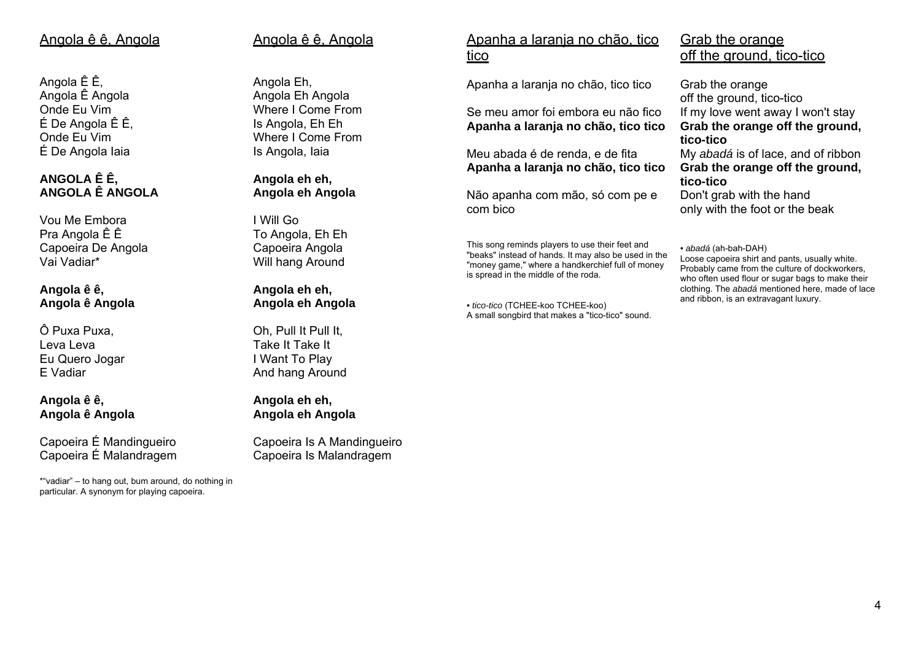## Angola ê ê, Angola

Angola Ê Ê,
Angola Ê Angola
Onde Eu Vim
É De Angola Ê Ê,
Onde Eu Vim
É De Angola Iaia

**ANGOLA Ê Ê,**
**ANGOLA Ê ANGOLA**

Vou Me Embora
Pra Angola Ê Ê
Capoeira De Angola
Vai Vadiar*

**Angola ê ê,**
**Angola ê Angola**

Ô Puxa Puxa,
Leva Leva
Eu Quero Jogar
E Vadiar

**Angola ê ê,**
**Angola ê Angola**

Capoeira É Mandingueiro
Capoeira É Malandragem

*"vadiar" – to hang out, bum around, do nothing in particular. A synonym for playing capoeira.

## Angola ê ê, Angola

Angola Eh,
Angola Eh Angola
Where I Come From
Is Angola, Eh Eh
Where I Come From
Is Angola, Iaia

**Angola eh eh,**
**Angola eh Angola**

I Will Go
To Angola, Eh Eh
Capoeira Angola
Will hang Around

**Angola eh eh,**
**Angola eh Angola**

Oh, Pull It Pull It,
Take It Take It
I Want To Play
And hang Around

**Angola eh eh,**
**Angola eh Angola**

Capoeira Is A Mandingueiro
Capoeira Is Malandragem

## Apanha a laranja no chão, tico tico

Apanha a laranja no chão, tico tico

Se meu amor foi embora eu não fico
**Apanha a laranja no chão, tico tico**

Meu abada é de renda, e de fita
**Apanha a laranja no chão, tico tico**

Não apanha com mão, só com pe e com bico

This song reminds players to use their feet and "beaks" instead of hands. It may also be used in the "money game," where a handkerchief full of money is spread in the middle of the roda.

• *tico-tico* (TCHEE-koo TCHEE-koo)
A small songbird that makes a "tico-tico" sound.

## Grab the orange off the ground, tico-tico

Grab the orange
off the ground, tico-tico
If my love went away I won't stay
**Grab the orange off the ground, tico-tico**
My *abadá* is of lace, and of ribbon
**Grab the orange off the ground, tico-tico**
Don't grab with the hand
only with the foot or the beak

• *abadá* (ah-bah-DAH)
Loose capoeira shirt and pants, usually white. Probably came from the culture of dockworkers, who often used flour or sugar bags to make their clothing. The *abadá* mentioned here, made of lace and ribbon, is an extravagant luxury.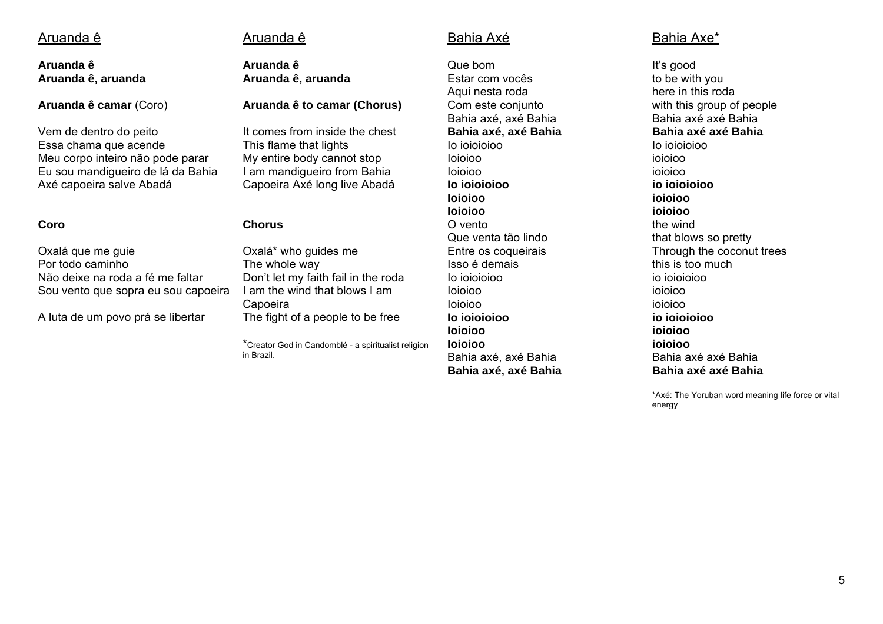## Aruanda ê

**Aruanda ê**
**Aruanda ê, aruanda**

**Aruanda ê camar** (Coro)

Vem de dentro do peito
Essa chama que acende
Meu corpo inteiro não pode parar
Eu sou mandigueiro de lá da Bahia
Axé capoeira salve Abadá

**Coro**

Oxalá que me guie
Por todo caminho
Não deixe na roda a fé me faltar
Sou vento que sopra eu sou capoeira

A luta de um povo prá se libertar

## Aruanda ê

**Aruanda ê**
**Aruanda ê, aruanda**

**Aruanda ê to camar (Chorus)**

It comes from inside the chest
This flame that lights
My entire body cannot stop
I am mandigueiro from Bahia
Capoeira Axé long live Abadá

**Chorus**

Oxalá* who guides me
The whole way
Don't let my faith fail in the roda
I am the wind that blows I am Capoeira
The fight of a people to be free

*Creator God in Candomblé - a spiritualist religion in Brazil.

## Bahia Axé

Que bom
Estar com vocês
Aqui nesta roda
Com este conjunto
Bahia axé, axé Bahia
**Bahia axé, axé Bahia**
Io ioioioioo
Ioioioo
Ioioioo
**Io ioioioioo**
**Ioioioo**
**Ioioioo**
O vento
Que venta tão lindo
Entre os coqueirais
Isso é demais
Io ioioioioo
Ioioioo
Ioioioo
**Io ioioioioo**
**Ioioioo**
**Ioioioo**
Bahia axé, axé Bahia
**Bahia axé, axé Bahia**

## Bahia Axe*

It's good
to be with you
here in this roda
with this group of people
Bahia axé axé Bahia
**Bahia axé axé Bahia**
Io ioioioioo
ioioioo
ioioioo
**io ioioioioo**
**ioioioo**
**ioioioo**
the wind
that blows so pretty
Through the coconut trees
this is too much
io ioioioioo
ioioioo
ioioioo
**io ioioioioo**
**ioioioo**
**ioioioo**
Bahia axé axé Bahia
**Bahia axé axé Bahia**

*Axé: The Yoruban word meaning life force or vital energy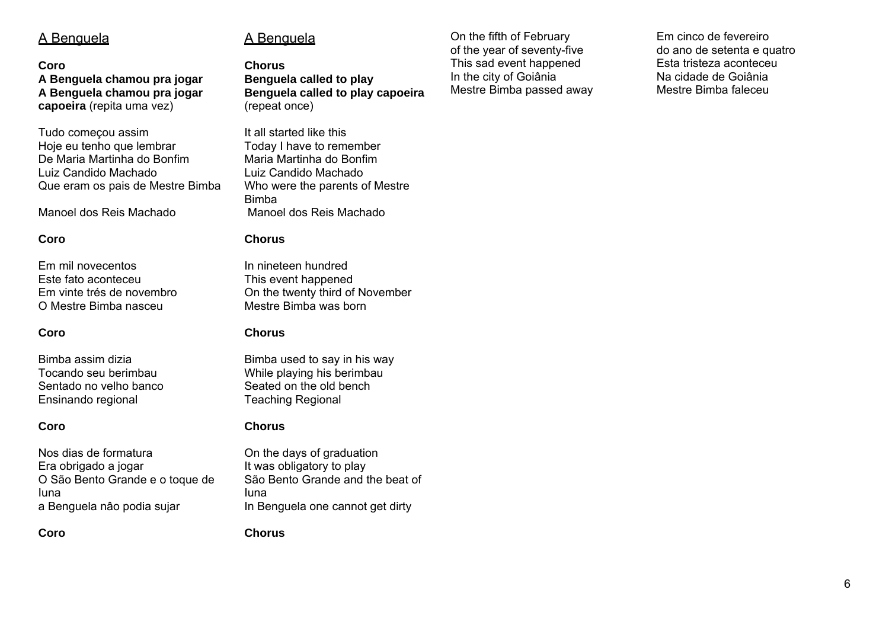## A Benguela

**Coro**
**A Benguela chamou pra jogar**
**A Benguela chamou pra jogar capoeira** (repita uma vez)

Tudo começou assim
Hoje eu tenho que lembrar
De Maria Martinha do Bonfim
Luiz Candido Machado
Que eram os pais de Mestre Bimba

Manoel dos Reis Machado

**Coro**

Em mil novecentos
Este fato aconteceu
Em vinte trés de novembro
O Mestre Bimba nasceu

**Coro**

Bimba assim dizia
Tocando seu berimbau
Sentado no velho banco
Ensinando regional

**Coro**

Nos dias de formatura
Era obrigado a jogar
O São Bento Grande e o toque de Iuna
a Benguela nâo podia sujar

**Coro**

## A Benguela

**Chorus**
**Benguela called to play**
**Benguela called to play capoeira**
(repeat once)

It all started like this
Today I have to remember
Maria Martinha do Bonfim
Luiz Candido Machado
Who were the parents of Mestre Bimba
Manoel dos Reis Machado

**Chorus**

In nineteen hundred
This event happened
On the twenty third of November
Mestre Bimba was born

**Chorus**

Bimba used to say in his way
While playing his berimbau
Seated on the old bench
Teaching Regional

**Chorus**

On the days of graduation
It was obligatory to play
São Bento Grande and the beat of Iuna
In Benguela one cannot get dirty

**Chorus**

On the fifth of February
of the year of seventy-five
This sad event happened
In the city of Goiânia
Mestre Bimba passed away

Em cinco de fevereiro
do ano de setenta e quatro
Esta tristeza aconteceu
Na cidade de Goiânia
Mestre Bimba faleceu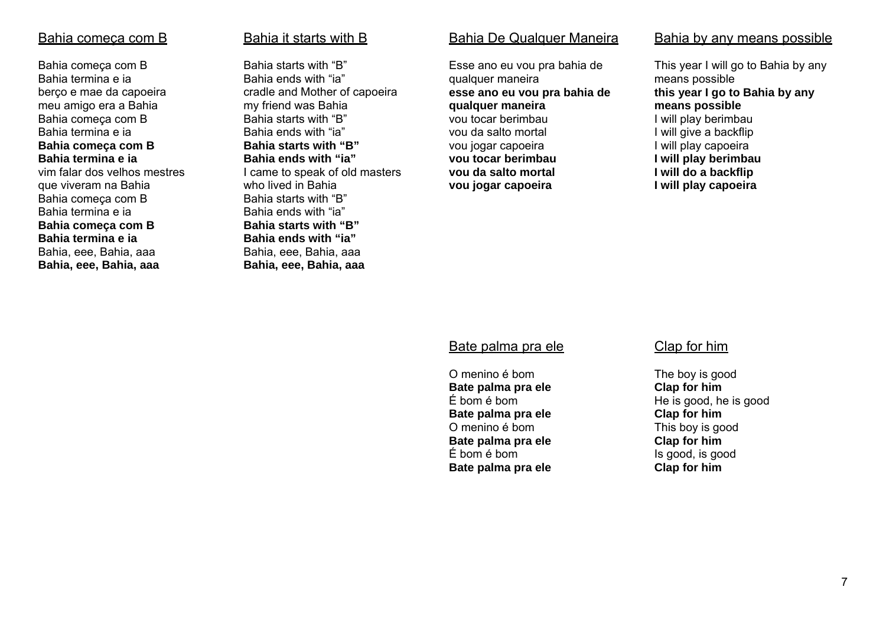## Bahia começa com B

Bahia começa com B
Bahia termina e ia
berço e mae da capoeira
meu amigo era a Bahia
Bahia começa com B
Bahia termina e ia
**Bahia começa com B**
**Bahia termina e ia**
vim falar dos velhos mestres
que viveram na Bahia
Bahia começa com B
Bahia termina e ia
**Bahia começa com B**
**Bahia termina e ia**
Bahia, eee, Bahia, aaa
**Bahia, eee, Bahia, aaa**

## Bahia it starts with B

Bahia starts with "B"
Bahia ends with "ia"
cradle and Mother of capoeira
my friend was Bahia
Bahia starts with "B"
Bahia ends with "ia"
**Bahia starts with "B"**
**Bahia ends with "ia"**
I came to speak of old masters
who lived in Bahia
Bahia starts with "B"
Bahia ends with "ia"
**Bahia starts with "B"**
**Bahia ends with "ia"**
Bahia, eee, Bahia, aaa
**Bahia, eee, Bahia, aaa**

## Bahia De Qualquer Maneira

Esse ano eu vou pra bahia de qualquer maneira
**esse ano eu vou pra bahia de qualquer maneira**
vou tocar berimbau
vou da salto mortal
vou jogar capoeira
**vou tocar berimbau**
**vou da salto mortal**
**vou jogar capoeira**

## Bahia by any means possible

This year I will go to Bahia by any means possible
**this year I go to Bahia by any means possible**
I will play berimbau
I will give a backflip
I will play capoeira
**I will play berimbau**
**I will do a backflip**
**I will play capoeira**

## Bate palma pra ele

O menino é bom
**Bate palma pra ele**
É bom é bom
**Bate palma pra ele**
O menino é bom
**Bate palma pra ele**
É bom é bom
**Bate palma pra ele**

## Clap for him

The boy is good
**Clap for him**
He is good, he is good
**Clap for him**
This boy is good
**Clap for him**
Is good, is good
**Clap for him**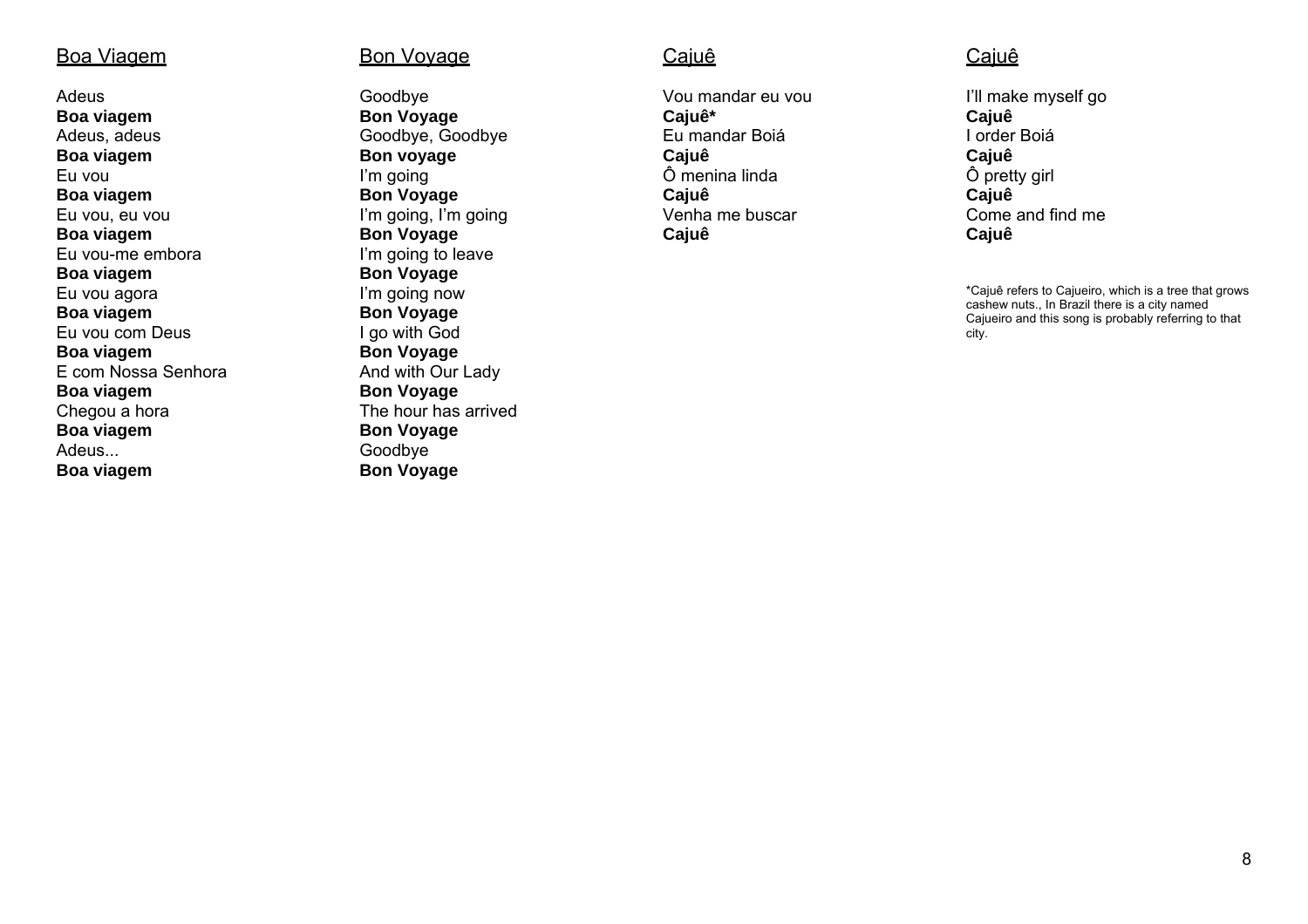## Boa Viagem

Adeus
**Boa viagem**
Adeus, adeus
**Boa viagem**
Eu vou
**Boa viagem**
Eu vou, eu vou
**Boa viagem**
Eu vou-me embora
**Boa viagem**
Eu vou agora
**Boa viagem**
Eu vou com Deus
**Boa viagem**
E com Nossa Senhora
**Boa viagem**
Chegou a hora
**Boa viagem**
Adeus...
**Boa viagem**

## Bon Voyage

Goodbye
**Bon Voyage**
Goodbye, Goodbye
**Bon voyage**
I'm going
**Bon Voyage**
I'm going, I'm going
**Bon Voyage**
I'm going to leave
**Bon Voyage**
I'm going now
**Bon Voyage**
I go with God
**Bon Voyage**
And with Our Lady
**Bon Voyage**
The hour has arrived
**Bon Voyage**
Goodbye
**Bon Voyage**

## Cajuê

Vou mandar eu vou
**Cajuê***
Eu mandar Boiá
**Cajuê**
Ô menina linda
**Cajuê**
Venha me buscar
**Cajuê**

## Cajuê

I'll make myself go
**Cajuê**
I order Boiá
**Cajuê**
Ô pretty girl
**Cajuê**
Come and find me
**Cajuê**

*Cajuê refers to Cajueiro, which is a tree that grows cashew nuts., In Brazil there is a city named Cajueiro and this song is probably referring to that city.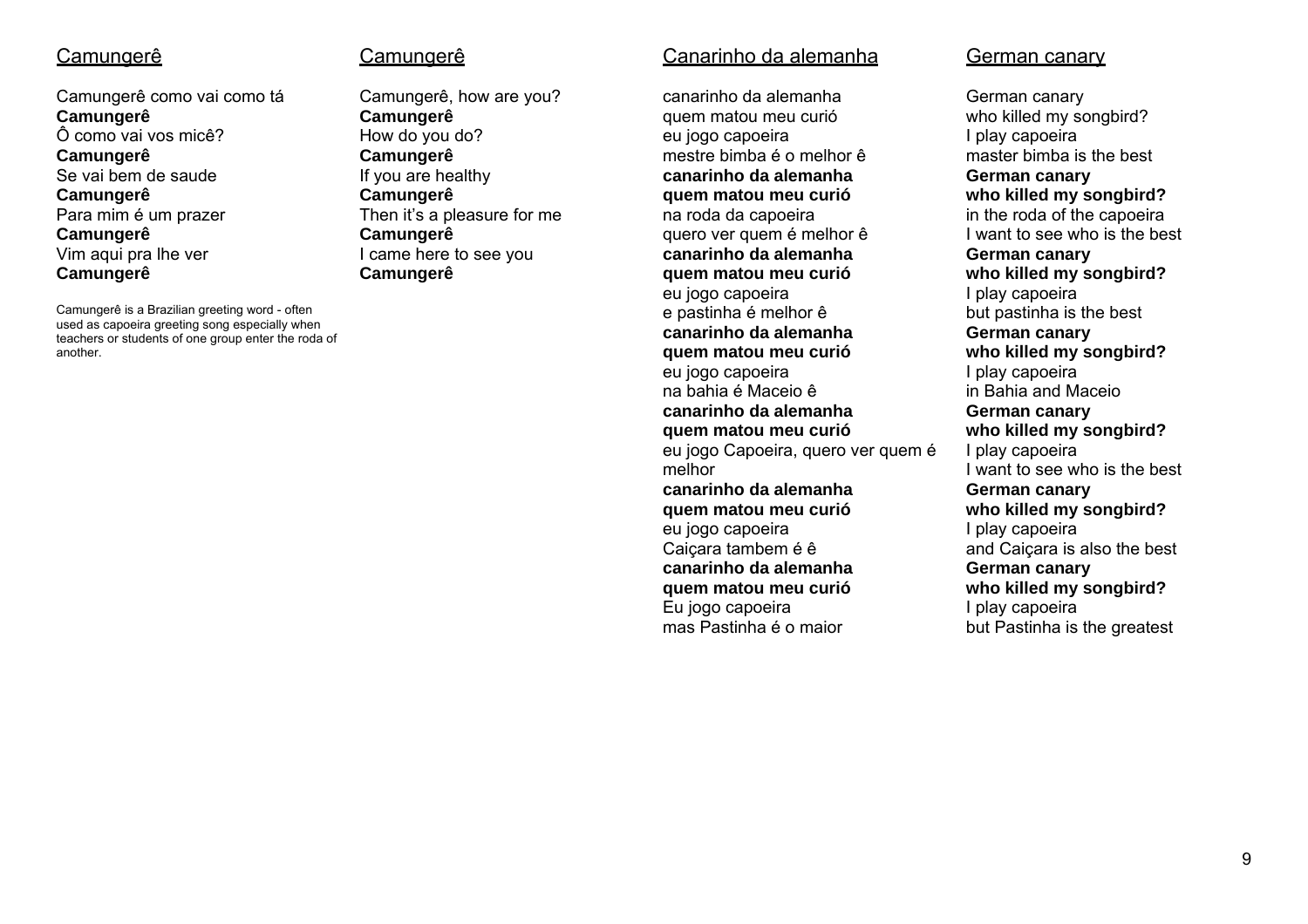## Camungerê

Camungerê como vai como tá
**Camungerê**
Ô como vai vos micê?
**Camungerê**
Se vai bem de saude
**Camungerê**
Para mim é um prazer
**Camungerê**
Vim aqui pra lhe ver
**Camungerê**

Camungerê is a Brazilian greeting word - often used as capoeira greeting song especially when teachers or students of one group enter the roda of another.

## Camungerê

Camungerê, how are you?
**Camungerê**
How do you do?
**Camungerê**
If you are healthy
**Camungerê**
Then it's a pleasure for me
**Camungerê**
I came here to see you
**Camungerê**

## Canarinho da alemanha

canarinho da alemanha
quem matou meu curió
eu jogo capoeira
mestre bimba é o melhor ê
**canarinho da alemanha**
**quem matou meu curió**
na roda da capoeira
quero ver quem é melhor ê
**canarinho da alemanha**
**quem matou meu curió**
eu jogo capoeira
e pastinha é melhor ê
**canarinho da alemanha**
**quem matou meu curió**
eu jogo capoeira
na bahia é Maceio ê
**canarinho da alemanha**
**quem matou meu curió**
eu jogo Capoeira, quero ver quem é melhor
**canarinho da alemanha**
**quem matou meu curió**
eu jogo capoeira
Caiçara tambem é ê
**canarinho da alemanha**
**quem matou meu curió**
Eu jogo capoeira
mas Pastinha é o maior

## German canary

German canary
who killed my songbird?
I play capoeira
master bimba is the best
**German canary**
**who killed my songbird?**
in the roda of the capoeira
I want to see who is the best
**German canary**
**who killed my songbird?**
I play capoeira
but pastinha is the best
**German canary**
**who killed my songbird?**
I play capoeira
in Bahia and Maceio
**German canary**
**who killed my songbird?**
I play capoeira
I want to see who is the best
**German canary**
**who killed my songbird?**
I play capoeira
and Caiçara is also the best
**German canary**
**who killed my songbird?**
I play capoeira
but Pastinha is the greatest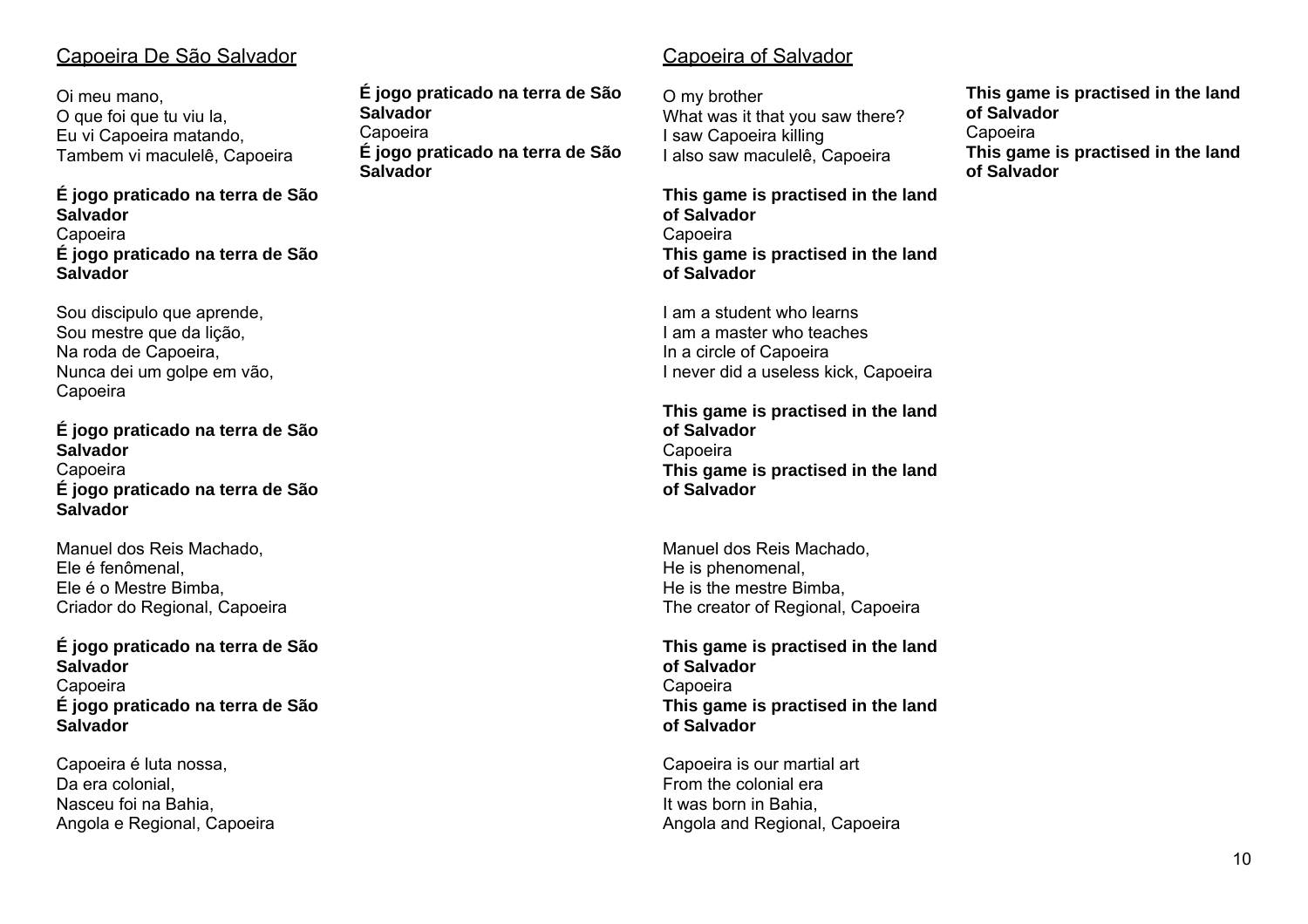## Capoeira De São Salvador

Oi meu mano,
O que foi que tu viu la,
Eu vi Capoeira matando,
Tambem vi maculelê, Capoeira

**É jogo praticado na terra de São Salvador**
Capoeira
**É jogo praticado na terra de São Salvador**

Sou discipulo que aprende,
Sou mestre que da lição,
Na roda de Capoeira,
Nunca dei um golpe em vão,
Capoeira

**É jogo praticado na terra de São Salvador**
Capoeira
**É jogo praticado na terra de São Salvador**

Manuel dos Reis Machado,
Ele é fenômenal,
Ele é o Mestre Bimba,
Criador do Regional, Capoeira

**É jogo praticado na terra de São Salvador**
Capoeira
**É jogo praticado na terra de São Salvador**

Capoeira é luta nossa,
Da era colonial,
Nasceu foi na Bahia,
Angola e Regional, Capoeira

**É jogo praticado na terra de São Salvador**
Capoeira
**É jogo praticado na terra de São Salvador**

## Capoeira of Salvador

O my brother
What was it that you saw there?
I saw Capoeira killing
I also saw maculelê, Capoeira

**This game is practised in the land of Salvador**
Capoeira
**This game is practised in the land of Salvador**

I am a student who learns
I am a master who teaches
In a circle of Capoeira
I never did a useless kick, Capoeira

**This game is practised in the land of Salvador**
Capoeira
**This game is practised in the land of Salvador**

Manuel dos Reis Machado,
He is phenomenal,
He is the mestre Bimba,
The creator of Regional, Capoeira

**This game is practised in the land of Salvador**
Capoeira
**This game is practised in the land of Salvador**

Capoeira is our martial art
From the colonial era
It was born in Bahia,
Angola and Regional, Capoeira

**This game is practised in the land of Salvador**
Capoeira
**This game is practised in the land of Salvador**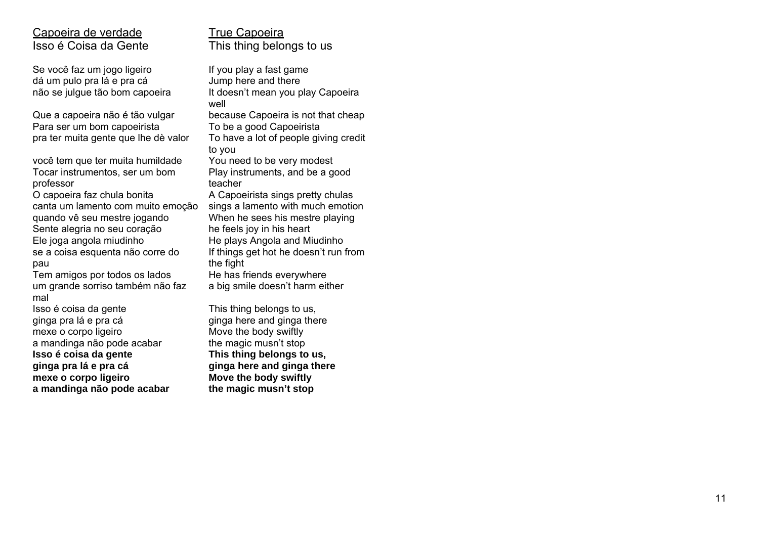<u>Capoeira de verdade</u>
Isso é Coisa da Gente

Se você faz um jogo ligeiro
dá um pulo pra lá e pra cá
não se julgue tão bom capoeira

Que a capoeira não é tão vulgar
Para ser um bom capoeirista
pra ter muita gente que lhe dè valor

você tem que ter muita humildade
Tocar instrumentos, ser um bom professor
O capoeira faz chula bonita
canta um lamento com muito emoção
quando vê seu mestre jogando
Sente alegria no seu coração
Ele joga angola miudinho
se a coisa esquenta não corre do pau
Tem amigos por todos os lados
um grande sorriso também não faz mal
Isso é coisa da gente
ginga pra lá e pra cá
mexe o corpo ligeiro
a mandinga não pode acabar
**Isso é coisa da gente**
**ginga pra lá e pra cá**
**mexe o corpo ligeiro**
**a mandinga não pode acabar**

<u>True Capoeira</u>
This thing belongs to us

If you play a fast game
Jump here and there
It doesn't mean you play Capoeira well

because Capoeira is not that cheap
To be a good Capoeirista
To have a lot of people giving credit to you

You need to be very modest
Play instruments, and be a good teacher
A Capoeirista sings pretty chulas
sings a lamento with much emotion
When he sees his mestre playing
he feels joy in his heart
He plays Angola and Miudinho
If things get hot he doesn't run from the fight
He has friends everywhere
a big smile doesn't harm either

This thing belongs to us,
ginga here and ginga there
Move the body swiftly
the magic musn't stop
**This thing belongs to us,**
**ginga here and ginga there**
**Move the body swiftly**
**the magic musn't stop**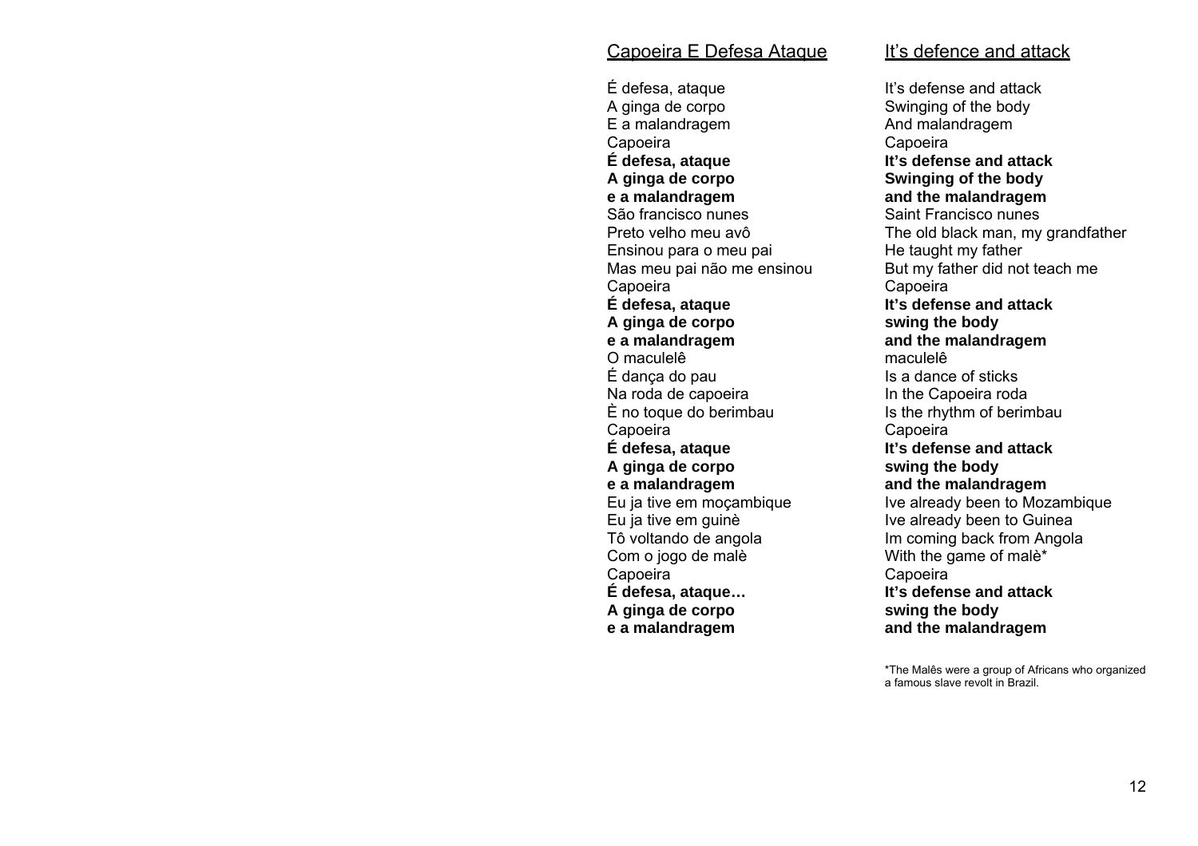## Capoeira E Defesa Ataque

É defesa, ataque
A ginga de corpo
E a malandragem
Capoeira
**É defesa, ataque**
**A ginga de corpo**
**e a malandragem**
São francisco nunes
Preto velho meu avô
Ensinou para o meu pai
Mas meu pai não me ensinou
Capoeira
**É defesa, ataque**
**A ginga de corpo**
**e a malandragem**
O maculelê
É dança do pau
Na roda de capoeira
È no toque do berimbau
Capoeira
**É defesa, ataque**
**A ginga de corpo**
**e a malandragem**
Eu ja tive em moçambique
Eu ja tive em guinè
Tô voltando de angola
Com o jogo de malè
Capoeira
**É defesa, ataque…**
**A ginga de corpo**
**e a malandragem**

## It's defence and attack

It's defense and attack
Swinging of the body
And malandragem
Capoeira
**It's defense and attack**
**Swinging of the body**
**and the malandragem**
Saint Francisco nunes
The old black man, my grandfather
He taught my father
But my father did not teach me
Capoeira
**It's defense and attack**
**swing the body**
**and the malandragem**
maculelê
Is a dance of sticks
In the Capoeira roda
Is the rhythm of berimbau
Capoeira
**It's defense and attack**
**swing the body**
**and the malandragem**
Ive already been to Mozambique
Ive already been to Guinea
Im coming back from Angola
With the game of malè*
Capoeira
**It's defense and attack**
**swing the body**
**and the malandragem**

*The Malês were a group of Africans who organized a famous slave revolt in Brazil.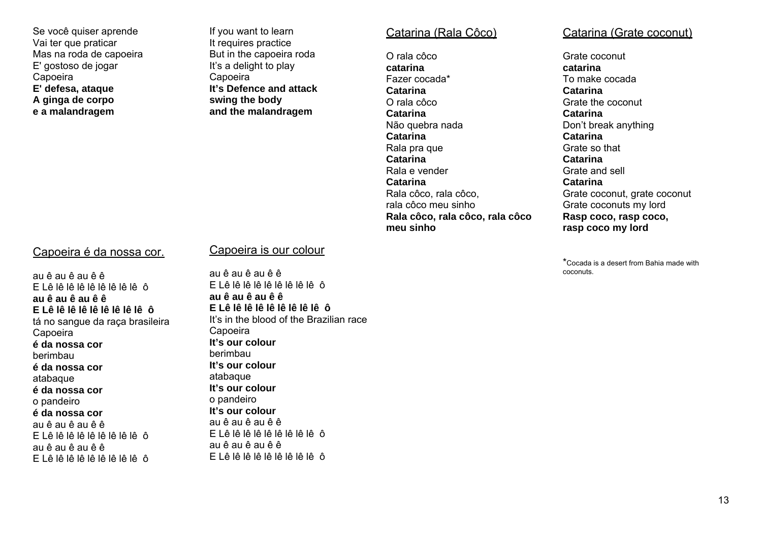Se você quiser aprende
Vai ter que praticar
Mas na roda de capoeira
E' gostoso de jogar
Capoeira
**E' defesa, ataque**
**A ginga de corpo**
**e a malandragem**

If you want to learn
It requires practice
But in the capoeira roda
It's a delight to play
Capoeira
**It's Defence and attack**
**swing the body**
**and the malandragem**

## Capoeira é da nossa cor.

au ê au ê au ê ê
E Lê lê lê lê lê lê lê lê ô
**au ê au ê au ê ê**
**E Lê lê lê lê lê lê lê lê ô**
tá no sangue da raça brasileira
Capoeira
**é da nossa cor**
berimbau
**é da nossa cor**
atabaque
**é da nossa cor**
o pandeiro
**é da nossa cor**
au ê au ê au ê ê
E Lê lê lê lê lê lê lê lê ô
au ê au ê au ê ê
E Lê lê lê lê lê lê lê lê ô

## Capoeira is our colour

au ê au ê au ê ê
E Lê lê lê lê lê lê lê lê ô
**au ê au ê au ê ê**
**E Lê lê lê lê lê lê lê lê ô**
It's in the blood of the Brazilian race
Capoeira
**It's our colour**
berimbau
**It's our colour**
atabaque
**It's our colour**
o pandeiro
**It's our colour**
au ê au ê au ê ê
E Lê lê lê lê lê lê lê lê ô
au ê au ê au ê ê
E Lê lê lê lê lê lê lê lê ô

## Catarina (Rala Côco)

O rala côco
**catarina**
Fazer cocada*
**Catarina**
O rala côco
**Catarina**
Não quebra nada
**Catarina**
Rala pra que
**Catarina**
Rala e vender
**Catarina**
Rala côco, rala côco,
rala côco meu sinho
**Rala côco, rala côco, rala côco meu sinho**

## Catarina (Grate coconut)

Grate coconut
**catarina**
To make cocada
**Catarina**
Grate the coconut
**Catarina**
Don't break anything
**Catarina**
Grate so that
**Catarina**
Grate and sell
**Catarina**
Grate coconut, grate coconut
Grate coconuts my lord
**Rasp coco, rasp coco,**
**rasp coco my lord**

*Cocada is a desert from Bahia made with coconuts.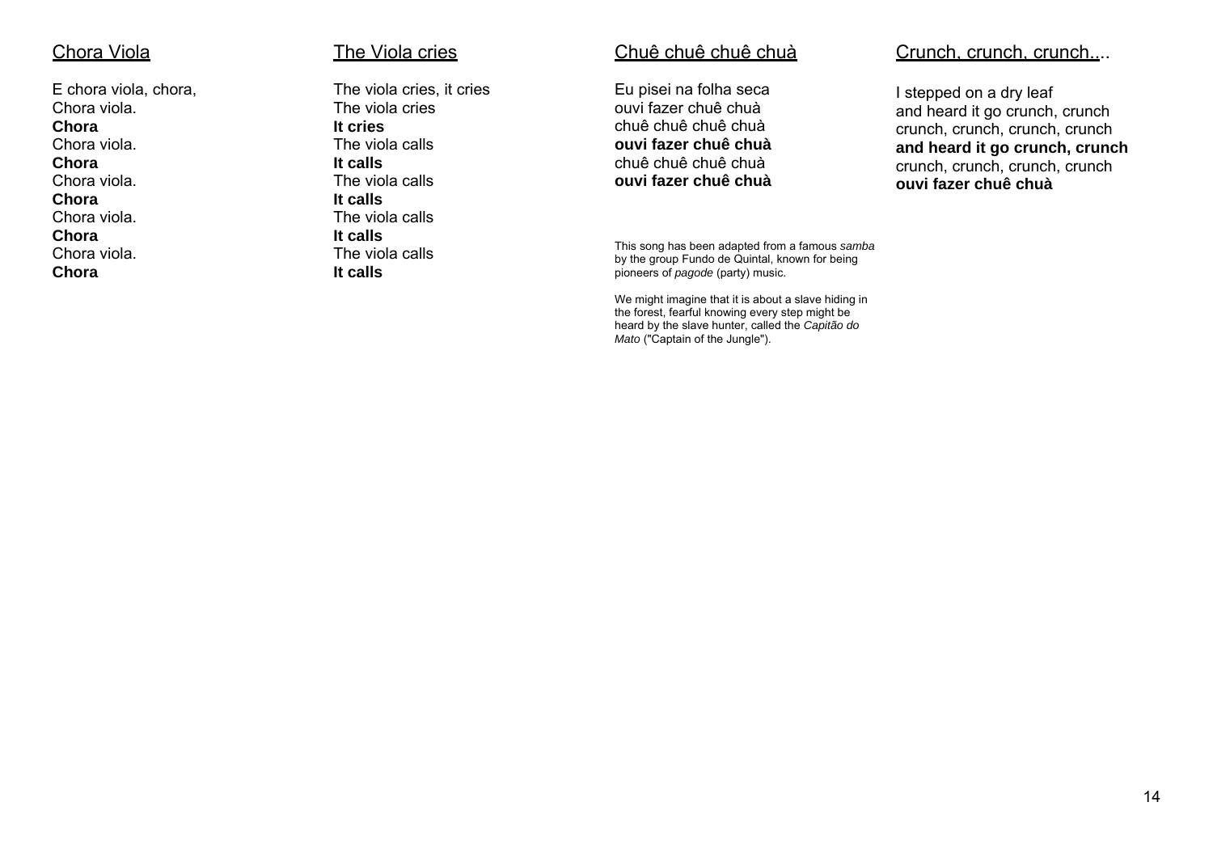## Chora Viola

E chora viola, chora,
Chora viola.
**Chora**
Chora viola.
**Chora**
Chora viola.
**Chora**
Chora viola.
**Chora**
Chora viola.
**Chora**

## The Viola cries

The viola cries, it cries
The viola cries
**It cries**
The viola calls
**It calls**
The viola calls
**It calls**
The viola calls
**It calls**
The viola calls
**It calls**

## Chuê chuê chuê chuà

Eu pisei na folha seca
ouvi fazer chuê chuà
chuê chuê chuê chuà
**ouvi fazer chuê chuà**
chuê chuê chuê chuà
**ouvi fazer chuê chuà**

This song has been adapted from a famous *samba* by the group Fundo de Quintal, known for being pioneers of *pagode* (party) music.

We might imagine that it is about a slave hiding in the forest, fearful knowing every step might be heard by the slave hunter, called the *Capitão do Mato* ("Captain of the Jungle").

## Crunch, crunch, crunch...

I stepped on a dry leaf
and heard it go crunch, crunch
crunch, crunch, crunch, crunch
**and heard it go crunch, crunch**
crunch, crunch, crunch, crunch
**ouvi fazer chuê chuà**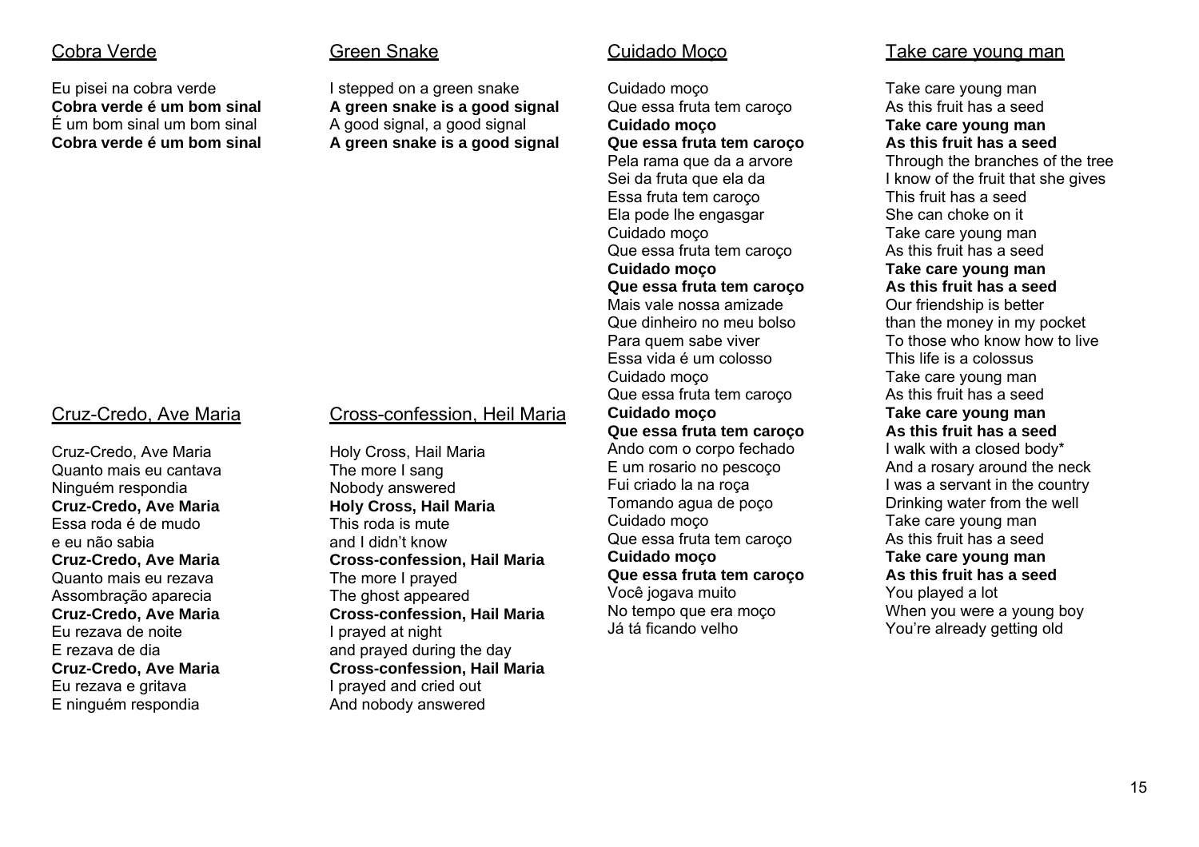## Cobra Verde

Eu pisei na cobra verde
**Cobra verde é um bom sinal**
É um bom sinal um bom sinal
**Cobra verde é um bom sinal**

## Green Snake

I stepped on a green snake
**A green snake is a good signal**
A good signal, a good signal
**A green snake is a good signal**

## Cruz-Credo, Ave Maria

Cruz-Credo, Ave Maria
Quanto mais eu cantava
Ninguém respondia
**Cruz-Credo, Ave Maria**
Essa roda é de mudo
e eu não sabia
**Cruz-Credo, Ave Maria**
Quanto mais eu rezava
Assombração aparecia
**Cruz-Credo, Ave Maria**
Eu rezava de noite
E rezava de dia
**Cruz-Credo, Ave Maria**
Eu rezava e gritava
E ninguém respondia

## Cross-confession, Heil Maria

Holy Cross, Hail Maria
The more I sang
Nobody answered
**Holy Cross, Hail Maria**
This roda is mute
and I didn't know
**Cross-confession, Hail Maria**
The more I prayed
The ghost appeared
**Cross-confession, Hail Maria**
I prayed at night
and prayed during the day
**Cross-confession, Hail Maria**
I prayed and cried out
And nobody answered

## Cuidado Moço

Cuidado moço
Que essa fruta tem caroço
**Cuidado moço**
**Que essa fruta tem caroço**
Pela rama que da a arvore
Sei da fruta que ela da
Essa fruta tem caroço
Ela pode lhe engasgar
Cuidado moço
Que essa fruta tem caroço
**Cuidado moço**
**Que essa fruta tem caroço**
Mais vale nossa amizade
Que dinheiro no meu bolso
Para quem sabe viver
Essa vida é um colosso
Cuidado moço
Que essa fruta tem caroço
**Cuidado moço**
**Que essa fruta tem caroço**
Ando com o corpo fechado
E um rosario no pescoço
Fui criado la na roça
Tomando agua de poço
Cuidado moço
Que essa fruta tem caroço
**Cuidado moço**
**Que essa fruta tem caroço**
Você jogava muito
No tempo que era moço
Já tá ficando velho

## Take care young man

Take care young man
As this fruit has a seed
**Take care young man**
**As this fruit has a seed**
Through the branches of the tree
I know of the fruit that she gives
This fruit has a seed
She can choke on it
Take care young man
As this fruit has a seed
**Take care young man**
**As this fruit has a seed**
Our friendship is better
than the money in my pocket
To those who know how to live
This life is a colossus
Take care young man
As this fruit has a seed
**Take care young man**
**As this fruit has a seed**
I walk with a closed body*
And a rosary around the neck
I was a servant in the country
Drinking water from the well
Take care young man
As this fruit has a seed
**Take care young man**
**As this fruit has a seed**
You played a lot
When you were a young boy
You're already getting old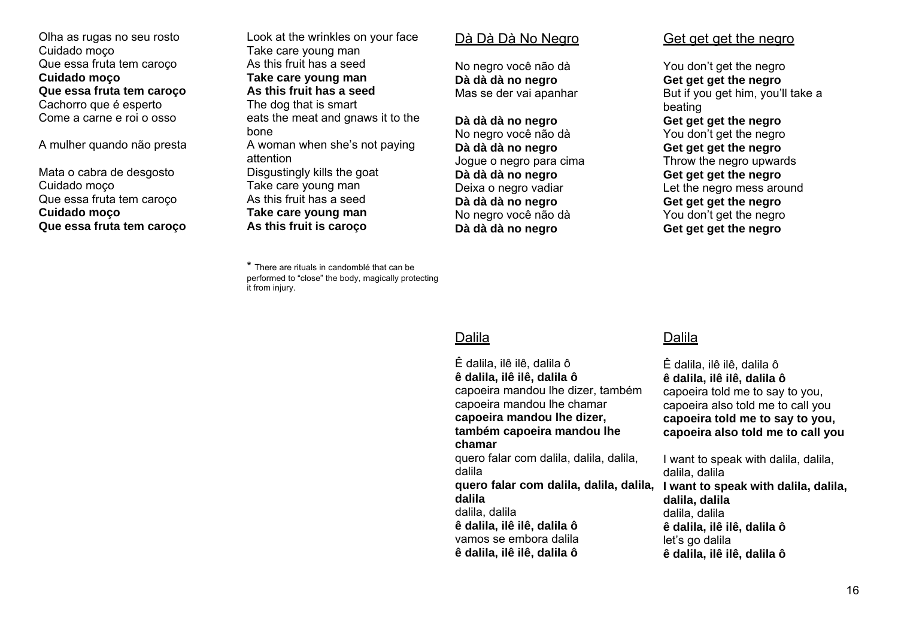Olha as rugas no seu rosto
Cuidado moço
Que essa fruta tem caroço
**Cuidado moço**
**Que essa fruta tem caroço**
Cachorro que é esperto
Come a carne e roi o osso

A mulher quando não presta

Mata o cabra de desgosto
Cuidado moço
Que essa fruta tem caroço
**Cuidado moço**
**Que essa fruta tem caroço**

Look at the wrinkles on your face
Take care young man
As this fruit has a seed
**Take care young man**
**As this fruit has a seed**
The dog that is smart
eats the meat and gnaws it to the bone
A woman when she's not paying attention
Disgustingly kills the goat
Take care young man
As this fruit has a seed
**Take care young man**
**As this fruit is caroço**

* There are rituals in candomblé that can be performed to "close" the body, magically protecting it from injury.

## Dà Dà Dà No Negro

No negro você não dà
**Dà dà dà no negro**
Mas se der vai apanhar

**Dà dà dà no negro**
No negro você não dà
**Dà dà dà no negro**
Jogue o negro para cima
**Dà dà dà no negro**
Deixa o negro vadiar
**Dà dà dà no negro**
No negro você não dà
**Dà dà dà no negro**

## Get get get the negro

You don't get the negro
**Get get get the negro**
But if you get him, you'll take a beating
**Get get get the negro**
You don't get the negro
**Get get get the negro**
Throw the negro upwards
**Get get get the negro**
Let the negro mess around
**Get get get the negro**
You don't get the negro
**Get get get the negro**

## Dalila

Ê dalila, ilê ilê, dalila ô
**ê dalila, ilê ilê, dalila ô**
capoeira mandou lhe dizer, também capoeira mandou lhe chamar
**capoeira mandou lhe dizer, também capoeira mandou lhe chamar**
quero falar com dalila, dalila, dalila, dalila
**quero falar com dalila, dalila, dalila, dalila**
dalila, dalila
**ê dalila, ilê ilê, dalila ô**
vamos se embora dalila
**ê dalila, ilê ilê, dalila ô**

## Dalila

Ê dalila, ilê ilê, dalila ô
**ê dalila, ilê ilê, dalila ô**
capoeira told me to say to you, capoeira also told me to call you
**capoeira told me to say to you, capoeira also told me to call you**

I want to speak with dalila, dalila, dalila, dalila
**I want to speak with dalila, dalila, dalila, dalila**
dalila, dalila
**ê dalila, ilê ilê, dalila ô**
let's go dalila
**ê dalila, ilê ilê, dalila ô**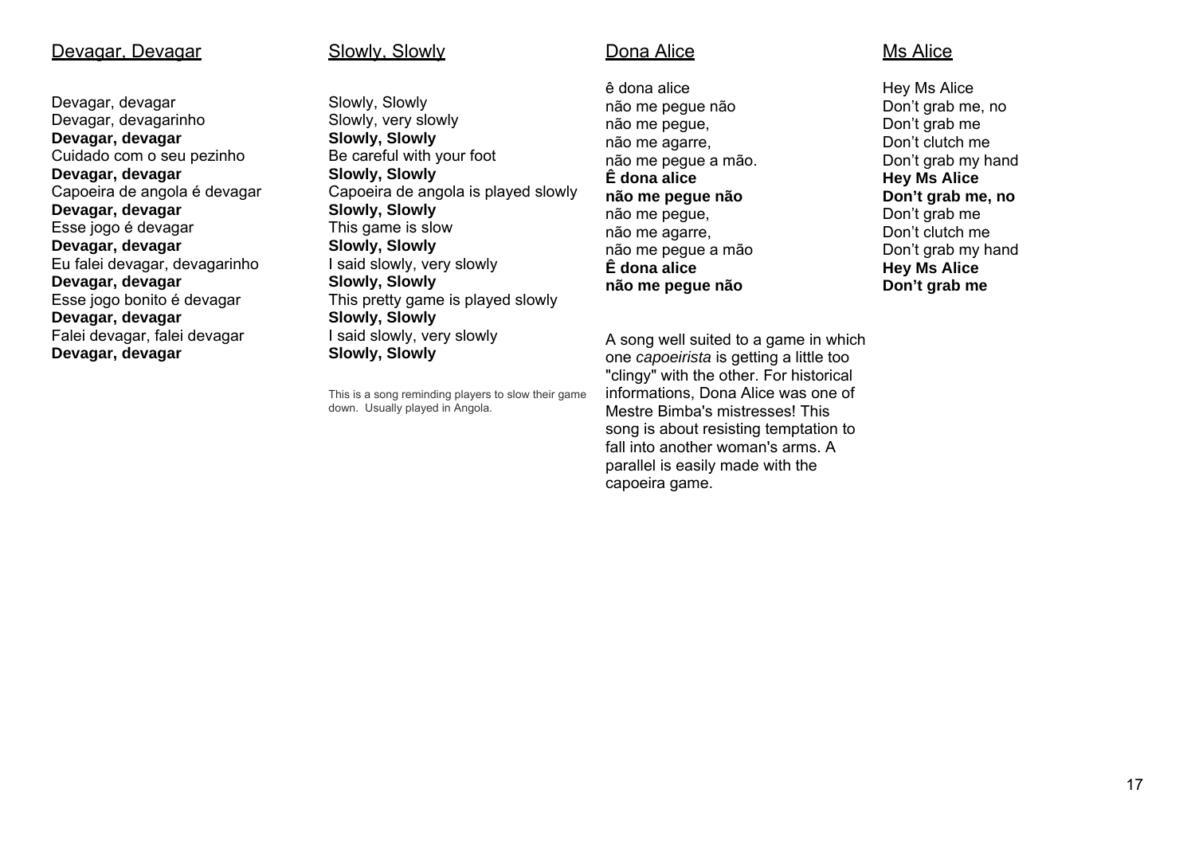## Devagar, Devagar

Devagar, devagar
Devagar, devagarinho
**Devagar, devagar**
Cuidado com o seu pezinho
**Devagar, devagar**
Capoeira de angola é devagar
**Devagar, devagar**
Esse jogo é devagar
**Devagar, devagar**
Eu falei devagar, devagarinho
**Devagar, devagar**
Esse jogo bonito é devagar
**Devagar, devagar**
Falei devagar, falei devagar
**Devagar, devagar**

## Slowly, Slowly

Slowly, Slowly
Slowly, very slowly
**Slowly, Slowly**
Be careful with your foot
**Slowly, Slowly**
Capoeira de angola is played slowly
**Slowly, Slowly**
This game is slow
**Slowly, Slowly**
I said slowly, very slowly
**Slowly, Slowly**
This pretty game is played slowly
**Slowly, Slowly**
I said slowly, very slowly
**Slowly, Slowly**

This is a song reminding players to slow their game down. Usually played in Angola.

## Dona Alice

ê dona alice
não me pegue não
não me pegue,
não me agarre,
não me pegue a mão.
**Ê dona alice**
**não me pegue não**
não me pegue,
não me agarre,
não me pegue a mão
**Ê dona alice**
**não me pegue não**

A song well suited to a game in which one *capoeirista* is getting a little too "clingy" with the other. For historical informations, Dona Alice was one of Mestre Bimba's mistresses! This song is about resisting temptation to fall into another woman's arms. A parallel is easily made with the capoeira game.

## Ms Alice

Hey Ms Alice
Don't grab me, no
Don't grab me
Don't clutch me
Don't grab my hand
**Hey Ms Alice**
**Don't grab me, no**
Don't grab me
Don't clutch me
Don't grab my hand
**Hey Ms Alice**
**Don't grab me**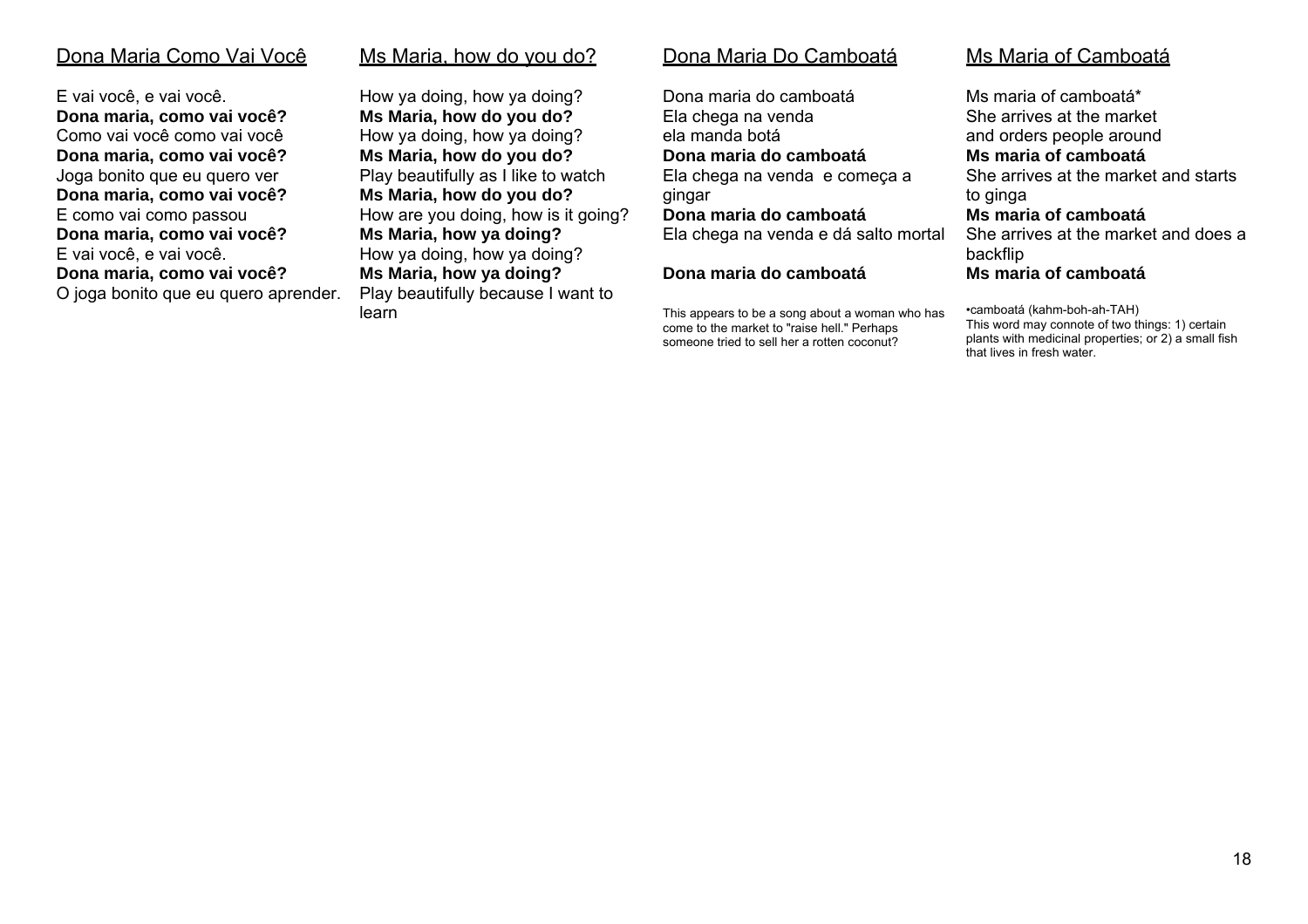## Dona Maria Como Vai Você

E vai você, e vai você.
**Dona maria, como vai você?**
Como vai você como vai você
**Dona maria, como vai você?**
Joga bonito que eu quero ver
**Dona maria, como vai você?**
E como vai como passou
**Dona maria, como vai você?**
E vai você, e vai você.
**Dona maria, como vai você?**
O joga bonito que eu quero aprender.

## Ms Maria, how do you do?

How ya doing, how ya doing?
**Ms Maria, how do you do?**
How ya doing, how ya doing?
**Ms Maria, how do you do?**
Play beautifully as I like to watch
**Ms Maria, how do you do?**
How are you doing, how is it going?
**Ms Maria, how ya doing?**
How ya doing, how ya doing?
**Ms Maria, how ya doing?**
Play beautifully because I want to learn

## Dona Maria Do Camboatá

Dona maria do camboatá
Ela chega na venda
ela manda botá
**Dona maria do camboatá**
Ela chega na venda e começa a gingar
**Dona maria do camboatá**
Ela chega na venda e dá salto mortal

**Dona maria do camboatá**

This appears to be a song about a woman who has come to the market to "raise hell." Perhaps someone tried to sell her a rotten coconut?

## Ms Maria of Camboatá

Ms maria of camboatá*
She arrives at the market
and orders people around
**Ms maria of camboatá**
She arrives at the market and starts to ginga
**Ms maria of camboatá**
She arrives at the market and does a backflip
**Ms maria of camboatá**

•camboatá (kahm-boh-ah-TAH)
This word may connote of two things: 1) certain plants with medicinal properties; or 2) a small fish that lives in fresh water.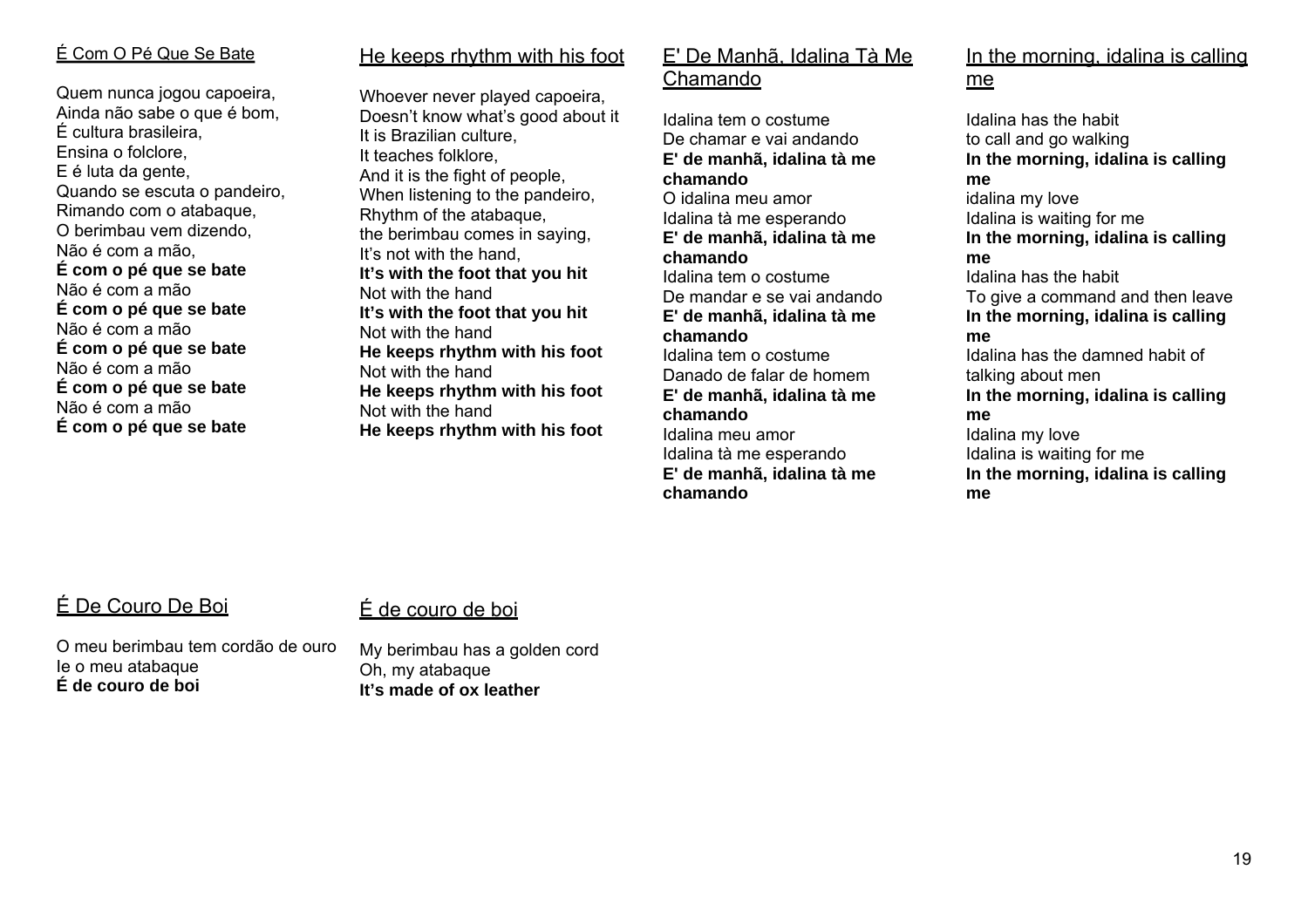## É Com O Pé Que Se Bate

Quem nunca jogou capoeira,
Ainda não sabe o que é bom,
É cultura brasileira,
Ensina o folclore,
E é luta da gente,
Quando se escuta o pandeiro,
Rimando com o atabaque,
O berimbau vem dizendo,
Não é com a mão,
**É com o pé que se bate**
Não é com a mão
**É com o pé que se bate**
Não é com a mão
**É com o pé que se bate**
Não é com a mão
**É com o pé que se bate**
Não é com a mão
**É com o pé que se bate**

## He keeps rhythm with his foot

Whoever never played capoeira,
Doesn't know what's good about it
It is Brazilian culture,
It teaches folklore,
And it is the fight of people,
When listening to the pandeiro,
Rhythm of the atabaque,
the berimbau comes in saying,
It's not with the hand,
**It's with the foot that you hit**
Not with the hand
**It's with the foot that you hit**
Not with the hand
**He keeps rhythm with his foot**
Not with the hand
**He keeps rhythm with his foot**
Not with the hand
**He keeps rhythm with his foot**

## E' De Manhã, Idalina Tà Me Chamando

Idalina tem o costume
De chamar e vai andando
**E' de manhã, idalina tà me chamando**
O idalina meu amor
Idalina tà me esperando
**E' de manhã, idalina tà me chamando**
Idalina tem o costume
De mandar e se vai andando
**E' de manhã, idalina tà me chamando**
Idalina tem o costume
Danado de falar de homem
**E' de manhã, idalina tà me chamando**
Idalina meu amor
Idalina tà me esperando
**E' de manhã, idalina tà me chamando**

## In the morning, idalina is calling me

Idalina has the habit
to call and go walking
**In the morning, idalina is calling me**
idalina my love
Idalina is waiting for me
**In the morning, idalina is calling me**
Idalina has the habit
To give a command and then leave
**In the morning, idalina is calling me**
Idalina has the damned habit of talking about men
**In the morning, idalina is calling me**
Idalina my love
Idalina is waiting for me
**In the morning, idalina is calling me**

## É De Couro De Boi

O meu berimbau tem cordão de ouro
Ie o meu atabaque
**É de couro de boi**

## É de couro de boi

My berimbau has a golden cord
Oh, my atabaque
**It's made of ox leather**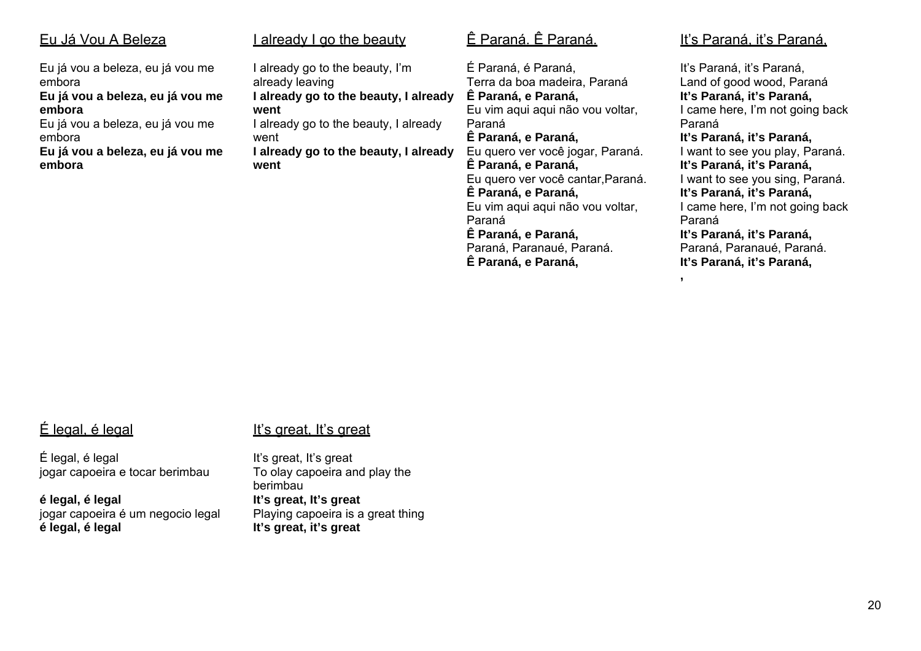## Eu Já Vou A Beleza

Eu já vou a beleza, eu já vou me embora
**Eu já vou a beleza, eu já vou me embora**
Eu já vou a beleza, eu já vou me embora
**Eu já vou a beleza, eu já vou me embora**

## I already I go the beauty

I already go to the beauty, I'm already leaving
**I already go to the beauty, I already went**
I already go to the beauty, I already went
**I already go to the beauty, I already went**

## Ê Paraná. Ê Paraná.

É Paraná, é Paraná,
Terra da boa madeira, Paraná
**Ê Paraná, e Paraná,**
Eu vim aqui aqui não vou voltar, Paraná
**Ê Paraná, e Paraná,**
Eu quero ver você jogar, Paraná.
**Ê Paraná, e Paraná,**
Eu quero ver você cantar,Paraná.
**Ê Paraná, e Paraná,**
Eu vim aqui aqui não vou voltar, Paraná
**Ê Paraná, e Paraná,**
Paraná, Paranaué, Paraná.
**Ê Paraná, e Paraná,**

## It's Paraná, it's Paraná,

It's Paraná, it's Paraná,
Land of good wood, Paraná
**It's Paraná, it's Paraná,**
I came here, I'm not going back Paraná
**It's Paraná, it's Paraná,**
I want to see you play, Paraná.
**It's Paraná, it's Paraná,**
I want to see you sing, Paraná.
**It's Paraná, it's Paraná,**
I came here, I'm not going back Paraná
**It's Paraná, it's Paraná,**
Paraná, Paranaué, Paraná.
**It's Paraná, it's Paraná,**
**,**

## É legal, é legal

É legal, é legal
jogar capoeira e tocar berimbau

**é legal, é legal**
jogar capoeira é um negocio legal
**é legal, é legal**

## It's great, It's great

It's great, It's great
To olay capoeira and play the berimbau
**It's great, It's great**
Playing capoeira is a great thing
**It's great, it's great**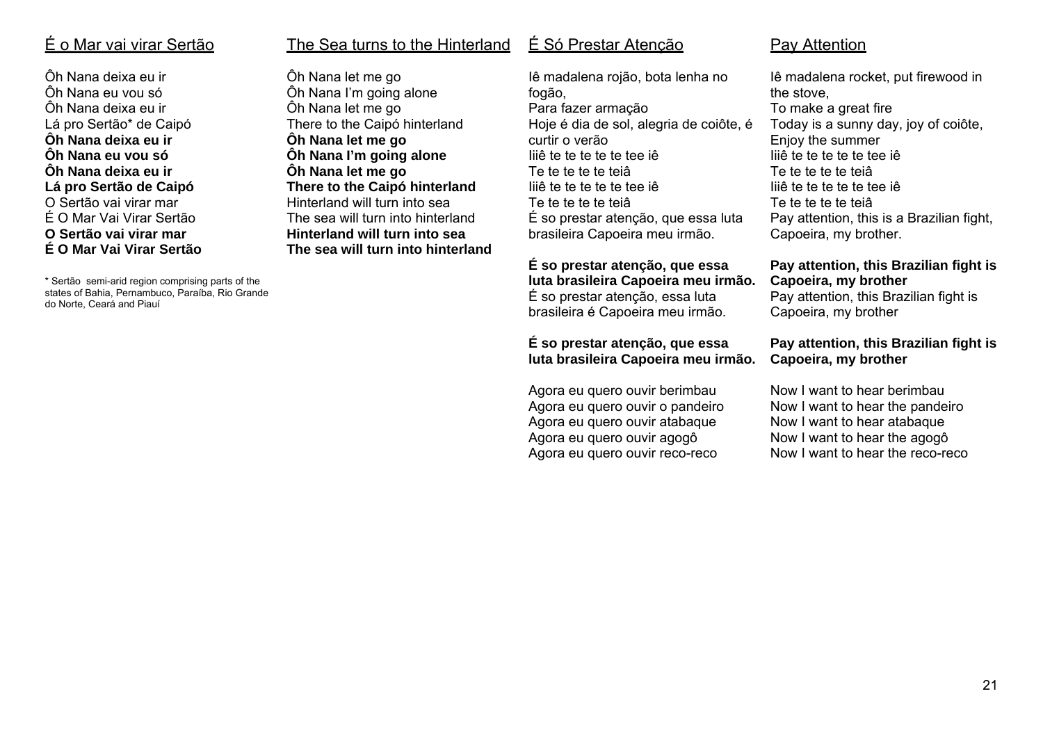## É o Mar vai virar Sertão

Ôh Nana deixa eu ir
Ôh Nana eu vou só
Ôh Nana deixa eu ir
Lá pro Sertão* de Caipó
**Ôh Nana deixa eu ir**
**Ôh Nana eu vou só**
**Ôh Nana deixa eu ir**
**Lá pro Sertão de Caipó**
O Sertão vai virar mar
É O Mar Vai Virar Sertão
**O Sertão vai virar mar**
**É O Mar Vai Virar Sertão**

* Sertão semi-arid region comprising parts of the states of Bahia, Pernambuco, Paraíba, Rio Grande do Norte, Ceará and Piauí

## The Sea turns to the Hinterland

Ôh Nana let me go
Ôh Nana I'm going alone
Ôh Nana let me go
There to the Caipó hinterland
**Ôh Nana let me go**
**Ôh Nana I'm going alone**
**Ôh Nana let me go**
**There to the Caipó hinterland**
Hinterland will turn into sea
The sea will turn into hinterland
**Hinterland will turn into sea**
**The sea will turn into hinterland**

## É Só Prestar Atenção

Iê madalena rojão, bota lenha no fogão,
Para fazer armação
Hoje é dia de sol, alegria de coiôte, é curtir o verão
Iiiê te te te te te tee iê
Te te te te te teiâ
Iiiê te te te te te tee iê
Te te te te te teiâ
É so prestar atenção, que essa luta brasileira Capoeira meu irmão.

**É so prestar atenção, que essa luta brasileira Capoeira meu irmão.**
É so prestar atenção, essa luta brasileira é Capoeira meu irmão.

**É so prestar atenção, que essa luta brasileira Capoeira meu irmão.**

Agora eu quero ouvir berimbau
Agora eu quero ouvir o pandeiro
Agora eu quero ouvir atabaque
Agora eu quero ouvir agogô
Agora eu quero ouvir reco-reco

## Pay Attention

Iê madalena rocket, put firewood in the stove,
To make a great fire
Today is a sunny day, joy of coiôte,
Enjoy the summer
Iiiê te te te te te tee iê
Te te te te te teiâ
Iiiê te te te te te tee iê
Te te te te te teiâ
Pay attention, this is a Brazilian fight, Capoeira, my brother.

**Pay attention, this Brazilian fight is Capoeira, my brother**
Pay attention, this Brazilian fight is Capoeira, my brother

**Pay attention, this Brazilian fight is Capoeira, my brother**

Now I want to hear berimbau
Now I want to hear the pandeiro
Now I want to hear atabaque
Now I want to hear the agogô
Now I want to hear the reco-reco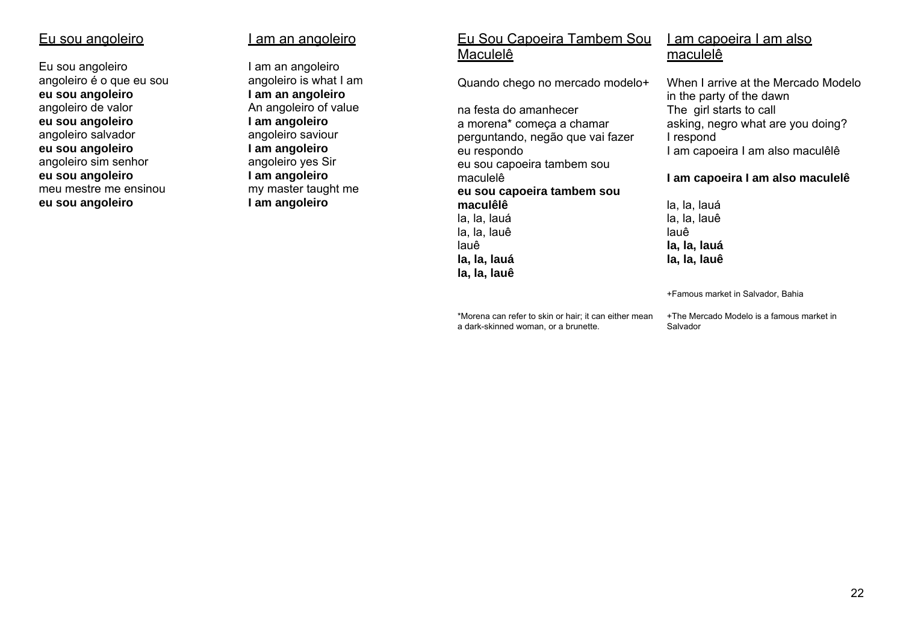## Eu sou angoleiro

Eu sou angoleiro
angoleiro é o que eu sou
**eu sou angoleiro**
angoleiro de valor
**eu sou angoleiro**
angoleiro salvador
**eu sou angoleiro**
angoleiro sim senhor
**eu sou angoleiro**
meu mestre me ensinou
**eu sou angoleiro**

## I am an angoleiro

I am an angoleiro
angoleiro is what I am
**I am an angoleiro**
An angoleiro of value
**I am angoleiro**
angoleiro saviour
**I am angoleiro**
angoleiro yes Sir
**I am angoleiro**
my master taught me
**I am angoleiro**

## Eu Sou Capoeira Tambem Sou Maculelê

Quando chego no mercado modelo+

na festa do amanhecer
a morena* começa a chamar
perguntando, negão que vai fazer
eu respondo
eu sou capoeira tambem sou maculelê
**eu sou capoeira tambem sou maculêlê**
la, la, lauá
la, la, lauê
lauê
**la, la, lauá**
**la, la, lauê**

*Morena can refer to skin or hair; it can either mean a dark-skinned woman, or a brunette.

## I am capoeira I am also maculelê

When I arrive at the Mercado Modelo
in the party of the dawn
The girl starts to call
asking, negro what are you doing?
I respond
I am capoeira I am also maculêlê

**I am capoeira I am also maculelê**

la, la, lauá
la, la, lauê
lauê
**la, la, lauá**
**la, la, lauê**

+Famous market in Salvador, Bahia

+The Mercado Modelo is a famous market in Salvador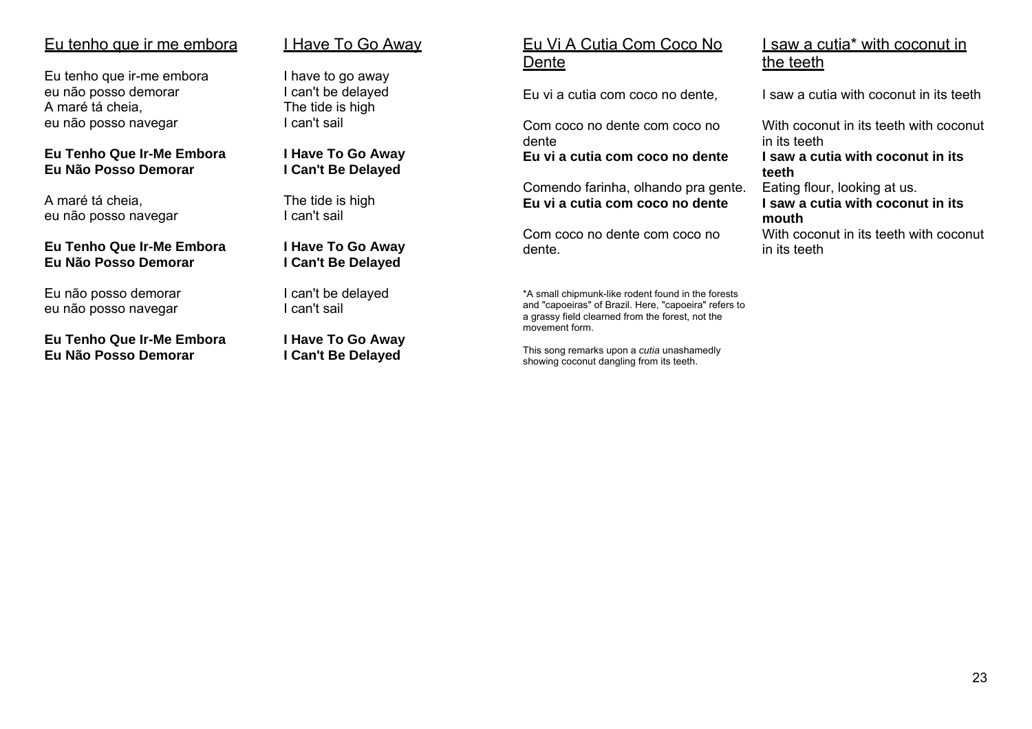<u>Eu tenho que ir me embora</u>

Eu tenho que ir-me embora
eu não posso demorar
A maré tá cheia,
eu não posso navegar

**Eu Tenho Que Ir-Me Embora**
**Eu Não Posso Demorar**

A maré tá cheia,
eu não posso navegar

**Eu Tenho Que Ir-Me Embora**
**Eu Não Posso Demorar**

Eu não posso demorar
eu não posso navegar

**Eu Tenho Que Ir-Me Embora**
**Eu Não Posso Demorar**

<u>I Have To Go Away</u>

I have to go away
I can't be delayed
The tide is high
I can't sail

**I Have To Go Away**
**I Can't Be Delayed**

The tide is high
I can't sail

**I Have To Go Away**
**I Can't Be Delayed**

I can't be delayed
I can't sail

**I Have To Go Away**
**I Can't Be Delayed**

<u>Eu Vi A Cutia Com Coco No Dente</u>

Eu vi a cutia com coco no dente,

Com coco no dente com coco no dente
**Eu vi a cutia com coco no dente**

Comendo farinha, olhando pra gente.
**Eu vi a cutia com coco no dente**

Com coco no dente com coco no dente.

*A small chipmunk-like rodent found in the forests and "capoeiras" of Brazil. Here, "capoeira" refers to a grassy field clearned from the forest, not the movement form.

This song remarks upon a *cutia* unashamedly showing coconut dangling from its teeth.

<u>I saw a cutia* with coconut in the teeth</u>

I saw a cutia with coconut in its teeth

With coconut in its teeth with coconut in its teeth
**I saw a cutia with coconut in its teeth**

Eating flour, looking at us.
**I saw a cutia with coconut in its mouth**

With coconut in its teeth with coconut in its teeth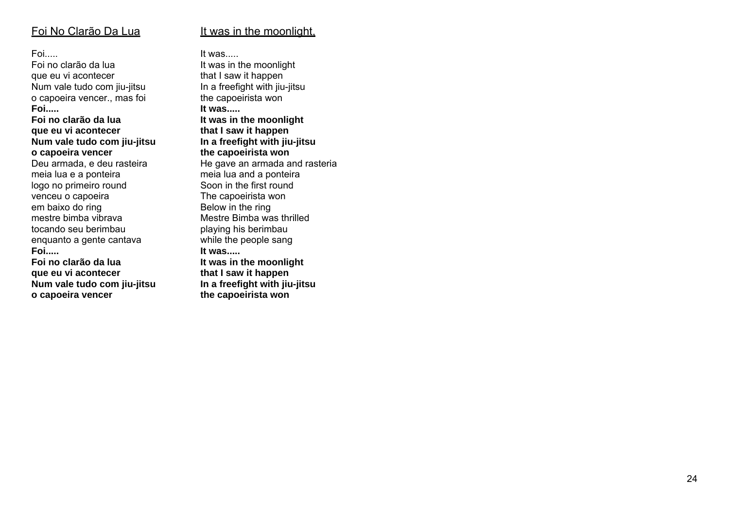## Foi No Clarão Da Lua

Foi.....
Foi no clarão da lua
que eu vi acontecer
Num vale tudo com jiu-jitsu
o capoeira vencer., mas foi
**Foi.....**
**Foi no clarão da lua**
**que eu vi acontecer**
**Num vale tudo com jiu-jitsu**
**o capoeira vencer**
Deu armada, e deu rasteira
meia lua e a ponteira
logo no primeiro round
venceu o capoeira
em baixo do ring
mestre bimba vibrava
tocando seu berimbau
enquanto a gente cantava
**Foi.....**
**Foi no clarão da lua**
**que eu vi acontecer**
**Num vale tudo com jiu-jitsu**
**o capoeira vencer**

## It was in the moonlight,

It was.....
It was in the moonlight
that I saw it happen
In a freefight with jiu-jitsu
the capoeirista won
**It was.....**
**It was in the moonlight**
**that I saw it happen**
**In a freefight with jiu-jitsu**
**the capoeirista won**
He gave an armada and rasteria
meia lua and a ponteira
Soon in the first round
The capoeirista won
Below in the ring
Mestre Bimba was thrilled
playing his berimbau
while the people sang
**It was.....**
**It was in the moonlight**
**that I saw it happen**
**In a freefight with jiu-jitsu**
**the capoeirista won**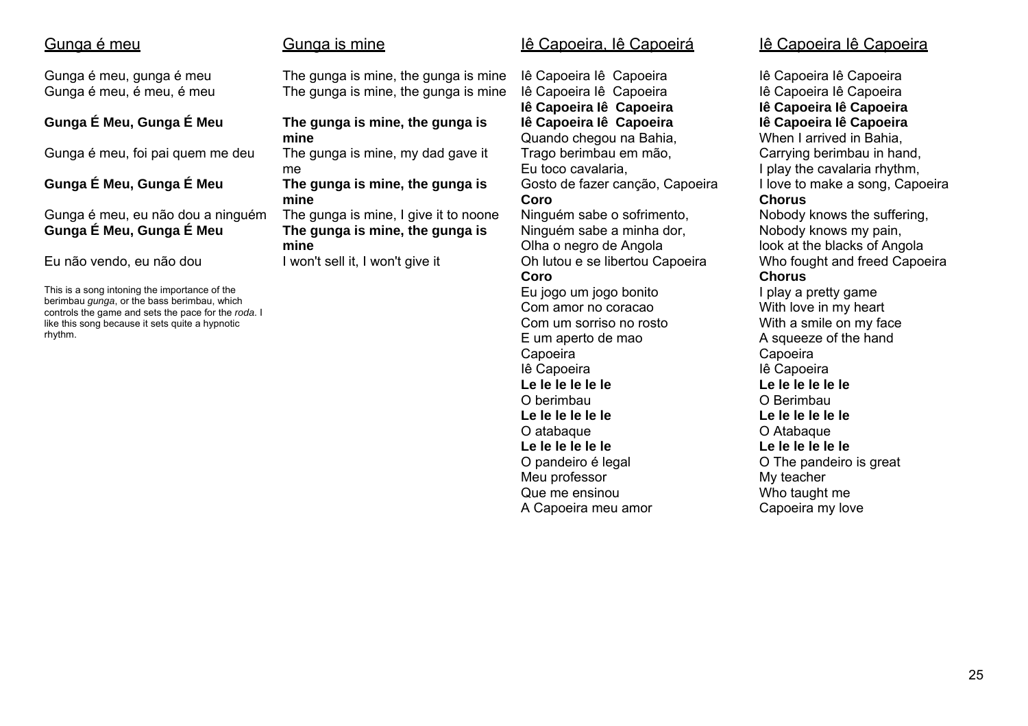## Gunga é meu

Gunga é meu, gunga é meu
Gunga é meu, é meu, é meu

**Gunga É Meu, Gunga É Meu**

Gunga é meu, foi pai quem me deu

**Gunga É Meu, Gunga É Meu**

Gunga é meu, eu não dou a ninguém
**Gunga É Meu, Gunga É Meu**

Eu não vendo, eu não dou

This is a song intoning the importance of the berimbau *gunga*, or the bass berimbau, which controls the game and sets the pace for the *roda*. I like this song because it sets quite a hypnotic rhythm.

## Gunga is mine

The gunga is mine, the gunga is mine
The gunga is mine, the gunga is mine

**The gunga is mine, the gunga is mine**
The gunga is mine, my dad gave it me
**The gunga is mine, the gunga is mine**
The gunga is mine, I give it to noone
**The gunga is mine, the gunga is mine**
I won't sell it, I won't give it

## Iê Capoeira, Iê Capoeirá

Iê Capoeira Iê Capoeira
Iê Capoeira Iê Capoeira
**Iê Capoeira Iê Capoeira**
**Iê Capoeira Iê Capoeira**
Quando chegou na Bahia,
Trago berimbau em mão,
Eu toco cavalaria,
Gosto de fazer canção, Capoeira
**Coro**
Ninguém sabe o sofrimento,
Ninguém sabe a minha dor,
Olha o negro de Angola
Oh lutou e se libertou Capoeira
**Coro**
Eu jogo um jogo bonito
Com amor no coracao
Com um sorriso no rosto
E um aperto de mao
Capoeira
Iê Capoeira
**Le le le le le le**
O berimbau
**Le le le le le le**
O atabaque
**Le le le le le le**
O pandeiro é legal
Meu professor
Que me ensinou
A Capoeira meu amor

## Iê Capoeira Iê Capoeira

Iê Capoeira Iê Capoeira
Iê Capoeira Iê Capoeira
**Iê Capoeira Iê Capoeira**
**Iê Capoeira Iê Capoeira**
When I arrived in Bahia,
Carrying berimbau in hand,
I play the cavalaria rhythm,
I love to make a song, Capoeira
**Chorus**
Nobody knows the suffering,
Nobody knows my pain,
look at the blacks of Angola
Who fought and freed Capoeira
**Chorus**
I play a pretty game
With love in my heart
With a smile on my face
A squeeze of the hand
Capoeira
Iê Capoeira
**Le le le le le le**
O Berimbau
**Le le le le le le**
O Atabaque
**Le le le le le le**
O The pandeiro is great
My teacher
Who taught me
Capoeira my love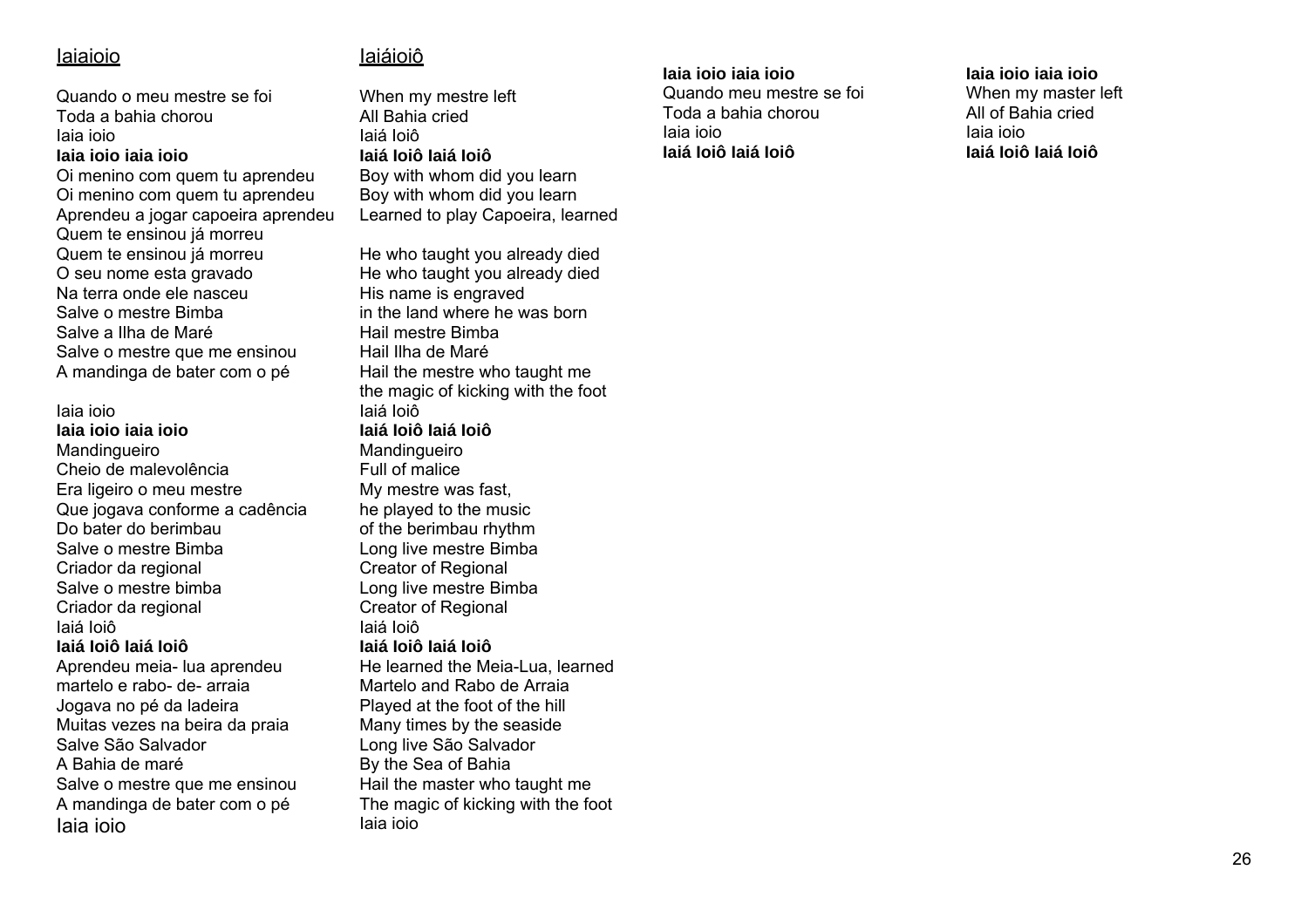<u>Iaiaioio</u>

Quando o meu mestre se foi
Toda a bahia chorou
Iaia ioio
**Iaia ioio iaia ioio**
Oi menino com quem tu aprendeu
Oi menino com quem tu aprendeu
Aprendeu a jogar capoeira aprendeu
Quem te ensinou já morreu
Quem te ensinou já morreu
O seu nome esta gravado
Na terra onde ele nasceu
Salve o mestre Bimba
Salve a Ilha de Maré
Salve o mestre que me ensinou
A mandinga de bater com o pé

Iaia ioio
**Iaia ioio iaia ioio**
Mandingueiro
Cheio de malevolência
Era ligeiro o meu mestre
Que jogava conforme a cadência
Do bater do berimbau
Salve o mestre Bimba
Criador da regional
Salve o mestre bimba
Criador da regional
Iaiá Ioiô
**Iaiá Ioiô Iaiá Ioiô**
Aprendeu meia- lua aprendeu
martelo e rabo- de- arraia
Jogava no pé da ladeira
Muitas vezes na beira da praia
Salve São Salvador
A Bahia de maré
Salve o mestre que me ensinou
A mandinga de bater com o pé
Iaia ioio

**Iaia ioio iaia ioio**
Quando meu mestre se foi
Toda a bahia chorou
Iaia ioio
**Iaiá Ioiô Iaiá Ioiô**

<u>Iaiáioiô</u>

When my mestre left
All Bahia cried
Iaiá Ioiô
**Iaiá Ioiô Iaiá Ioiô**
Boy with whom did you learn
Boy with whom did you learn
Learned to play Capoeira, learned

He who taught you already died
He who taught you already died
His name is engraved
in the land where he was born
Hail mestre Bimba
Hail Ilha de Maré
Hail the mestre who taught me
the magic of kicking with the foot
Iaiá Ioiô
**Iaiá Ioiô Iaiá Ioiô**
Mandingueiro
Full of malice
My mestre was fast,
he played to the music
of the berimbau rhythm
Long live mestre Bimba
Creator of Regional
Long live mestre Bimba
Creator of Regional
Iaiá Ioiô
**Iaiá Ioiô Iaiá Ioiô**
He learned the Meia-Lua, learned
Martelo and Rabo de Arraia
Played at the foot of the hill
Many times by the seaside
Long live São Salvador
By the Sea of Bahia
Hail the master who taught me
The magic of kicking with the foot
Iaia ioio

**Iaia ioio iaia ioio**
When my master left
All of Bahia cried
Iaia ioio
**Iaiá Ioiô Iaiá Ioiô**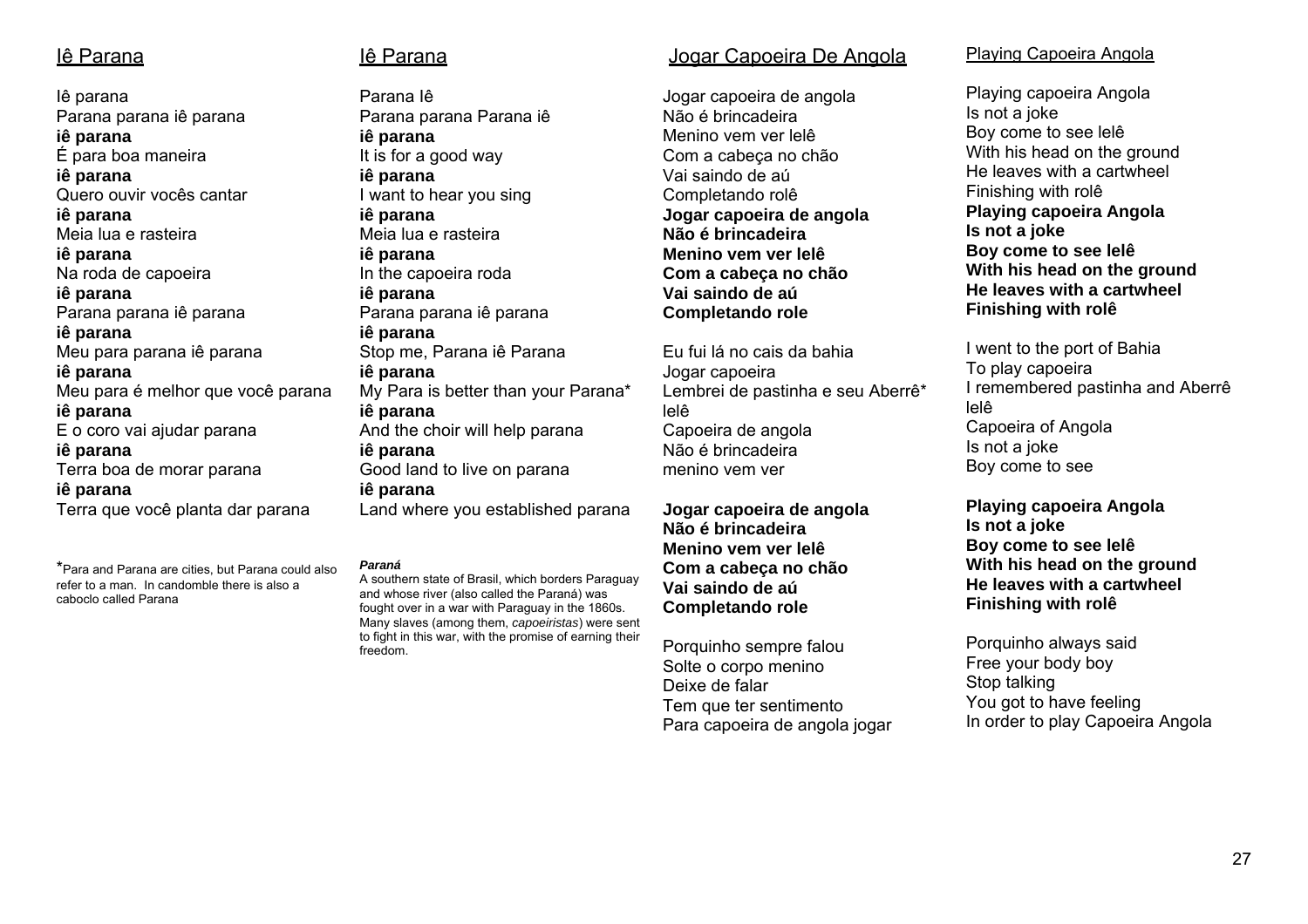## Iê Parana

Iê parana
Parana parana iê parana
**iê parana**
É para boa maneira
**iê parana**
Quero ouvir vocês cantar
**iê parana**
Meia lua e rasteira
**iê parana**
Na roda de capoeira
**iê parana**
Parana parana iê parana
**iê parana**
Meu para parana iê parana
**iê parana**
Meu para é melhor que você parana
**iê parana**
E o coro vai ajudar parana
**iê parana**
Terra boa de morar parana
**iê parana**
Terra que você planta dar parana

*Para and Parana are cities, but Parana could also refer to a man. In candomble there is also a caboclo called Parana

## Iê Parana

Parana Iê
Parana parana Parana iê
**iê parana**
It is for a good way
**iê parana**
I want to hear you sing
**iê parana**
Meia lua e rasteira
**iê parana**
In the capoeira roda
**iê parana**
Parana parana iê parana
**iê parana**
Stop me, Parana iê Parana
**iê parana**
My Para is better than your Parana*
**iê parana**
And the choir will help parana
**iê parana**
Good land to live on parana
**iê parana**
Land where you established parana

***Paraná***
A southern state of Brasil, which borders Paraguay and whose river (also called the Paraná) was fought over in a war with Paraguay in the 1860s. Many slaves (among them, *capoeiristas*) were sent to fight in this war, with the promise of earning their freedom.

## Jogar Capoeira De Angola

Jogar capoeira de angola
Não é brincadeira
Menino vem ver lelê
Com a cabeça no chão
Vai saindo de aú
Completando rolê
**Jogar capoeira de angola**
**Não é brincadeira**
**Menino vem ver lelê**
**Com a cabeça no chão**
**Vai saindo de aú**
**Completando role**

Eu fui lá no cais da bahia
Jogar capoeira
Lembrei de pastinha e seu Aberrê*
lelê
Capoeira de angola
Não é brincadeira
menino vem ver

**Jogar capoeira de angola**
**Não é brincadeira**
**Menino vem ver lelê**
**Com a cabeça no chão**
**Vai saindo de aú**
**Completando role**

Porquinho sempre falou
Solte o corpo menino
Deixe de falar
Tem que ter sentimento
Para capoeira de angola jogar

## Playing Capoeira Angola

Playing capoeira Angola
Is not a joke
Boy come to see lelê
With his head on the ground
He leaves with a cartwheel
Finishing with rolê
**Playing capoeira Angola**
**Is not a joke**
**Boy come to see lelê**
**With his head on the ground**
**He leaves with a cartwheel**
**Finishing with rolê**

I went to the port of Bahia
To play capoeira
I remembered pastinha and Aberrê
lelê
Capoeira of Angola
Is not a joke
Boy come to see

**Playing capoeira Angola**
**Is not a joke**
**Boy come to see lelê**
**With his head on the ground**
**He leaves with a cartwheel**
**Finishing with rolê**

Porquinho always said
Free your body boy
Stop talking
You got to have feeling
In order to play Capoeira Angola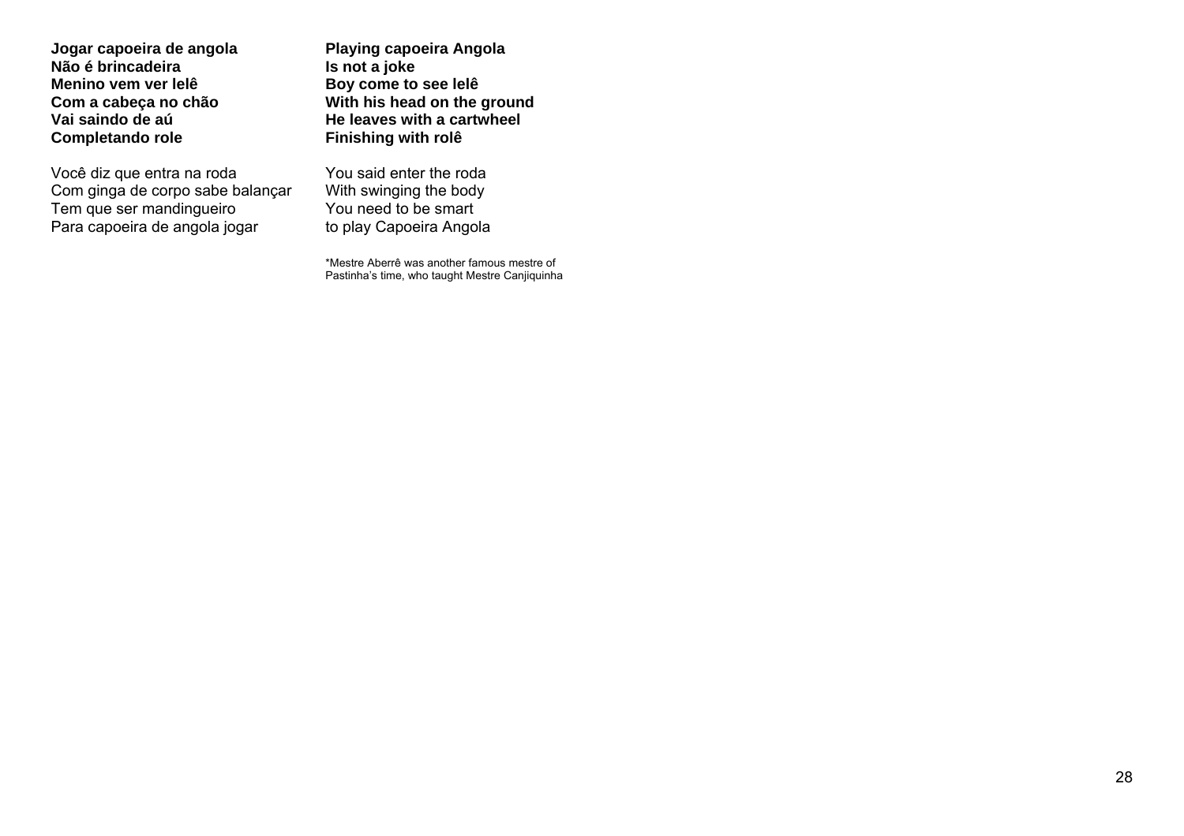**Jogar capoeira de angola**
**Não é brincadeira**
**Menino vem ver lelê**
**Com a cabeça no chão**
**Vai saindo de aú**
**Completando role**

**Playing capoeira Angola**
**Is not a joke**
**Boy come to see lelê**
**With his head on the ground**
**He leaves with a cartwheel**
**Finishing with rolê**

Você diz que entra na roda
Com ginga de corpo sabe balançar
Tem que ser mandingueiro
Para capoeira de angola jogar

You said enter the roda
With swinging the body
You need to be smart
to play Capoeira Angola

*Mestre Aberrê was another famous mestre of Pastinha's time, who taught Mestre Canjiquinha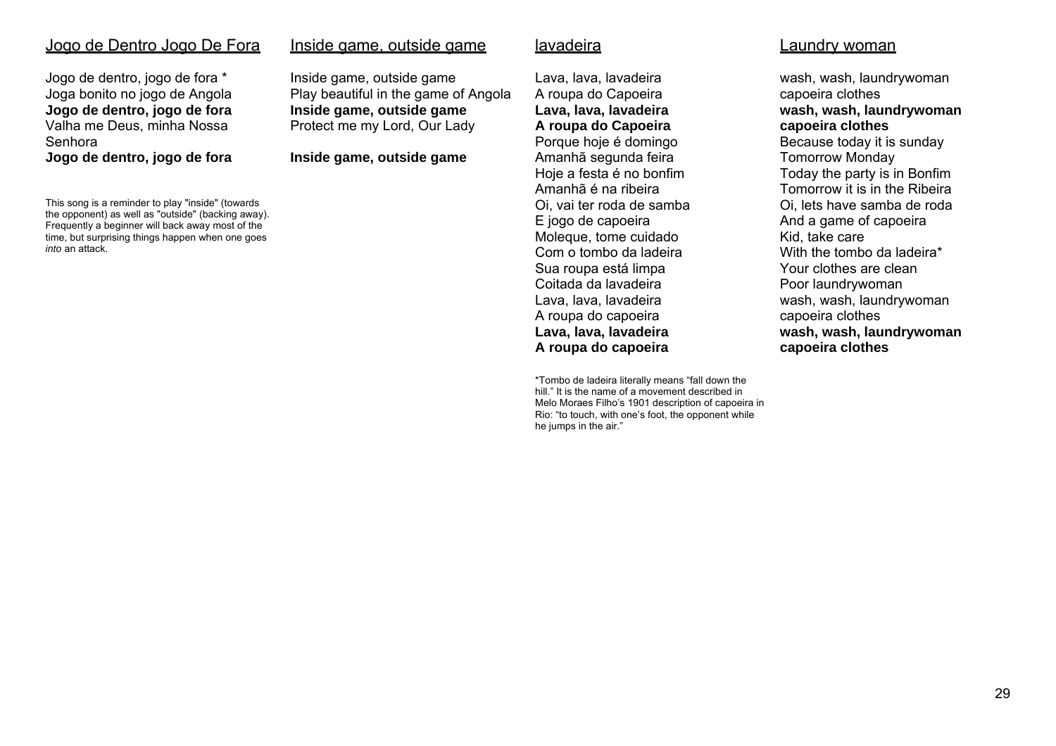## Jogo de Dentro Jogo De Fora

Jogo de dentro, jogo de fora *
Joga bonito no jogo de Angola
**Jogo de dentro, jogo de fora**
Valha me Deus, minha Nossa Senhora
**Jogo de dentro, jogo de fora**

This song is a reminder to play "inside" (towards the opponent) as well as "outside" (backing away). Frequently a beginner will back away most of the time, but surprising things happen when one goes *into* an attack.

## Inside game, outside game

Inside game, outside game
Play beautiful in the game of Angola
**Inside game, outside game**
Protect me my Lord, Our Lady

**Inside game, outside game**

## lavadeira

Lava, lava, lavadeira
A roupa do Capoeira
**Lava, lava, lavadeira**
**A roupa do Capoeira**
Porque hoje é domingo
Amanhã segunda feira
Hoje a festa é no bonfim
Amanhã é na ribeira
Oi, vai ter roda de samba
E jogo de capoeira
Moleque, tome cuidado
Com o tombo da ladeira
Sua roupa está limpa
Coitada da lavadeira
Lava, lava, lavadeira
A roupa do capoeira
**Lava, lava, lavadeira**
**A roupa do capoeira**

*Tombo de ladeira literally means "fall down the hill." It is the name of a movement described in Melo Moraes Filho's 1901 description of capoeira in Rio: "to touch, with one's foot, the opponent while he jumps in the air."

## Laundry woman

wash, wash, laundrywoman
capoeira clothes
**wash, wash, laundrywoman**
**capoeira clothes**
Because today it is sunday
Tomorrow Monday
Today the party is in Bonfim
Tomorrow it is in the Ribeira
Oi, lets have samba de roda
And a game of capoeira
Kid, take care
With the tombo da ladeira*
Your clothes are clean
Poor laundrywoman
wash, wash, laundrywoman
capoeira clothes
**wash, wash, laundrywoman**
**capoeira clothes**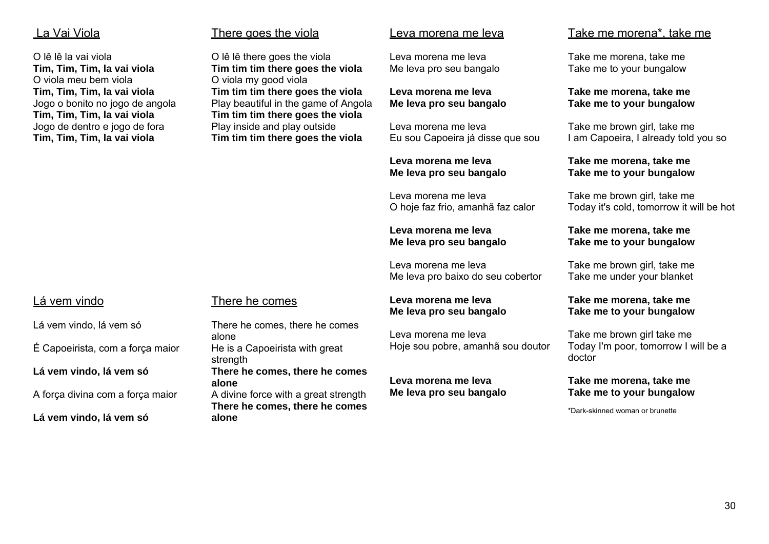## La Vai Viola

O lê lê la vai viola
**Tim, Tim, Tim, la vai viola**
O viola meu bem viola
**Tim, Tim, Tim, la vai viola**
Jogo o bonito no jogo de angola
**Tim, Tim, Tim, la vai viola**
Jogo de dentro e jogo de fora
**Tim, Tim, Tim, la vai viola**

## There goes the viola

O lê lê there goes the viola
**Tim tim tim there goes the viola**
O viola my good viola
**Tim tim tim there goes the viola**
Play beautiful in the game of Angola
**Tim tim tim there goes the viola**
Play inside and play outside
**Tim tim tim there goes the viola**

## Lá vem vindo

Lá vem vindo, lá vem só

É Capoeirista, com a força maior

**Lá vem vindo, lá vem só**

A força divina com a força maior

**Lá vem vindo, lá vem só**

## There he comes

There he comes, there he comes alone

He is a Capoeirista with great strength

**There he comes, there he comes alone**

A divine force with a great strength

**There he comes, there he comes alone**

## Leva morena me leva

Leva morena me leva
Me leva pro seu bangalo

**Leva morena me leva**
**Me leva pro seu bangalo**

Leva morena me leva
Eu sou Capoeira já disse que sou

**Leva morena me leva**
**Me leva pro seu bangalo**

Leva morena me leva
O hoje faz frio, amanhã faz calor

**Leva morena me leva**
**Me leva pro seu bangalo**

Leva morena me leva
Me leva pro baixo do seu cobertor

**Leva morena me leva**
**Me leva pro seu bangalo**

Leva morena me leva
Hoje sou pobre, amanhã sou doutor

**Leva morena me leva**
**Me leva pro seu bangalo**

## Take me morena*, take me

Take me morena, take me
Take me to your bungalow

**Take me morena, take me**
**Take me to your bungalow**

Take me brown girl, take me
I am Capoeira, I already told you so

**Take me morena, take me**
**Take me to your bungalow**

Take me brown girl, take me
Today it's cold, tomorrow it will be hot

**Take me morena, take me**
**Take me to your bungalow**

Take me brown girl, take me
Take me under your blanket

**Take me morena, take me**
**Take me to your bungalow**

Take me brown girl take me
Today I'm poor, tomorrow I will be a doctor

**Take me morena, take me**
**Take me to your bungalow**

*Dark-skinned woman or brunette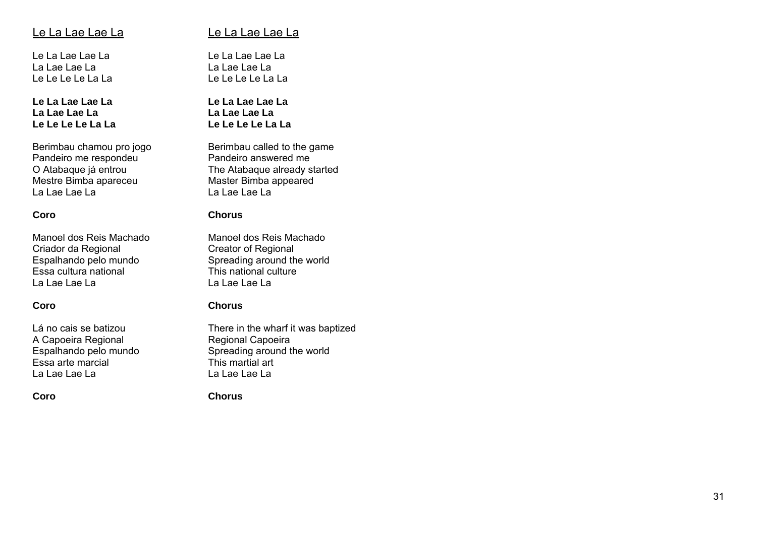## Le La Lae Lae La

Le La Lae Lae La
La Lae Lae La
Le Le Le Le La La

**Le La Lae Lae La**
**La Lae Lae La**
**Le Le Le Le La La**

Berimbau chamou pro jogo
Pandeiro me respondeu
O Atabaque já entrou
Mestre Bimba apareceu
La Lae Lae La

**Coro**

Manoel dos Reis Machado
Criador da Regional
Espalhando pelo mundo
Essa cultura national
La Lae Lae La

**Coro**

Lá no cais se batizou
A Capoeira Regional
Espalhando pelo mundo
Essa arte marcial
La Lae Lae La

**Coro**

## Le La Lae Lae La

Le La Lae Lae La
La Lae Lae La
Le Le Le Le La La

**Le La Lae Lae La**
**La Lae Lae La**
**Le Le Le Le La La**

Berimbau called to the game
Pandeiro answered me
The Atabaque already started
Master Bimba appeared
La Lae Lae La

**Chorus**

Manoel dos Reis Machado
Creator of Regional
Spreading around the world
This national culture
La Lae Lae La

**Chorus**

There in the wharf it was baptized
Regional Capoeira
Spreading around the world
This martial art
La Lae Lae La

**Chorus**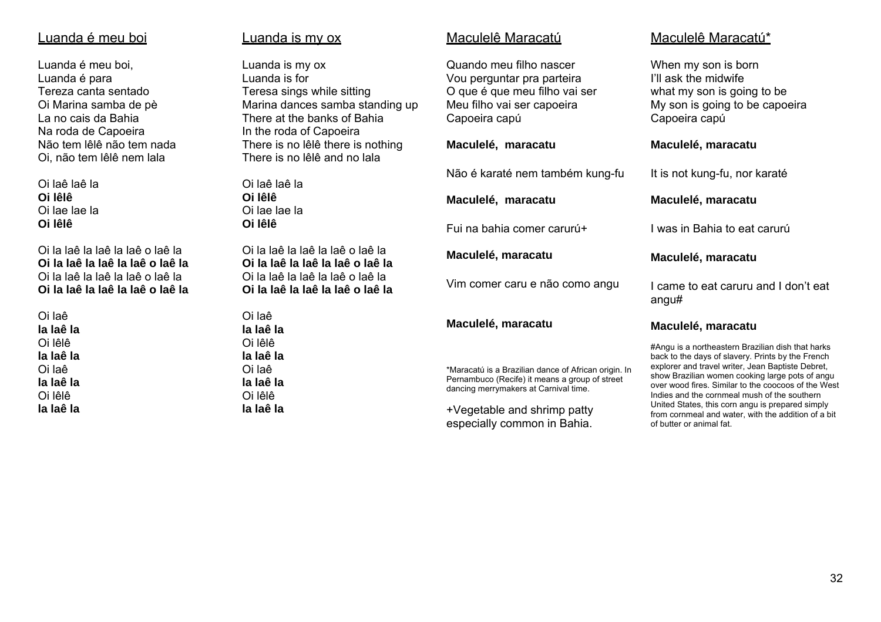## Luanda é meu boi

Luanda é meu boi,
Luanda é para
Tereza canta sentado
Oi Marina samba de pè
La no cais da Bahia
Na roda de Capoeira
Não tem lêlê não tem nada
Oi, não tem lêlê nem lala

Oi laê laê la
**Oi lêlê**
Oi lae lae la
**Oi lêlê**

Oi la laê la laê la laê o laê la
**Oi la laê la laê la laê o laê la**
Oi la laê la laê la laê o laê la
**Oi la laê la laê la laê o laê la**

Oi laê
**la laê la**
Oi lêlê
**la laê la**
Oi laê
**la laê la**
Oi lêlê
**la laê la**

## Luanda is my ox

Luanda is my ox
Luanda is for
Teresa sings while sitting
Marina dances samba standing up
There at the banks of Bahia
In the roda of Capoeira
There is no lêlê there is nothing
There is no lêlê and no lala

Oi laê laê la
**Oi lêlê**
Oi lae lae la
**Oi lêlê**

Oi la laê la laê la laê o laê la
**Oi la laê la laê la laê o laê la**
Oi la laê la laê la laê o laê la
**Oi la laê la laê la laê o laê la**

Oi laê
**la laê la**
Oi lêlê
**la laê la**
Oi laê
**la laê la**
Oi lêlê
**la laê la**

## Maculelê Maracatú

Quando meu filho nascer
Vou perguntar pra parteira
O que é que meu filho vai ser
Meu filho vai ser capoeira
Capoeira capú

**Maculelé, maracatu**

Não é karaté nem também kung-fu

**Maculelé, maracatu**

Fui na bahia comer carurú+

**Maculelé, maracatu**

Vim comer caru e não como angu

**Maculelé, maracatu**

*Maracatú is a Brazilian dance of African origin. In Pernambuco (Recife) it means a group of street dancing merrymakers at Carnival time.

+Vegetable and shrimp patty especially common in Bahia.

## Maculelê Maracatú*

When my son is born
I'll ask the midwife
what my son is going to be
My son is going to be capoeira
Capoeira capú

**Maculelé, maracatu**

It is not kung-fu, nor karaté

**Maculelé, maracatu**

I was in Bahia to eat carurú

**Maculelé, maracatu**

I came to eat caruru and I don't eat angu#

**Maculelé, maracatu**

#Angu is a northeastern Brazilian dish that harks back to the days of slavery. Prints by the French explorer and travel writer, Jean Baptiste Debret, show Brazilian women cooking large pots of angu over wood fires. Similar to the coocoos of the West Indies and the cornmeal mush of the southern United States, this corn angu is prepared simply from cornmeal and water, with the addition of a bit of butter or animal fat.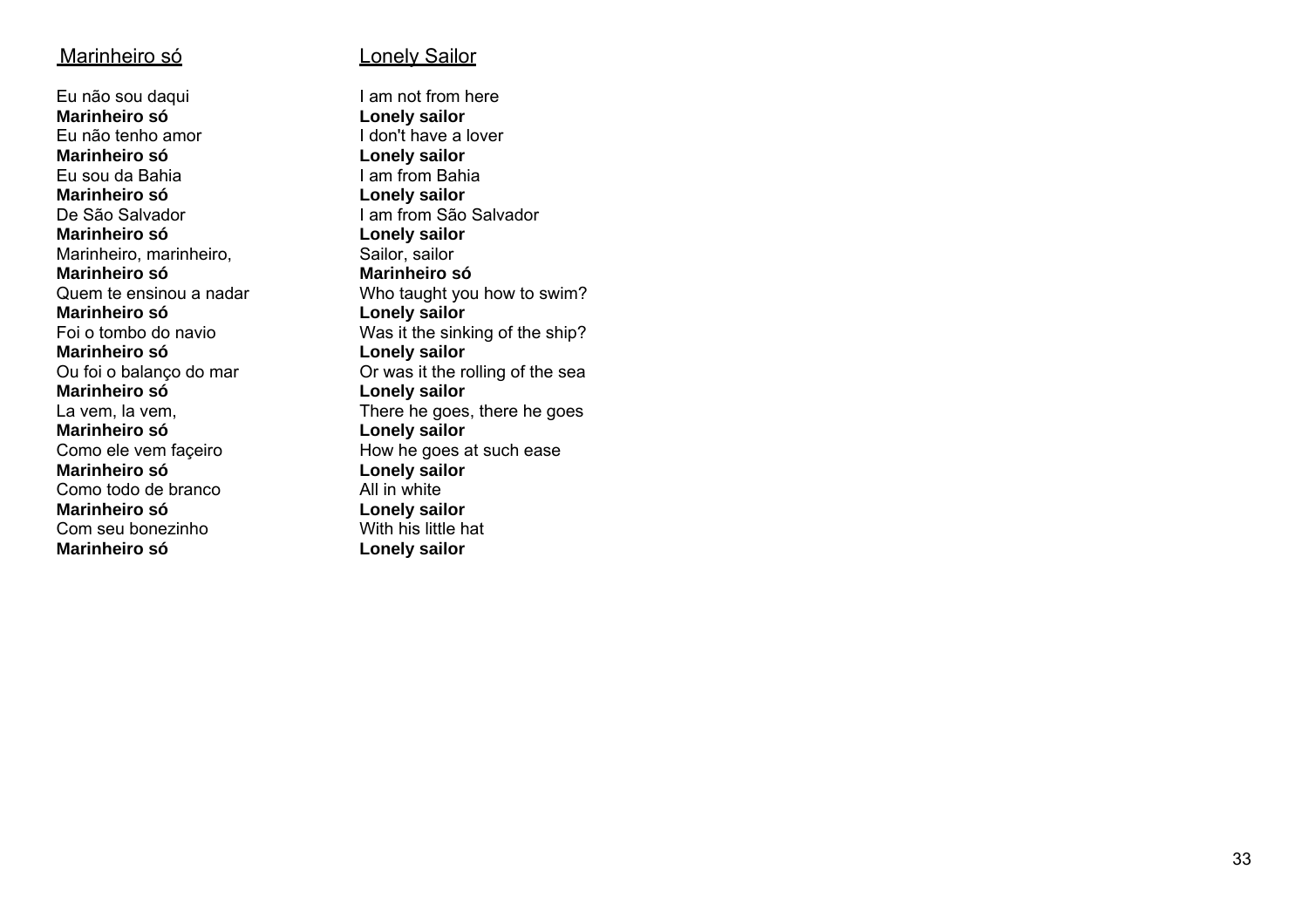## Marinheiro só

Eu não sou daqui
**Marinheiro só**
Eu não tenho amor
**Marinheiro só**
Eu sou da Bahia
**Marinheiro só**
De São Salvador
**Marinheiro só**
Marinheiro, marinheiro,
**Marinheiro só**
Quem te ensinou a nadar
**Marinheiro só**
Foi o tombo do navio
**Marinheiro só**
Ou foi o balanço do mar
**Marinheiro só**
La vem, la vem,
**Marinheiro só**
Como ele vem façeiro
**Marinheiro só**
Como todo de branco
**Marinheiro só**
Com seu bonezinho
**Marinheiro só**

## Lonely Sailor

I am not from here
**Lonely sailor**
I don't have a lover
**Lonely sailor**
I am from Bahia
**Lonely sailor**
I am from São Salvador
**Lonely sailor**
Sailor, sailor
**Marinheiro só**
Who taught you how to swim?
**Lonely sailor**
Was it the sinking of the ship?
**Lonely sailor**
Or was it the rolling of the sea
**Lonely sailor**
There he goes, there he goes
**Lonely sailor**
How he goes at such ease
**Lonely sailor**
All in white
**Lonely sailor**
With his little hat
**Lonely sailor**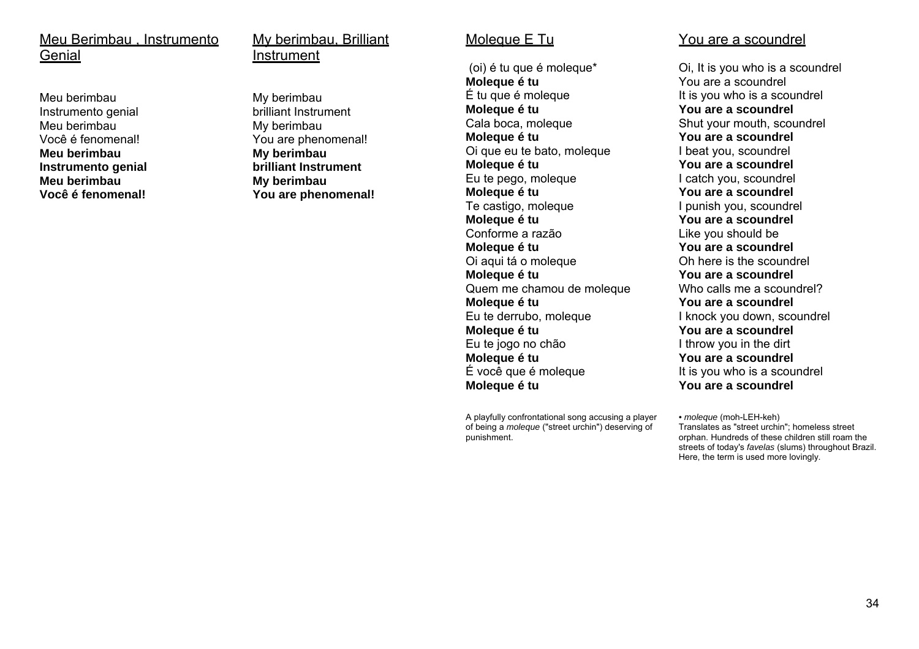## Meu Berimbau , Instrumento Genial

Meu berimbau
Instrumento genial
Meu berimbau
Você é fenomenal!
**Meu berimbau**
**Instrumento genial**
**Meu berimbau**
**Você é fenomenal!**

## My berimbau, Brilliant Instrument

My berimbau
brilliant Instrument
My berimbau
You are phenomenal!
**My berimbau**
**brilliant Instrument**
**My berimbau**
**You are phenomenal!**

## Moleque E Tu

(oi) é tu que é moleque*
**Moleque é tu**
É tu que é moleque
**Moleque é tu**
Cala boca, moleque
**Moleque é tu**
Oi que eu te bato, moleque
**Moleque é tu**
Eu te pego, moleque
**Moleque é tu**
Te castigo, moleque
**Moleque é tu**
Conforme a razão
**Moleque é tu**
Oi aqui tá o moleque
**Moleque é tu**
Quem me chamou de moleque
**Moleque é tu**
Eu te derrubo, moleque
**Moleque é tu**
Eu te jogo no chão
**Moleque é tu**
É você que é moleque
**Moleque é tu**

A playfully confrontational song accusing a player of being a *moleque* ("street urchin") deserving of punishment.

## You are a scoundrel

Oi, It is you who is a scoundrel
You are a scoundrel
It is you who is a scoundrel
**You are a scoundrel**
Shut your mouth, scoundrel
**You are a scoundrel**
I beat you, scoundrel
**You are a scoundrel**
I catch you, scoundrel
**You are a scoundrel**
I punish you, scoundrel
**You are a scoundrel**
Like you should be
**You are a scoundrel**
Oh here is the scoundrel
**You are a scoundrel**
Who calls me a scoundrel?
**You are a scoundrel**
I knock you down, scoundrel
**You are a scoundrel**
I throw you in the dirt
**You are a scoundrel**
It is you who is a scoundrel
**You are a scoundrel**

• *moleque* (moh-LEH-keh)
Translates as "street urchin"; homeless street orphan. Hundreds of these children still roam the streets of today's *favelas* (slums) throughout Brazil. Here, the term is used more lovingly.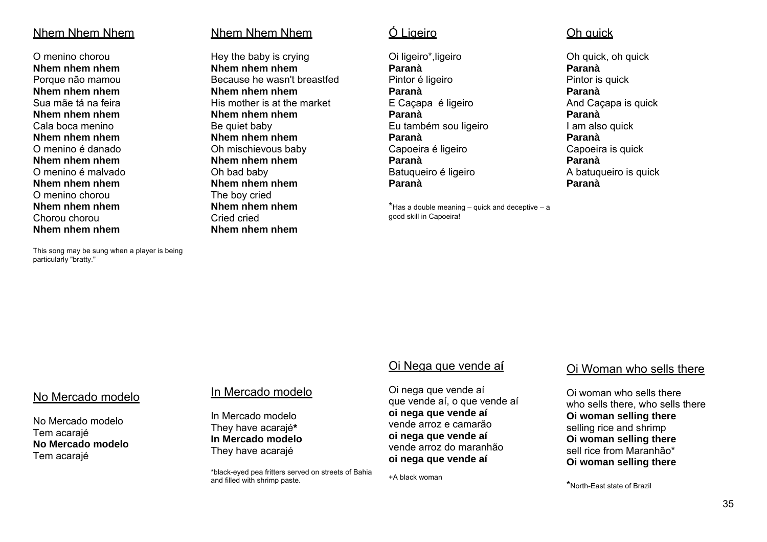## Nhem Nhem Nhem

O menino chorou
**Nhem nhem nhem**
Porque não mamou
**Nhem nhem nhem**
Sua mãe tá na feira
**Nhem nhem nhem**
Cala boca menino
**Nhem nhem nhem**
O menino é danado
**Nhem nhem nhem**
O menino é malvado
**Nhem nhem nhem**
O menino chorou
**Nhem nhem nhem**
Chorou chorou
**Nhem nhem nhem**

This song may be sung when a player is being particularly "bratty."

## Nhem Nhem Nhem

Hey the baby is crying
**Nhem nhem nhem**
Because he wasn't breastfed
**Nhem nhem nhem**
His mother is at the market
**Nhem nhem nhem**
Be quiet baby
**Nhem nhem nhem**
Oh mischievous baby
**Nhem nhem nhem**
Oh bad baby
**Nhem nhem nhem**
The boy cried
**Nhem nhem nhem**
Cried cried
**Nhem nhem nhem**

## Ó Ligeiro

Oi ligeiro*,ligeiro
**Paranà**
Pintor é ligeiro
**Paranà**
E Caçapa é ligeiro
**Paranà**
Eu também sou ligeiro
**Paranà**
Capoeira é ligeiro
**Paranà**
Batuqueiro é ligeiro
**Paranà**

*Has a double meaning – quick and deceptive – a good skill in Capoeira!

## Oh quick

Oh quick, oh quick
**Paranà**
Pintor is quick
**Paranà**
And Caçapa is quick
**Paranà**
I am also quick
**Paranà**
Capoeira is quick
**Paranà**
A batuqueiro is quick
**Paranà**

## No Mercado modelo

No Mercado modelo
Tem acarajé
**No Mercado modelo**
Tem acarajé

## In Mercado modelo

In Mercado modelo
They have acarajé*
**In Mercado modelo**
They have acarajé

*black-eyed pea fritters served on streets of Bahia and filled with shrimp paste.

## Oi Nega que vende aí

Oi nega que vende aí
que vende aí, o que vende aí
**oi nega que vende aí**
vende arroz e camarão
**oi nega que vende aí**
vende arroz do maranhão
**oi nega que vende aí**

+A black woman

## Oi Woman who sells there

Oi woman who sells there
who sells there, who sells there
**Oi woman selling there**
selling rice and shrimp
**Oi woman selling there**
sell rice from Maranhão*
**Oi woman selling there**

*North-East state of Brazil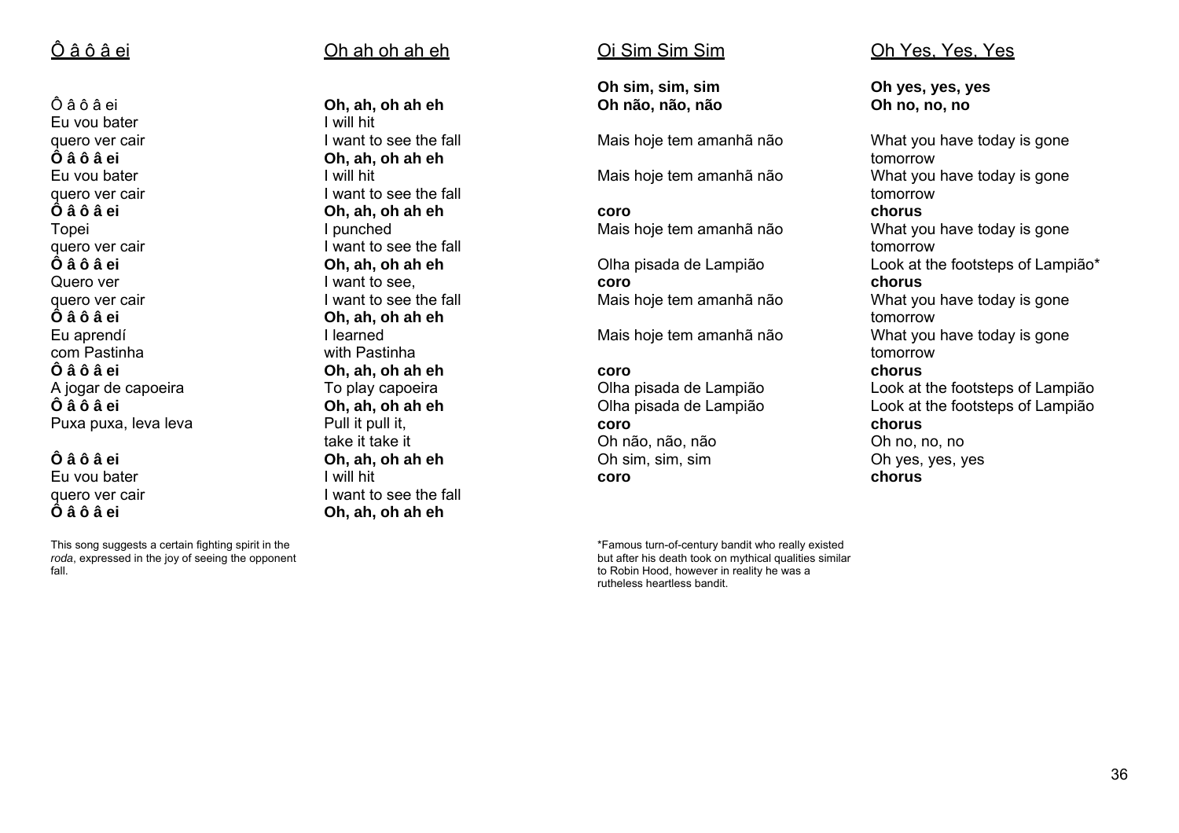## Ô â ô â ei

Ô â ô â ei
Eu vou bater
quero ver cair
**Ô â ô â ei**
Eu vou bater
quero ver cair
**Ô â ô â ei**
Topei
quero ver cair
**Ô â ô â ei**
Quero ver
quero ver cair
**Ô â ô â ei**
Eu aprendí
com Pastinha
**Ô â ô â ei**
A jogar de capoeira
**Ô â ô â ei**
Puxa puxa, leva leva

**Ô â ô â ei**
Eu vou bater
quero ver cair
**Ô â ô â ei**

This song suggests a certain fighting spirit in the *roda*, expressed in the joy of seeing the opponent fall.

## Oh ah oh ah eh

**Oh, ah, oh ah eh**
I will hit
I want to see the fall
**Oh, ah, oh ah eh**
I will hit
I want to see the fall
**Oh, ah, oh ah eh**
I punched
I want to see the fall
**Oh, ah, oh ah eh**
I want to see,
I want to see the fall
**Oh, ah, oh ah eh**
I learned
with Pastinha
**Oh, ah, oh ah eh**
To play capoeira
**Oh, ah, oh ah eh**
Pull it pull it,
take it take it
**Oh, ah, oh ah eh**
I will hit
I want to see the fall
**Oh, ah, oh ah eh**

## Oi Sim Sim Sim

**Oh sim, sim, sim**
**Oh não, não, não**

Mais hoje tem amanhã não

Mais hoje tem amanhã não

**coro**
Mais hoje tem amanhã não

Olha pisada de Lampião
**coro**
Mais hoje tem amanhã não

Mais hoje tem amanhã não

**coro**
Olha pisada de Lampião
Olha pisada de Lampião
**coro**
Oh não, não, não
Oh sim, sim, sim
**coro**

*Famous turn-of-century bandit who really existed but after his death took on mythical qualities similar to Robin Hood, however in reality he was a rutheless heartless bandit.

## Oh Yes, Yes, Yes

**Oh yes, yes, yes**
**Oh no, no, no**

What you have today is gone tomorrow
What you have today is gone tomorrow
**chorus**
What you have today is gone tomorrow
Look at the footsteps of Lampião*
**chorus**
What you have today is gone tomorrow
What you have today is gone tomorrow
**chorus**
Look at the footsteps of Lampião
Look at the footsteps of Lampião
**chorus**
Oh no, no, no
Oh yes, yes, yes
**chorus**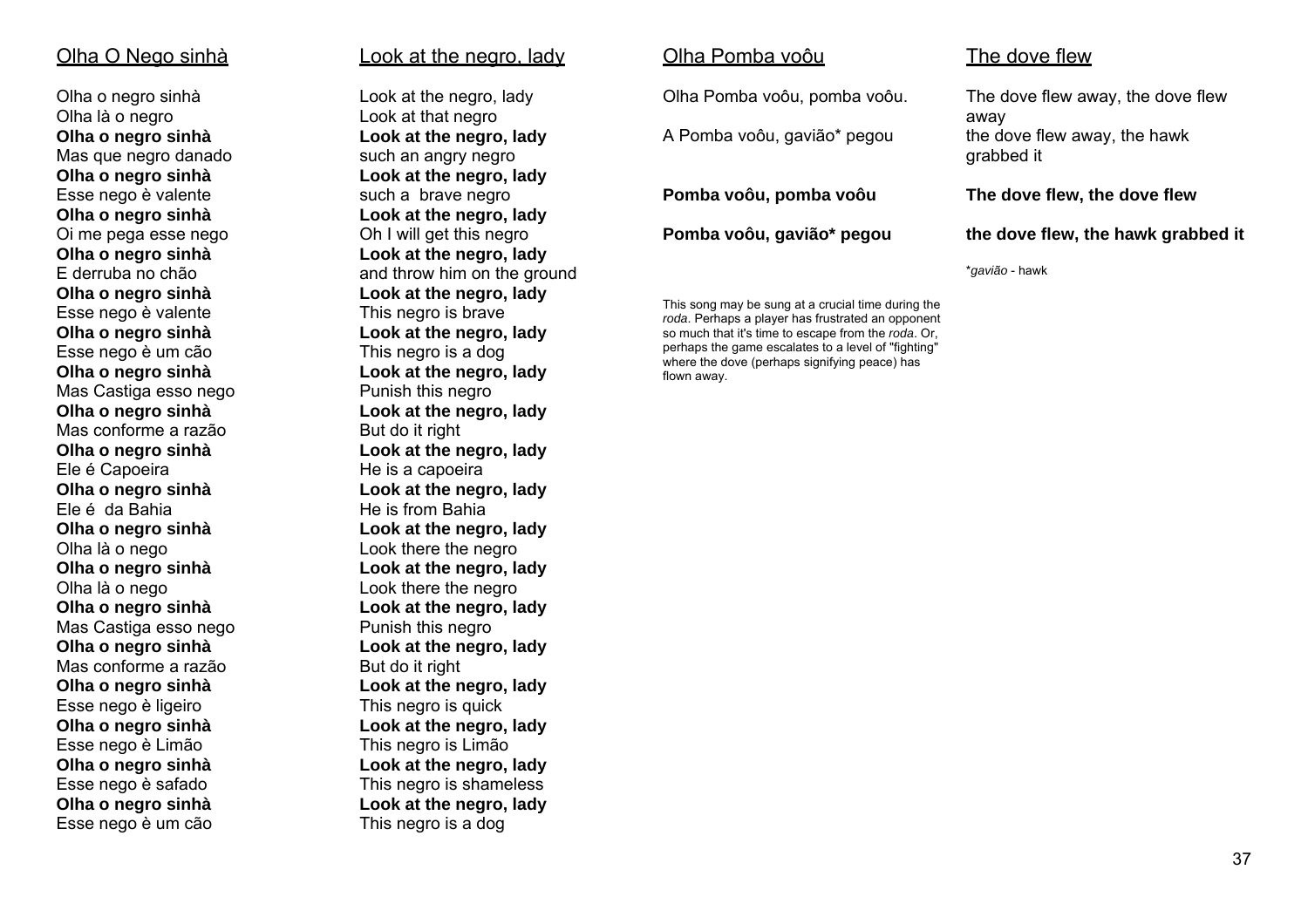## Olha O Nego sinhà

Olha o negro sinhà
Olha là o negro
**Olha o negro sinhà**
Mas que negro danado
**Olha o negro sinhà**
Esse nego è valente
**Olha o negro sinhà**
Oi me pega esse nego
**Olha o negro sinhà**
E derruba no chão
**Olha o negro sinhà**
Esse nego è valente
**Olha o negro sinhà**
Esse nego è um cão
**Olha o negro sinhà**
Mas Castiga esso nego
**Olha o negro sinhà**
Mas conforme a razão
**Olha o negro sinhà**
Ele é Capoeira
**Olha o negro sinhà**
Ele é da Bahia
**Olha o negro sinhà**
Olha là o nego
**Olha o negro sinhà**
Olha là o nego
**Olha o negro sinhà**
Mas Castiga esso nego
**Olha o negro sinhà**
Mas conforme a razão
**Olha o negro sinhà**
Esse nego è ligeiro
**Olha o negro sinhà**
Esse nego è Limão
**Olha o negro sinhà**
Esse nego è safado
**Olha o negro sinhà**
Esse nego è um cão

## Look at the negro, lady

Look at the negro, lady
Look at that negro
**Look at the negro, lady**
such an angry negro
**Look at the negro, lady**
such a brave negro
**Look at the negro, lady**
Oh I will get this negro
**Look at the negro, lady**
and throw him on the ground
**Look at the negro, lady**
This negro is brave
**Look at the negro, lady**
This negro is a dog
**Look at the negro, lady**
Punish this negro
**Look at the negro, lady**
But do it right
**Look at the negro, lady**
He is a capoeira
**Look at the negro, lady**
He is from Bahia
**Look at the negro, lady**
Look there the negro
**Look at the negro, lady**
Look there the negro
**Look at the negro, lady**
Punish this negro
**Look at the negro, lady**
But do it right
**Look at the negro, lady**
This negro is quick
**Look at the negro, lady**
This negro is Limão
**Look at the negro, lady**
This negro is shameless
**Look at the negro, lady**
This negro is a dog

## Olha Pomba voôu

Olha Pomba voôu, pomba voôu.

A Pomba voôu, gavião* pegou

**Pomba voôu, pomba voôu**

**Pomba voôu, gavião* pegou**

This song may be sung at a crucial time during the *roda*. Perhaps a player has frustrated an opponent so much that it's time to escape from the *roda*. Or, perhaps the game escalates to a level of "fighting" where the dove (perhaps signifying peace) has flown away.

## The dove flew

The dove flew away, the dove flew away
the dove flew away, the hawk grabbed it

**The dove flew, the dove flew**

**the dove flew, the hawk grabbed it**

*\*gavião* - hawk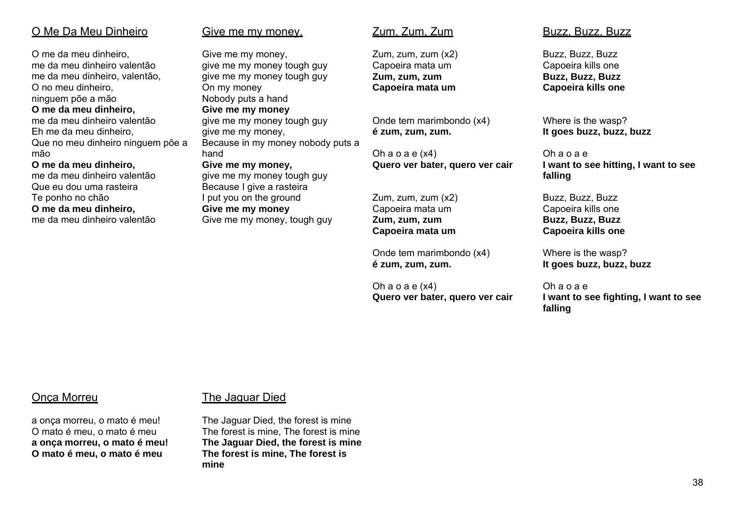## O Me Da Meu Dinheiro

O me da meu dinheiro,
me da meu dinheiro valentão
me da meu dinheiro, valentão,
O no meu dinheiro,
ninguem põe a mão
**O me da meu dinheiro,**
me da meu dinheiro valentão
Eh me da meu dinheiro,
Que no meu dinheiro ninguem põe a mão
**O me da meu dinheiro,**
me da meu dinheiro valentão
Que eu dou uma rasteira
Te ponho no chão
**O me da meu dinheiro,**
me da meu dinheiro valentão

## Give me my money,

Give me my money,
give me my money tough guy
give me my money tough guy
On my money
Nobody puts a hand
**Give me my money**
give me my money tough guy
give me my money,
Because in my money nobody puts a hand
**Give me my money,**
give me my money tough guy
Because I give a rasteira
I put you on the ground
**Give me my money**
Give me my money, tough guy

## Zum, Zum, Zum

Zum, zum, zum (x2)
Capoeira mata um
**Zum, zum, zum**
**Capoeira mata um**

Onde tem marimbondo (x4)
**é zum, zum, zum.**

Oh a o a e (x4)
**Quero ver bater, quero ver cair**

Zum, zum, zum (x2)
Capoeira mata um
**Zum, zum, zum**
**Capoeira mata um**

Onde tem marimbondo (x4)
**é zum, zum, zum.**

Oh a o a e (x4)
**Quero ver bater, quero ver cair**

## Buzz, Buzz, Buzz

Buzz, Buzz, Buzz
Capoeira kills one
**Buzz, Buzz, Buzz**
**Capoeira kills one**

Where is the wasp?
**It goes buzz, buzz, buzz**

Oh a o a e
**I want to see hitting, I want to see falling**

Buzz, Buzz, Buzz
Capoeira kills one
**Buzz, Buzz, Buzz**
**Capoeira kills one**

Where is the wasp?
**It goes buzz, buzz, buzz**

Oh a o a e
**I want to see fighting, I want to see falling**

## Onça Morreu

a onça morreu, o mato é meu!
O mato é meu, o mato é meu
**a onça morreu, o mato é meu!**
**O mato é meu, o mato é meu**

## The Jaguar Died

The Jaguar Died, the forest is mine
The forest is mine, The forest is mine
**The Jaguar Died, the forest is mine**
**The forest is mine, The forest is mine**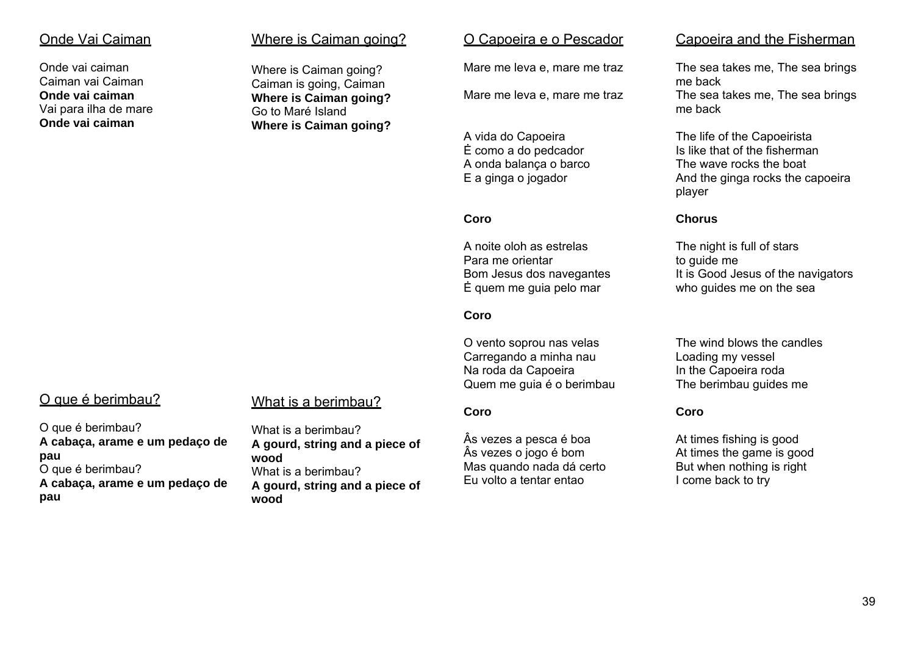## Onde Vai Caiman

Onde vai caiman
Caiman vai Caiman
**Onde vai caiman**
Vai para ilha de mare
**Onde vai caiman**

## Where is Caiman going?

Where is Caiman going?
Caiman is going, Caiman
**Where is Caiman going?**
Go to Maré Island
**Where is Caiman going?**

## O que é berimbau?

O que é berimbau?
**A cabaça, arame e um pedaço de pau**
O que é berimbau?
**A cabaça, arame e um pedaço de pau**

## What is a berimbau?

What is a berimbau?
**A gourd, string and a piece of wood**
What is a berimbau?
**A gourd, string and a piece of wood**

## O Capoeira e o Pescador

Mare me leva e, mare me traz

Mare me leva e, mare me traz

A vida do Capoeira
Ė como a do pedcador
A onda balança o barco
E a ginga o jogador

**Coro**

A noite oloh as estrelas
Para me orientar
Bom Jesus dos navegantes
Ė quem me guia pelo mar

**Coro**

O vento soprou nas velas
Carregando a minha nau
Na roda da Capoeira
Quem me guia é o berimbau

**Coro**

Âs vezes a pesca é boa
Âs vezes o jogo é bom
Mas quando nada dá certo
Eu volto a tentar entao

## Capoeira and the Fisherman

The sea takes me, The sea brings me back
The sea takes me, The sea brings me back

The life of the Capoeirista
Is like that of the fisherman
The wave rocks the boat
And the ginga rocks the capoeira player

**Chorus**

The night is full of stars
to guide me
It is Good Jesus of the navigators
who guides me on the sea

The wind blows the candles
Loading my vessel
In the Capoeira roda
The berimbau guides me

**Coro**

At times fishing is good
At times the game is good
But when nothing is right
I come back to try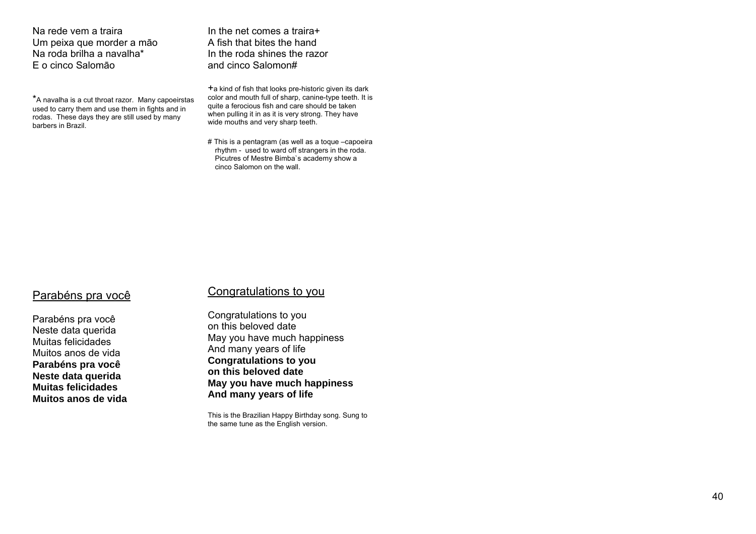Na rede vem a traira
Um peixa que morder a mão
Na roda brilha a navalha*
E o cinco Salomão

*A navalha is a cut throat razor. Many capoeirstas used to carry them and use them in fights and in rodas. These days they are still used by many barbers in Brazil.

In the net comes a traira+
A fish that bites the hand
In the roda shines the razor
and cinco Salomon#

+a kind of fish that looks pre-historic given its dark color and mouth full of sharp, canine-type teeth. It is quite a ferocious fish and care should be taken when pulling it in as it is very strong. They have wide mouths and very sharp teeth.

# This is a pentagram (as well as a toque –capoeira rhythm - used to ward off strangers in the roda. Picutres of Mestre Bimba`s academy show a cinco Salomon on the wall.

## Parabéns pra você

Parabéns pra você
Neste data querida
Muitas felicidades
Muitos anos de vida
**Parabéns pra você**
**Neste data querida**
**Muitas felicidades**
**Muitos anos de vida**

## Congratulations to you

Congratulations to you
on this beloved date
May you have much happiness
And many years of life
**Congratulations to you**
**on this beloved date**
**May you have much happiness**
**And many years of life**

This is the Brazilian Happy Birthday song. Sung to the same tune as the English version.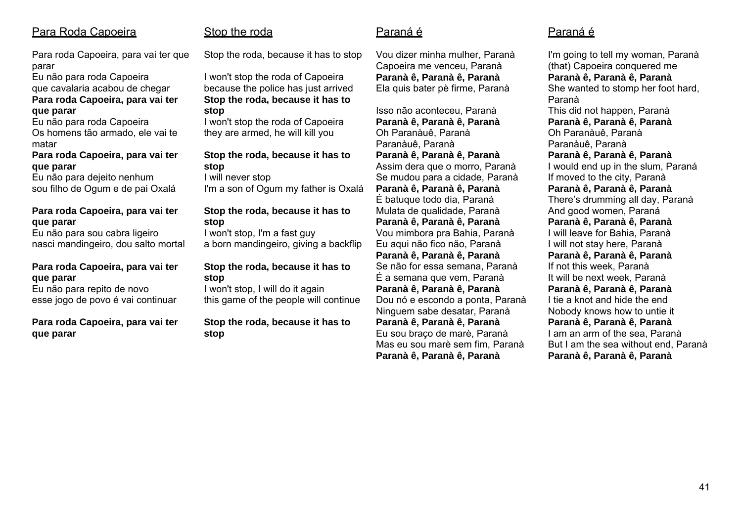## Para Roda Capoeira

Para roda Capoeira, para vai ter que parar
Eu não para roda Capoeira
que cavalaria acabou de chegar
**Para roda Capoeira, para vai ter que parar**
Eu não para roda Capoeira
Os homens tão armado, ele vai te matar
**Para roda Capoeira, para vai ter que parar**
Eu não para dejeito nenhum
sou filho de Ogum e de pai Oxalá

**Para roda Capoeira, para vai ter que parar**
Eu não para sou cabra ligeiro
nasci mandingeiro, dou salto mortal

**Para roda Capoeira, para vai ter que parar**
Eu não para repito de novo
esse jogo de povo é vai continuar

**Para roda Capoeira, para vai ter que parar**

## Stop the roda

Stop the roda, because it has to stop

I won't stop the roda of Capoeira
because the police has just arrived
**Stop the roda, because it has to stop**
I won't stop the roda of Capoeira
they are armed, he will kill you

**Stop the roda, because it has to stop**
I will never stop
I'm a son of Ogum my father is Oxalá

**Stop the roda, because it has to stop**
I won't stop, I'm a fast guy
a born mandingeiro, giving a backflip

**Stop the roda, because it has to stop**
I won't stop, I will do it again
this game of the people will continue

**Stop the roda, because it has to stop**

## Paraná é

Vou dizer minha mulher, Paranà
Capoeira me venceu, Paranà
**Paranà ê, Paranà ê, Paranà**
Ela quis bater pè firme, Paranà

Isso não aconteceu, Paranà
**Paranà ê, Paranà ê, Paranà**
Oh Paranàuê, Paranà
Paranàuê, Paranà
**Paranà ê, Paranà ê, Paranà**
Assim dera que o morro, Paranà
Se mudou para a cidade, Paranà
**Paranà ê, Paranà ê, Paranà**
É batuque todo dia, Paranà
Mulata de qualidade, Paranà
**Paranà ê, Paranà ê, Paranà**
Vou mimbora pra Bahia, Paranà
Eu aqui não fico não, Paranà
**Paranà ê, Paranà ê, Paranà**
Se não for essa semana, Paranà
É a semana que vem, Paranà
**Paranà ê, Paranà ê, Paranà**
Dou nó e escondo a ponta, Paranà
Ninguem sabe desatar, Paranà
**Paranà ê, Paranà ê, Paranà**
Eu sou braço de marè, Paranà
Mas eu sou marè sem fim, Paranà
**Paranà ê, Paranà ê, Paranà**

## Paraná é

I'm going to tell my woman, Paranà
(that) Capoeira conquered me
**Paranà ê, Paranà ê, Paranà**
She wanted to stomp her foot hard, Paranà
This did not happen, Paranà
**Paranà ê, Paranà ê, Paranà**
Oh Paranàuê, Paranà
Paranàuê, Paranà
**Paranà ê, Paranà ê, Paranà**
I would end up in the slum, Paraná
If moved to the city, Paranà
**Paranà ê, Paranà ê, Paranà**
There's drumming all day, Paraná
And good women, Paraná
**Paranà ê, Paranà ê, Paranà**
I will leave for Bahia, Paranà
I will not stay here, Paranà
**Paranà ê, Paranà ê, Paranà**
If not this week, Paranà
It will be next week, Paranà
**Paranà ê, Paranà ê, Paranà**
I tie a knot and hide the end
Nobody knows how to untie it
**Paranà ê, Paranà ê, Paranà**
I am an arm of the sea, Paranà
But I am the sea without end, Paranà
**Paranà ê, Paranà ê, Paranà**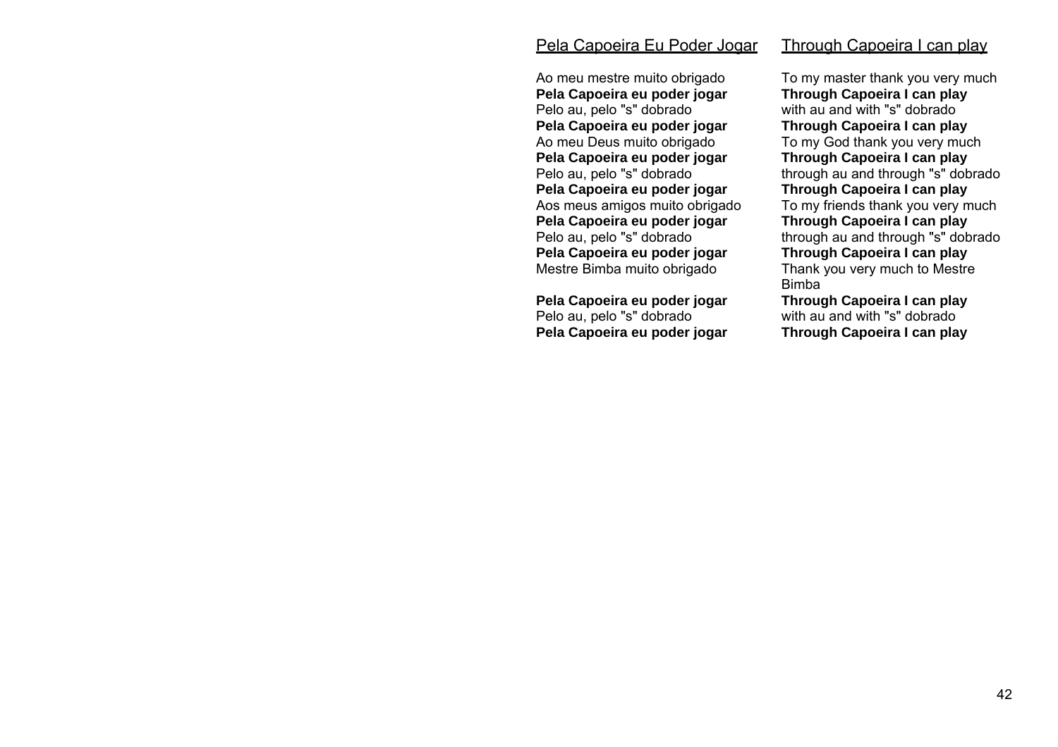## Pela Capoeira Eu Poder Jogar

Ao meu mestre muito obrigado
**Pela Capoeira eu poder jogar**
Pelo au, pelo "s" dobrado
**Pela Capoeira eu poder jogar**
Ao meu Deus muito obrigado
**Pela Capoeira eu poder jogar**
Pelo au, pelo "s" dobrado
**Pela Capoeira eu poder jogar**
Aos meus amigos muito obrigado
**Pela Capoeira eu poder jogar**
Pelo au, pelo "s" dobrado
**Pela Capoeira eu poder jogar**
Mestre Bimba muito obrigado

**Pela Capoeira eu poder jogar**
Pelo au, pelo "s" dobrado
**Pela Capoeira eu poder jogar**

## Through Capoeira I can play

To my master thank you very much
**Through Capoeira I can play**
with au and with "s" dobrado
**Through Capoeira I can play**
To my God thank you very much
**Through Capoeira I can play**
through au and through "s" dobrado
**Through Capoeira I can play**
To my friends thank you very much
**Through Capoeira I can play**
through au and through "s" dobrado
**Through Capoeira I can play**
Thank you very much to Mestre Bimba
**Through Capoeira I can play**
with au and with "s" dobrado
**Through Capoeira I can play**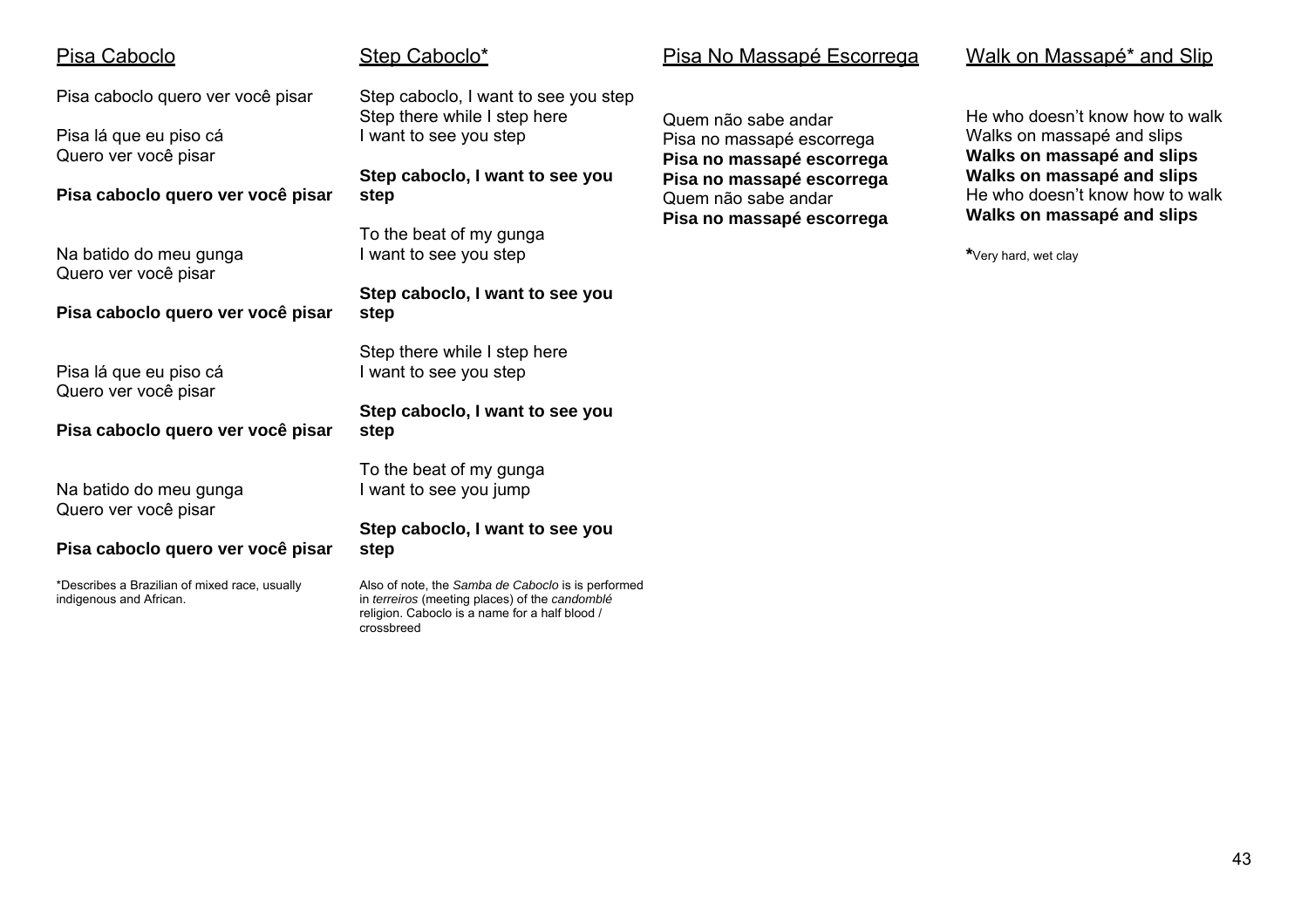## Pisa Caboclo

Pisa caboclo quero ver você pisar

Pisa lá que eu piso cá
Quero ver você pisar

**Pisa caboclo quero ver você pisar**

Na batido do meu gunga
Quero ver você pisar

**Pisa caboclo quero ver você pisar**

Pisa lá que eu piso cá
Quero ver você pisar

**Pisa caboclo quero ver você pisar**

Na batido do meu gunga
Quero ver você pisar

**Pisa caboclo quero ver você pisar**

*Describes a Brazilian of mixed race, usually indigenous and African.

## Step Caboclo*

Step caboclo, I want to see you step
Step there while I step here
I want to see you step

**Step caboclo, I want to see you step**

To the beat of my gunga
I want to see you step

**Step caboclo, I want to see you step**

Step there while I step here
I want to see you step

**Step caboclo, I want to see you step**

To the beat of my gunga
I want to see you jump

**Step caboclo, I want to see you step**

Also of note, the *Samba de Caboclo* is is performed in *terreiros* (meeting places) of the *candomblé* religion. Caboclo is a name for a half blood / crossbreed

## Pisa No Massapé Escorrega

Quem não sabe andar
Pisa no massapé escorrega
**Pisa no massapé escorrega**
**Pisa no massapé escorrega**
Quem não sabe andar
**Pisa no massapé escorrega**

## Walk on Massapé* and Slip

He who doesn't know how to walk
Walks on massapé and slips
**Walks on massapé and slips**
**Walks on massapé and slips**
He who doesn't know how to walk
**Walks on massapé and slips**

**\***Very hard, wet clay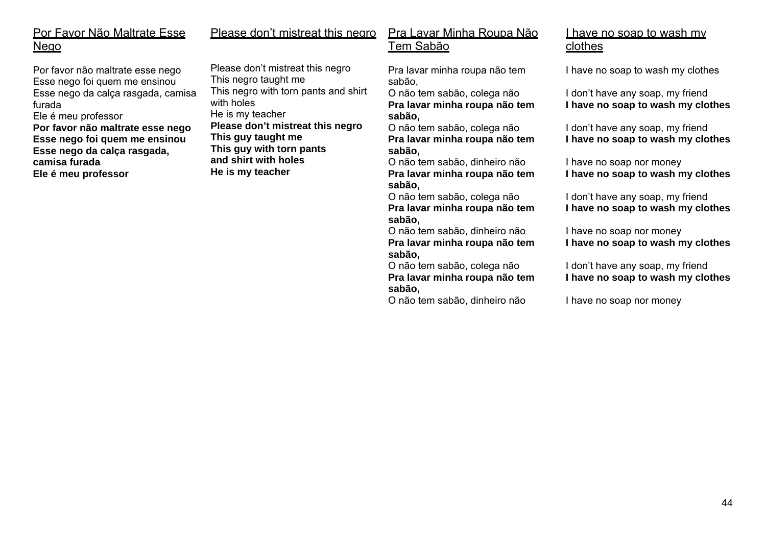Por Favor Não Maltrate Esse Nego

Por favor não maltrate esse nego
Esse nego foi quem me ensinou
Esse nego da calça rasgada, camisa furada
Ele é meu professor
**Por favor não maltrate esse nego**
**Esse nego foi quem me ensinou**
**Esse nego da calça rasgada, camisa furada**
**Ele é meu professor**

Please don't mistreat this negro

Please don't mistreat this negro
This negro taught me
This negro with torn pants and shirt with holes
He is my teacher
**Please don't mistreat this negro**
**This guy taught me**
**This guy with torn pants and shirt with holes**
**He is my teacher**

Pra Lavar Minha Roupa Não Tem Sabão

Pra lavar minha roupa não tem sabão,
O não tem sabão, colega não
**Pra lavar minha roupa não tem sabão,**
O não tem sabão, colega não
**Pra lavar minha roupa não tem sabão,**
O não tem sabão, dinheiro não
**Pra lavar minha roupa não tem sabão,**
O não tem sabão, colega não
**Pra lavar minha roupa não tem sabão,**
O não tem sabão, dinheiro não
**Pra lavar minha roupa não tem sabão,**
O não tem sabão, colega não
**Pra lavar minha roupa não tem sabão,**
O não tem sabão, dinheiro não

I have no soap to wash my clothes

I have no soap to wash my clothes

I don't have any soap, my friend
**I have no soap to wash my clothes**

I don't have any soap, my friend
**I have no soap to wash my clothes**

I have no soap nor money
**I have no soap to wash my clothes**

I don't have any soap, my friend
**I have no soap to wash my clothes**

I have no soap nor money
**I have no soap to wash my clothes**

I don't have any soap, my friend
**I have no soap to wash my clothes**

I have no soap nor money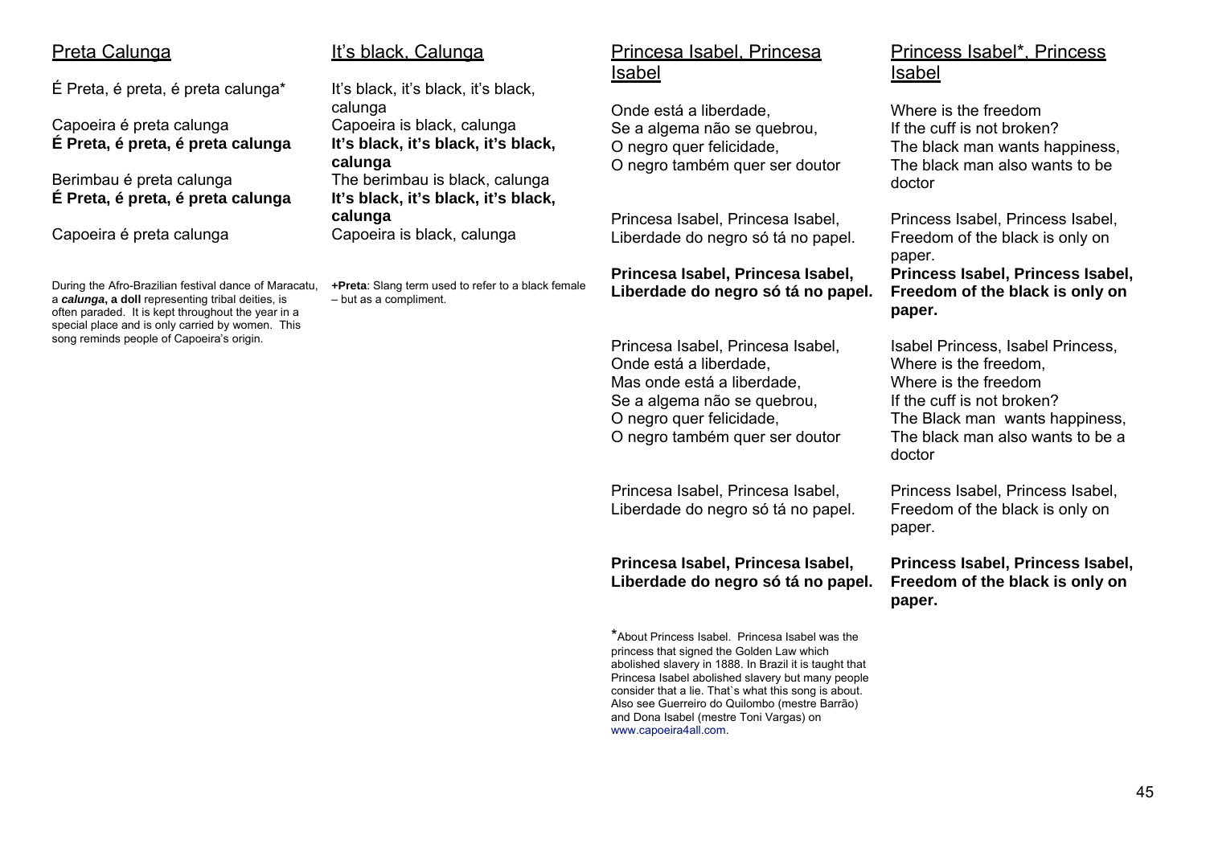## Preta Calunga

É Preta, é preta, é preta calunga*

Capoeira é preta calunga
**É Preta, é preta, é preta calunga**

Berimbau é preta calunga
**É Preta, é preta, é preta calunga**

Capoeira é preta calunga

## It's black, Calunga

It's black, it's black, it's black, calunga

Capoeira is black, calunga
**It's black, it's black, it's black, calunga**

The berimbau is black, calunga
**It's black, it's black, it's black, calunga**

Capoeira is black, calunga

During the Afro-Brazilian festival dance of Maracatu, a ***calunga*, a doll** representing tribal deities, is often paraded. It is kept throughout the year in a special place and is only carried by women. This song reminds people of Capoeira's origin.

**+Preta**: Slang term used to refer to a black female – but as a compliment.

## Princesa Isabel, Princesa Isabel

Onde está a liberdade,
Se a algema não se quebrou,
O negro quer felicidade,
O negro também quer ser doutor

Princesa Isabel, Princesa Isabel,
Liberdade do negro só tá no papel.

**Princesa Isabel, Princesa Isabel,**
**Liberdade do negro só tá no papel.**

Princesa Isabel, Princesa Isabel,
Onde está a liberdade,
Mas onde está a liberdade,
Se a algema não se quebrou,
O negro quer felicidade,
O negro também quer ser doutor

Princesa Isabel, Princesa Isabel,
Liberdade do negro só tá no papel.

**Princesa Isabel, Princesa Isabel,**
**Liberdade do negro só tá no papel.**

## Princess Isabel*, Princess Isabel

Where is the freedom
If the cuff is not broken?
The black man wants happiness,
The black man also wants to be doctor

Princess Isabel, Princess Isabel,
Freedom of the black is only on paper.

**Princess Isabel, Princess Isabel,**
**Freedom of the black is only on paper.**

Isabel Princess, Isabel Princess,
Where is the freedom,
Where is the freedom
If the cuff is not broken?
The Black man wants happiness,
The black man also wants to be a doctor

Princess Isabel, Princess Isabel,
Freedom of the black is only on paper.

**Princess Isabel, Princess Isabel,**
**Freedom of the black is only on paper.**

*About Princess Isabel. Princesa Isabel was the princess that signed the Golden Law which abolished slavery in 1888. In Brazil it is taught that Princesa Isabel abolished slavery but many people consider that a lie. That`s what this song is about. Also see Guerreiro do Quilombo (mestre Barrão) and Dona Isabel (mestre Toni Vargas) on www.capoeira4all.com.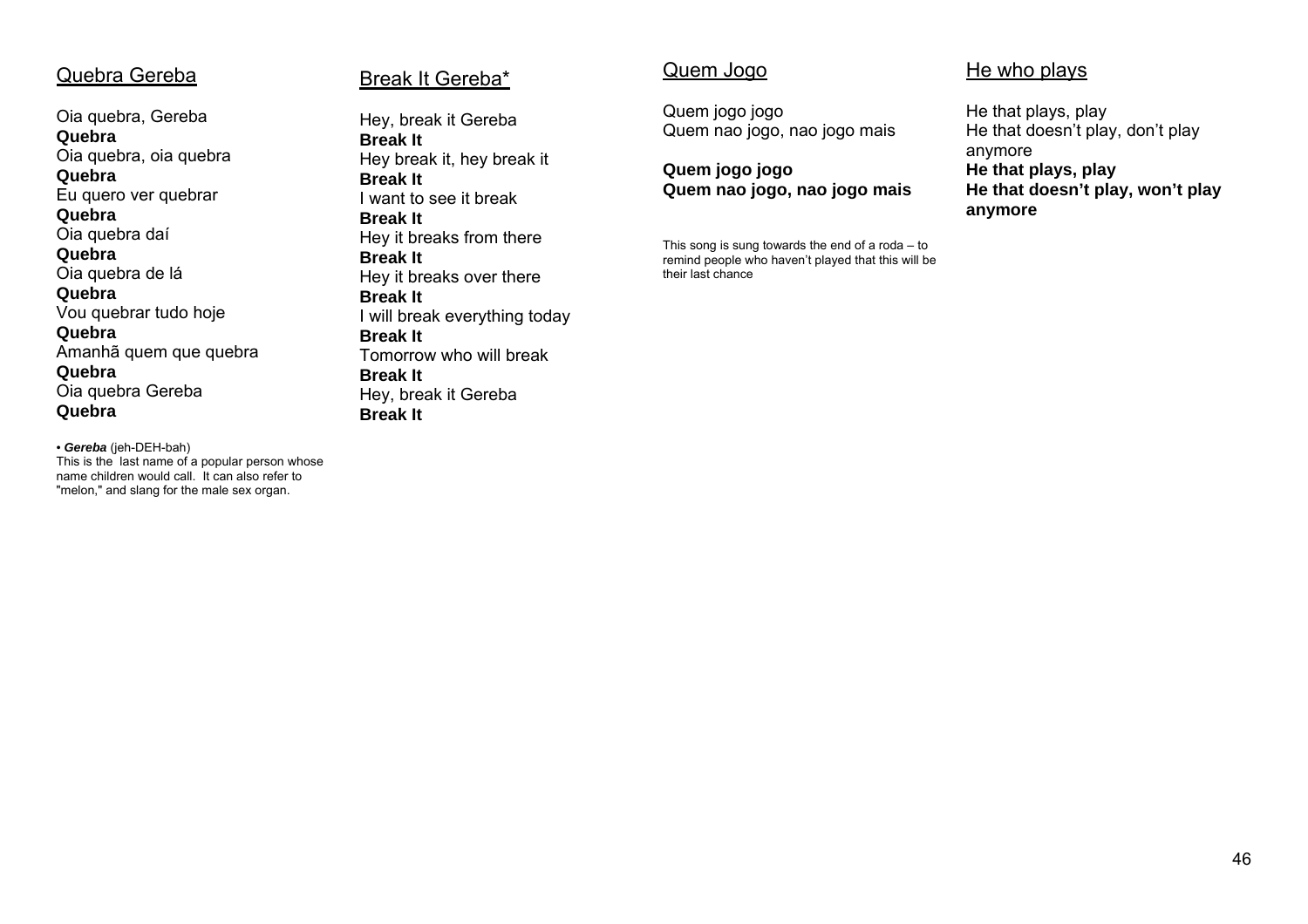## Quebra Gereba

Oia quebra, Gereba
**Quebra**
Oia quebra, oia quebra
**Quebra**
Eu quero ver quebrar
**Quebra**
Oia quebra daí
**Quebra**
Oia quebra de lá
**Quebra**
Vou quebrar tudo hoje
**Quebra**
Amanhã quem que quebra
**Quebra**
Oia quebra Gereba
**Quebra**

• ***Gereba*** (jeh-DEH-bah)
This is the last name of a popular person whose name children would call. It can also refer to "melon," and slang for the male sex organ.

## Break It Gereba*

Hey, break it Gereba
**Break It**
Hey break it, hey break it
**Break It**
I want to see it break
**Break It**
Hey it breaks from there
**Break It**
Hey it breaks over there
**Break It**
I will break everything today
**Break It**
Tomorrow who will break
**Break It**
Hey, break it Gereba
**Break It**

## Quem Jogo

Quem jogo jogo
Quem nao jogo, nao jogo mais

**Quem jogo jogo**
**Quem nao jogo, nao jogo mais**

This song is sung towards the end of a roda – to remind people who haven't played that this will be their last chance

## He who plays

He that plays, play
He that doesn't play, don't play anymore
**He that plays, play**
**He that doesn't play, won't play anymore**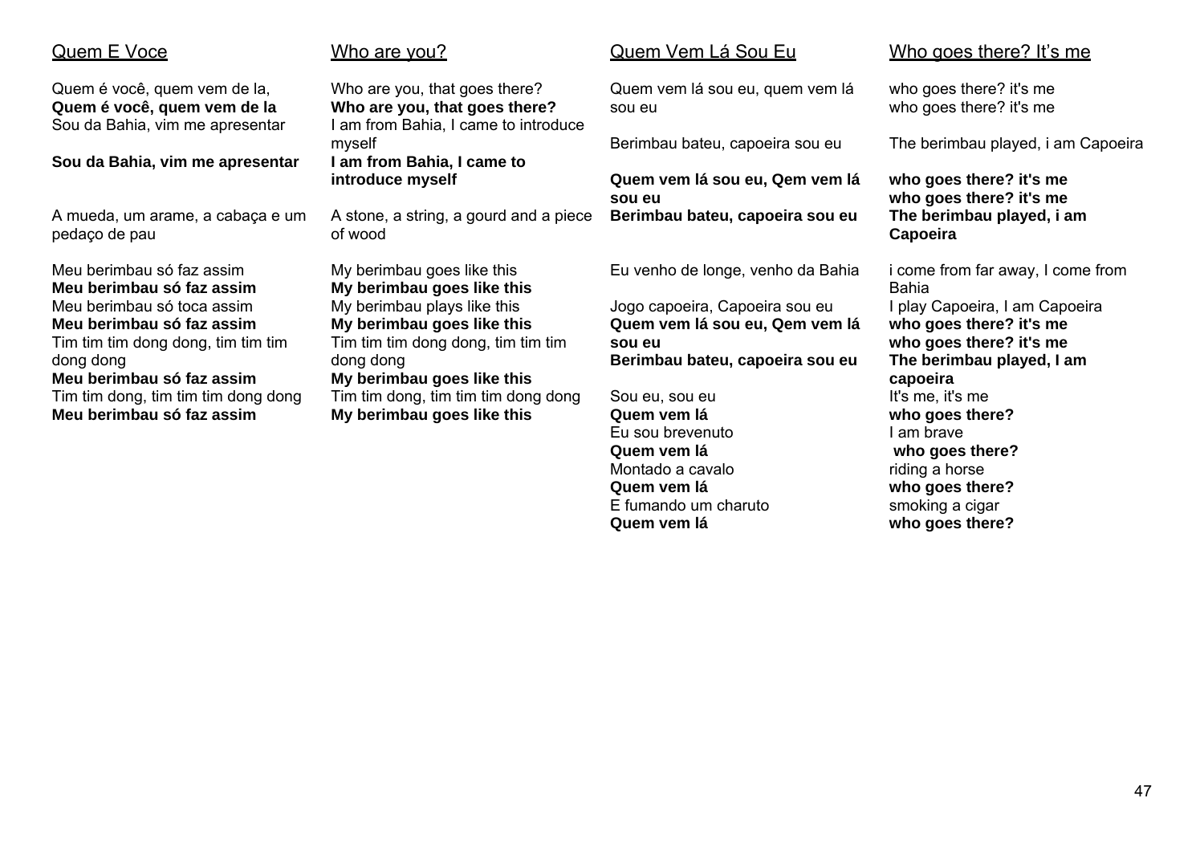Quem E Voce

Quem é você, quem vem de la,
**Quem é você, quem vem de la**
Sou da Bahia, vim me apresentar

**Sou da Bahia, vim me apresentar**

A mueda, um arame, a cabaça e um pedaço de pau

Meu berimbau só faz assim
**Meu berimbau só faz assim**
Meu berimbau só toca assim
**Meu berimbau só faz assim**
Tim tim tim dong dong, tim tim tim dong dong
**Meu berimbau só faz assim**
Tim tim dong, tim tim tim dong dong
**Meu berimbau só faz assim**

Who are you?

Who are you, that goes there?
**Who are you, that goes there?**
I am from Bahia, I came to introduce myself
**I am from Bahia, I came to introduce myself**

A stone, a string, a gourd and a piece of wood

My berimbau goes like this
**My berimbau goes like this**
My berimbau plays like this
**My berimbau goes like this**
Tim tim tim dong dong, tim tim tim dong dong
**My berimbau goes like this**
Tim tim dong, tim tim tim dong dong
**My berimbau goes like this**

Quem Vem Lá Sou Eu

Quem vem lá sou eu, quem vem lá sou eu

Berimbau bateu, capoeira sou eu

**Quem vem lá sou eu, Qem vem lá sou eu**
**Berimbau bateu, capoeira sou eu**

Eu venho de longe, venho da Bahia

Jogo capoeira, Capoeira sou eu
**Quem vem lá sou eu, Qem vem lá sou eu**
**Berimbau bateu, capoeira sou eu**

Sou eu, sou eu
**Quem vem lá**
Eu sou brevenuto
**Quem vem lá**
Montado a cavalo
**Quem vem lá**
E fumando um charuto
**Quem vem lá**

Who goes there? It's me

who goes there? it's me
who goes there? it's me

The berimbau played, i am Capoeira

**who goes there? it's me**
**who goes there? it's me**
**The berimbau played, i am Capoeira**

i come from far away, I come from Bahia
I play Capoeira, I am Capoeira
**who goes there? it's me**
**who goes there? it's me**
**The berimbau played, I am capoeira**
It's me, it's me
**who goes there?**
I am brave
**who goes there?**
riding a horse
**who goes there?**
smoking a cigar
**who goes there?**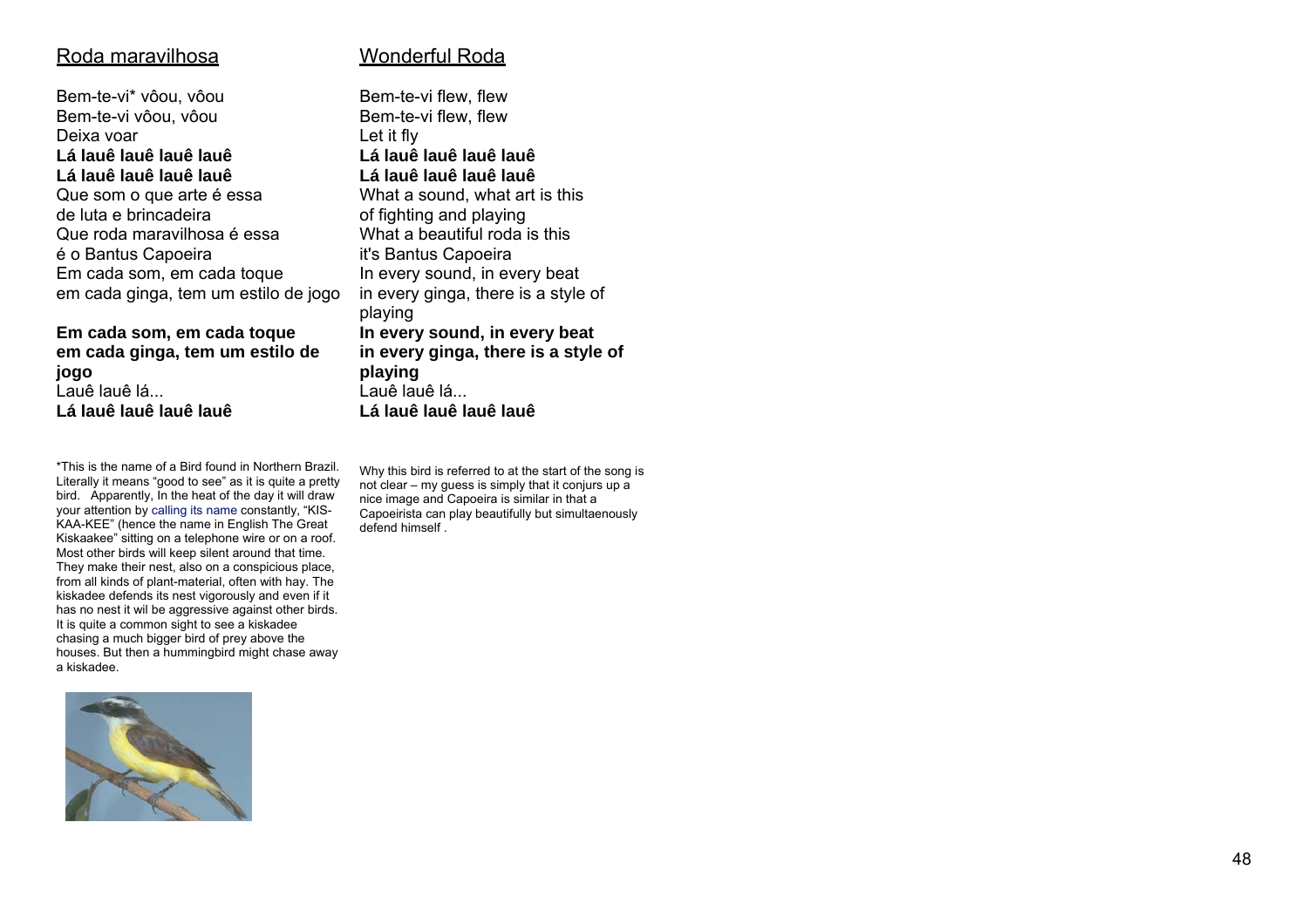## Roda maravilhosa

Bem-te-vi* vôou, vôou
Bem-te-vi vôou, vôou
Deixa voar
**Lá lauê lauê lauê lauê**
**Lá lauê lauê lauê lauê**
Que som o que arte é essa
de luta e brincadeira
Que roda maravilhosa é essa
é o Bantus Capoeira
Em cada som, em cada toque
em cada ginga, tem um estilo de jogo

**Em cada som, em cada toque**
**em cada ginga, tem um estilo de jogo**
Lauê lauê lá...
**Lá lauê lauê lauê lauê**

## Wonderful Roda

Bem-te-vi flew, flew
Bem-te-vi flew, flew
Let it fly
**Lá lauê lauê lauê lauê**
**Lá lauê lauê lauê lauê**
What a sound, what art is this
of fighting and playing
What a beautiful roda is this
it's Bantus Capoeira
In every sound, in every beat
in every ginga, there is a style of playing
**In every sound, in every beat**
**in every ginga, there is a style of playing**
Lauê lauê lá...
**Lá lauê lauê lauê lauê**

*This is the name of a Bird found in Northern Brazil. Literally it means "good to see" as it is quite a pretty bird. Apparently, In the heat of the day it will draw your attention by calling its name constantly, "KIS-KAA-KEE" (hence the name in English The Great Kiskaakee" sitting on a telephone wire or on a roof. Most other birds will keep silent around that time. They make their nest, also on a conspicuous place, from all kinds of plant-material, often with hay. The kiskadee defends its nest vigorously and even if it has no nest it wil be aggressive against other birds. It is quite a common sight to see a kiskadee chasing a much bigger bird of prey above the houses. But then a hummingbird might chase away a kiskadee.

Why this bird is referred to at the start of the song is not clear – my guess is simply that it conjurs up a nice image and Capoeira is similar in that a Capoeirista can play beautifully but simultaenously defend himself .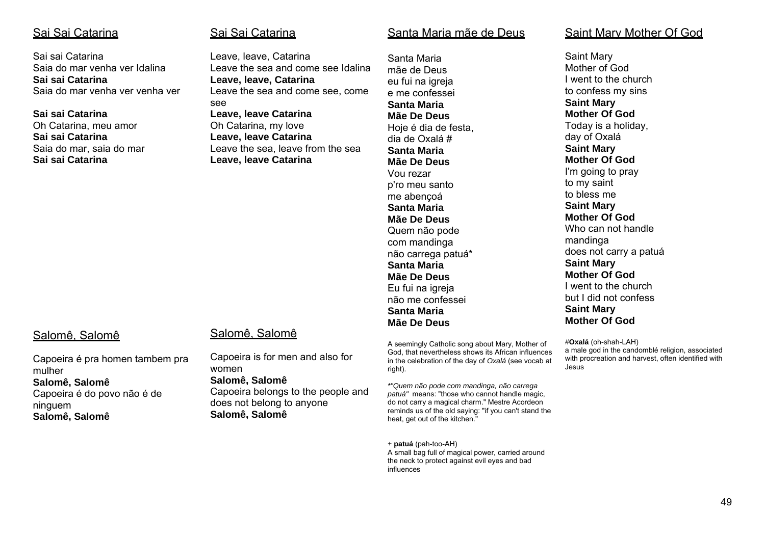## Sai Sai Catarina

Sai sai Catarina
Saia do mar venha ver Idalina
**Sai sai Catarina**
Saia do mar venha ver venha ver

**Sai sai Catarina**
Oh Catarina, meu amor
**Sai sai Catarina**
Saia do mar, saia do mar
**Sai sai Catarina**

## Sai Sai Catarina

Leave, leave, Catarina
Leave the sea and come see Idalina
**Leave, leave, Catarina**
Leave the sea and come see, come see
**Leave, leave Catarina**
Oh Catarina, my love
**Leave, leave Catarina**
Leave the sea, leave from the sea
**Leave, leave Catarina**

## Salomê, Salomê

Capoeira é pra homen tambem pra mulher
**Salomê, Salomê**
Capoeira é do povo não é de ninguem
**Salomê, Salomê**

## Salomê, Salomê

Capoeira is for men and also for women
**Salomê, Salomê**
Capoeira belongs to the people and does not belong to anyone
**Salomê, Salomê**

## Santa Maria mãe de Deus

Santa Maria
mãe de Deus
eu fui na igreja
e me confessei
**Santa Maria**
**Mãe De Deus**
Hoje é dia de festa,
dia de Oxalá #
**Santa Maria**
**Mãe De Deus**
Vou rezar
p'ro meu santo
me abençoá
**Santa Maria**
**Mãe De Deus**
Quem não pode
com mandinga
não carrega patuá*
**Santa Maria**
**Mãe De Deus**
Eu fui na igreja
não me confessei
**Santa Maria**
**Mãe De Deus**

A seemingly Catholic song about Mary, Mother of God, that nevertheless shows its African influences in the celebration of the day of *Oxalá* (see vocab at right).

**"Quem não pode com mandinga, não carrega patuá"* means: "those who cannot handle magic, do not carry a magical charm." Mestre Acordeon reminds us of the old saying: "if you can't stand the heat, get out of the kitchen."

+ **patuá** (pah-too-AH)
A small bag full of magical power, carried around the neck to protect against evil eyes and bad influences

## Saint Mary Mother Of God

Saint Mary
Mother of God
I went to the church
to confess my sins
**Saint Mary**
**Mother Of God**
Today is a holiday,
day of Oxalá
**Saint Mary**
**Mother Of God**
I'm going to pray
to my saint
to bless me
**Saint Mary**
**Mother Of God**
Who can not handle
mandinga
does not carry a patuá
**Saint Mary**
**Mother Of God**
I went to the church
but I did not confess
**Saint Mary**
**Mother Of God**

#**Oxalá** (oh-shah-LAH)
a male god in the candomblé religion, associated with procreation and harvest, often identified with Jesus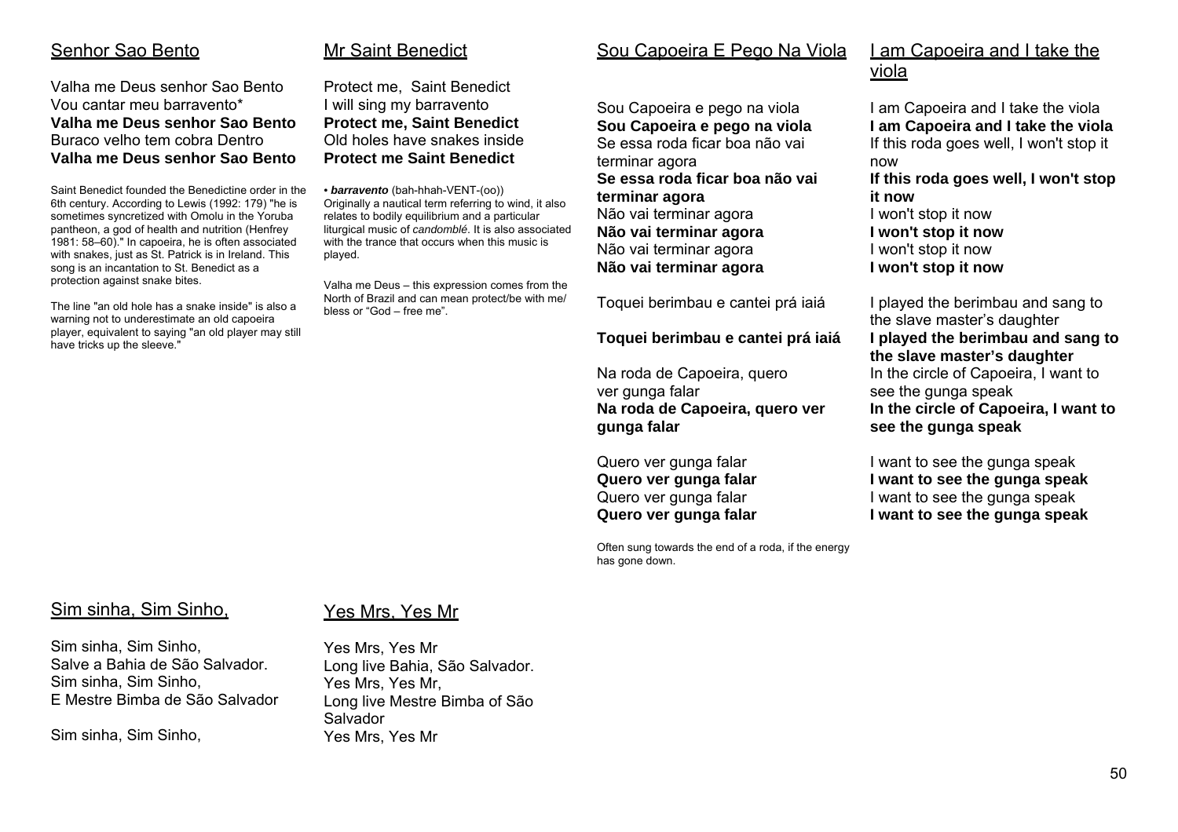## Senhor Sao Bento

Valha me Deus senhor Sao Bento
Vou cantar meu barravento*
**Valha me Deus senhor Sao Bento**
Buraco velho tem cobra Dentro
**Valha me Deus senhor Sao Bento**

Saint Benedict founded the Benedictine order in the 6th century. According to Lewis (1992: 179) "he is sometimes syncretized with Omolu in the Yoruba pantheon, a god of health and nutrition (Henfrey 1981: 58–60)." In capoeira, he is often associated with snakes, just as St. Patrick is in Ireland. This song is an incantation to St. Benedict as a protection against snake bites.

The line "an old hole has a snake inside" is also a warning not to underestimate an old capoeira player, equivalent to saying "an old player may still have tricks up the sleeve."

## Mr Saint Benedict

Protect me, Saint Benedict
I will sing my barravento
**Protect me, Saint Benedict**
Old holes have snakes inside
**Protect me Saint Benedict**

• ***barravento*** (bah-hhah-VENT-(oo))
Originally a nautical term referring to wind, it also relates to bodily equilibrium and a particular liturgical music of *candomblé*. It is also associated with the trance that occurs when this music is played.

Valha me Deus – this expression comes from the North of Brazil and can mean protect/be with me/ bless or "God – free me".

## Sou Capoeira E Pego Na Viola

Sou Capoeira e pego na viola
**Sou Capoeira e pego na viola**
Se essa roda ficar boa não vai terminar agora
**Se essa roda ficar boa não vai terminar agora**
Não vai terminar agora
**Não vai terminar agora**
Não vai terminar agora
**Não vai terminar agora**

Toquei berimbau e cantei prá iaiá

**Toquei berimbau e cantei prá iaiá**

Na roda de Capoeira, quero ver gunga falar
**Na roda de Capoeira, quero ver gunga falar**

Quero ver gunga falar
**Quero ver gunga falar**
Quero ver gunga falar
**Quero ver gunga falar**

Often sung towards the end of a roda, if the energy has gone down.

## I am Capoeira and I take the viola

I am Capoeira and I take the viola
**I am Capoeira and I take the viola**
If this roda goes well, I won't stop it now
**If this roda goes well, I won't stop it now**
I won't stop it now
**I won't stop it now**
I won't stop it now
**I won't stop it now**

I played the berimbau and sang to the slave master's daughter
**I played the berimbau and sang to the slave master's daughter**
In the circle of Capoeira, I want to see the gunga speak
**In the circle of Capoeira, I want to see the gunga speak**

I want to see the gunga speak
**I want to see the gunga speak**
I want to see the gunga speak
**I want to see the gunga speak**

## Sim sinha, Sim Sinho,

Sim sinha, Sim Sinho,
Salve a Bahia de São Salvador.
Sim sinha, Sim Sinho,
E Mestre Bimba de São Salvador

Sim sinha, Sim Sinho,

## Yes Mrs, Yes Mr

Yes Mrs, Yes Mr
Long live Bahia, São Salvador.
Yes Mrs, Yes Mr,
Long live Mestre Bimba of São Salvador
Yes Mrs, Yes Mr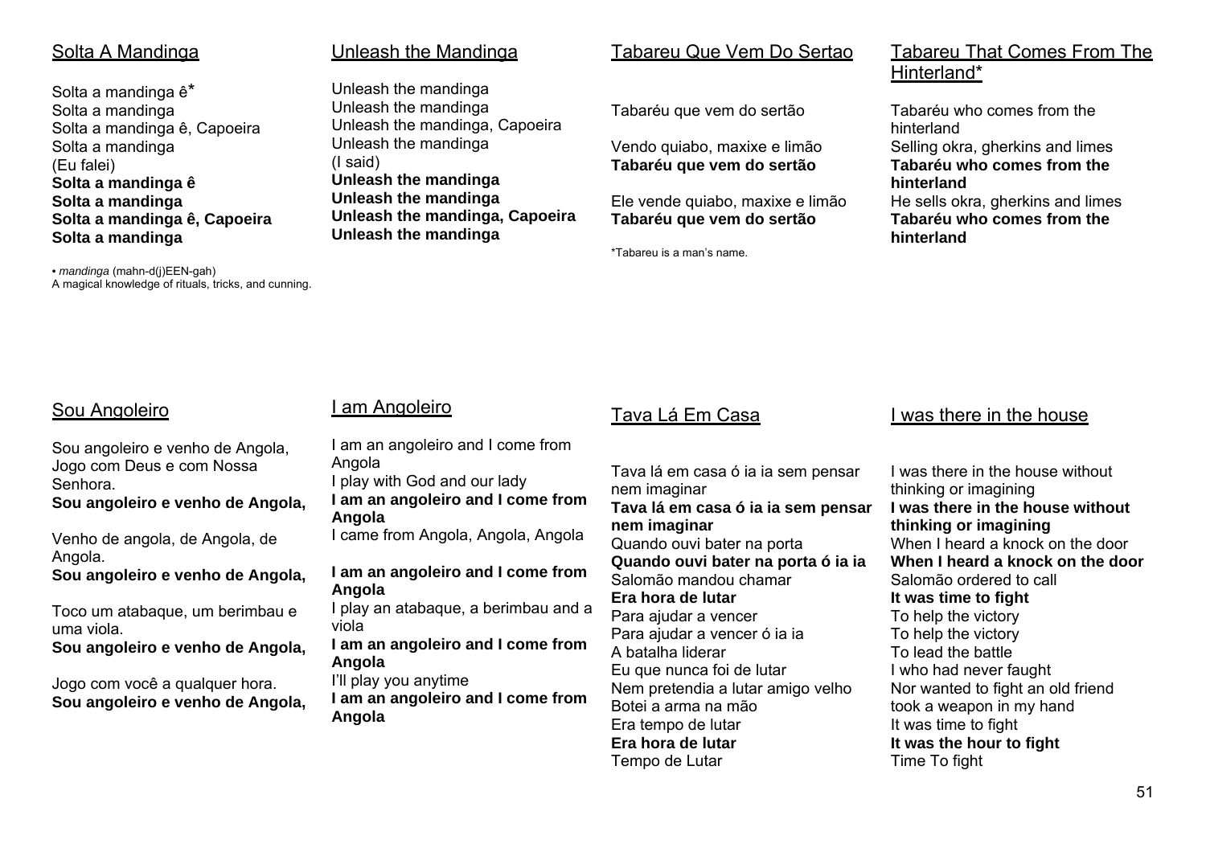## Solta A Mandinga

Solta a mandinga ê*
Solta a mandinga
Solta a mandinga ê, Capoeira
Solta a mandinga
(Eu falei)
**Solta a mandinga ê**
**Solta a mandinga**
**Solta a mandinga ê, Capoeira**
**Solta a mandinga**

• *mandinga* (mahn-d(j)EEN-gah)
A magical knowledge of rituals, tricks, and cunning.

## Unleash the Mandinga

Unleash the mandinga
Unleash the mandinga
Unleash the mandinga, Capoeira
Unleash the mandinga
(I said)
**Unleash the mandinga**
**Unleash the mandinga**
**Unleash the mandinga, Capoeira**
**Unleash the mandinga**

## Tabareu Que Vem Do Sertao

Tabaréu que vem do sertão

Vendo quiabo, maxixe e limão
**Tabaréu que vem do sertão**

Ele vende quiabo, maxixe e limão
**Tabaréu que vem do sertão**

*Tabareu is a man's name.

## Tabareu That Comes From The Hinterland*

Tabaréu who comes from the hinterland
Selling okra, gherkins and limes
**Tabaréu who comes from the hinterland**
He sells okra, gherkins and limes
**Tabaréu who comes from the hinterland**

## Sou Angoleiro

Sou angoleiro e venho de Angola,
Jogo com Deus e com Nossa Senhora.
**Sou angoleiro e venho de Angola,**

Venho de angola, de Angola, de Angola.
**Sou angoleiro e venho de Angola,**

Toco um atabaque, um berimbau e uma viola.
**Sou angoleiro e venho de Angola,**

Jogo com você a qualquer hora.
**Sou angoleiro e venho de Angola,**

## I am Angoleiro

I am an angoleiro and I come from Angola
I play with God and our lady
**I am an angoleiro and I come from Angola**
I came from Angola, Angola, Angola

**I am an angoleiro and I come from Angola**
I play an atabaque, a berimbau and a viola
**I am an angoleiro and I come from Angola**
I'll play you anytime
**I am an angoleiro and I come from Angola**

## Tava Lá Em Casa

Tava lá em casa ó ia ia sem pensar nem imaginar
**Tava lá em casa ó ia ia sem pensar nem imaginar**
Quando ouvi bater na porta
**Quando ouvi bater na porta ó ia ia**
Salomão mandou chamar
**Era hora de lutar**
Para ajudar a vencer
Para ajudar a vencer ó ia ia
A batalha liderar
Eu que nunca foi de lutar
Nem pretendia a lutar amigo velho
Botei a arma na mão
Era tempo de lutar
**Era hora de lutar**
Tempo de Lutar

## I was there in the house

I was there in the house without thinking or imagining
**I was there in the house without thinking or imagining**
When I heard a knock on the door
**When I heard a knock on the door**
Salomão ordered to call
**It was time to fight**
To help the victory
To help the victory
To lead the battle
I who had never faught
Nor wanted to fight an old friend
took a weapon in my hand
It was time to fight
**It was the hour to fight**
Time To fight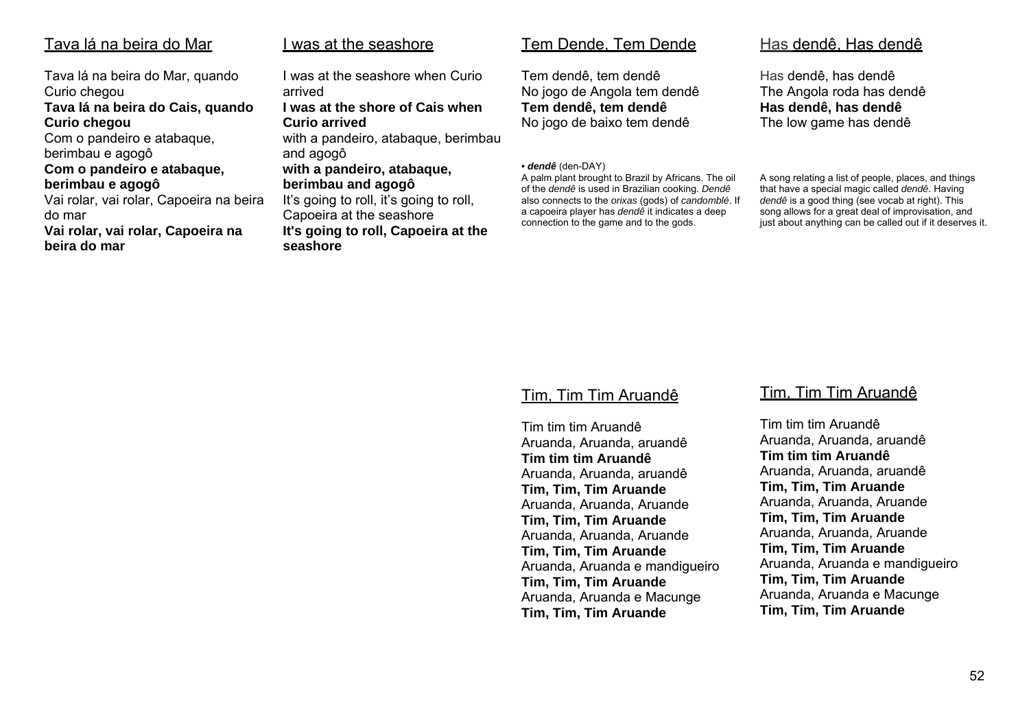## Tava lá na beira do Mar

Tava lá na beira do Mar, quando Curio chegou
**Tava lá na beira do Cais, quando Curio chegou**
Com o pandeiro e atabaque, berimbau e agogô
**Com o pandeiro e atabaque, berimbau e agogô**
Vai rolar, vai rolar, Capoeira na beira do mar
**Vai rolar, vai rolar, Capoeira na beira do mar**

## I was at the seashore

I was at the seashore when Curio arrived
**I was at the shore of Cais when Curio arrived**
with a pandeiro, atabaque, berimbau and agogô
**with a pandeiro, atabaque, berimbau and agogô**
It's going to roll, it's going to roll, Capoeira at the seashore
**It's going to roll, Capoeira at the seashore**

## Tem Dende, Tem Dende

Tem dendê, tem dendê
No jogo de Angola tem dendê
**Tem dendê, tem dendê**
No jogo de baixo tem dendê

• ***dendê*** (den-DAY)
A palm plant brought to Brazil by Africans. The oil of the *dendê* is used in Brazilian cooking. *Dendê* also connects to the *orixas* (gods) of *candomblé*. If a capoeira player has *dendê* it indicates a deep connection to the game and to the gods.

## Has dendê, Has dendê

Has dendê, has dendê
The Angola roda has dendê
**Has dendê, has dendê**
The low game has dendê

A song relating a list of people, places, and things that have a special magic called *dendê*. Having *dendê* is a good thing (see vocab at right). This song allows for a great deal of improvisation, and just about anything can be called out if it deserves it.

## Tim, Tim Tim Aruandê

Tim tim tim Aruandê
Aruanda, Aruanda, aruandê
**Tim tim tim Aruandê**
Aruanda, Aruanda, aruandê
**Tim, Tim, Tim Aruande**
Aruanda, Aruanda, Aruande
**Tim, Tim, Tim Aruande**
Aruanda, Aruanda, Aruande
**Tim, Tim, Tim Aruande**
Aruanda, Aruanda e mandigueiro
**Tim, Tim, Tim Aruande**
Aruanda, Aruanda e Macunge
**Tim, Tim, Tim Aruande**

## Tim, Tim Tim Aruandê

Tim tim tim Aruandê
Aruanda, Aruanda, aruandê
**Tim tim tim Aruandê**
Aruanda, Aruanda, aruandê
**Tim, Tim, Tim Aruande**
Aruanda, Aruanda, Aruande
**Tim, Tim, Tim Aruande**
Aruanda, Aruanda, Aruande
**Tim, Tim, Tim Aruande**
Aruanda, Aruanda e mandigueiro
**Tim, Tim, Tim Aruande**
Aruanda, Aruanda e Macunge
**Tim, Tim, Tim Aruande**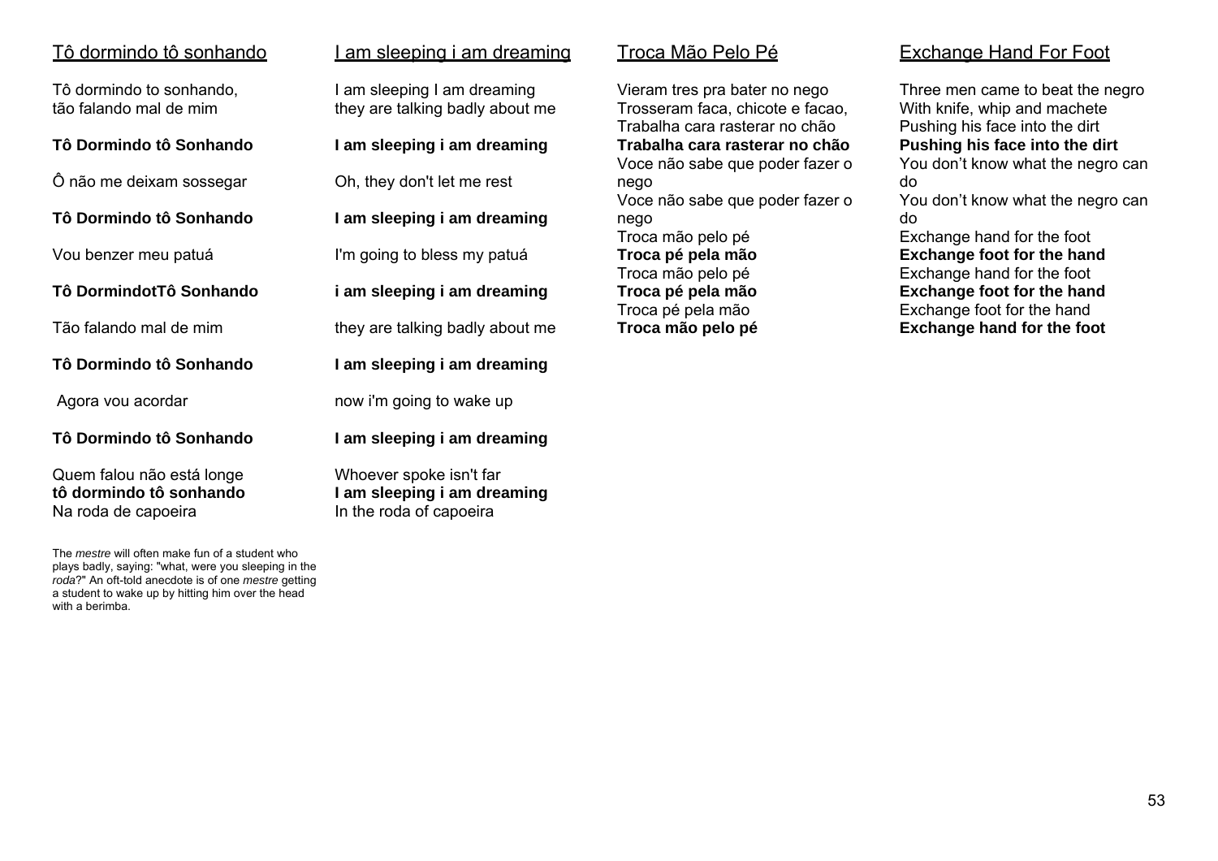Tô dormindo tô sonhando

Tô dormindo to sonhando,
tão falando mal de mim

**Tô Dormindo tô Sonhando**

Ô não me deixam sossegar

**Tô Dormindo tô Sonhando**

Vou benzer meu patuá

**Tô DormindotTô Sonhando**

Tão falando mal de mim

**Tô Dormindo tô Sonhando**

Agora vou acordar

**Tô Dormindo tô Sonhando**

Quem falou não está longe
**tô dormindo tô sonhando**
Na roda de capoeira

The *mestre* will often make fun of a student who plays badly, saying: "what, were you sleeping in the *roda*?" An oft-told anecdote is of one *mestre* getting a student to wake up by hitting him over the head with a berimba.

I am sleeping i am dreaming

I am sleeping I am dreaming
they are talking badly about me

**I am sleeping i am dreaming**

Oh, they don't let me rest

**I am sleeping i am dreaming**

I'm going to bless my patuá

**i am sleeping i am dreaming**

they are talking badly about me

**I am sleeping i am dreaming**

now i'm going to wake up

**I am sleeping i am dreaming**

Whoever spoke isn't far
**I am sleeping i am dreaming**
In the roda of capoeira

Troca Mão Pelo Pé

Vieram tres pra bater no nego
Trosseram faca, chicote e facao,
Trabalha cara rasterar no chão
**Trabalha cara rasterar no chão**
Voce não sabe que poder fazer o nego
Voce não sabe que poder fazer o nego
Troca mão pelo pé
**Troca pé pela mão**
Troca mão pelo pé
**Troca pé pela mão**
Troca pé pela mão
**Troca mão pelo pé**

Exchange Hand For Foot

Three men came to beat the negro
With knife, whip and machete
Pushing his face into the dirt
**Pushing his face into the dirt**
You don't know what the negro can do
You don't know what the negro can do
Exchange hand for the foot
**Exchange foot for the hand**
Exchange hand for the foot
**Exchange foot for the hand**
Exchange foot for the hand
**Exchange hand for the foot**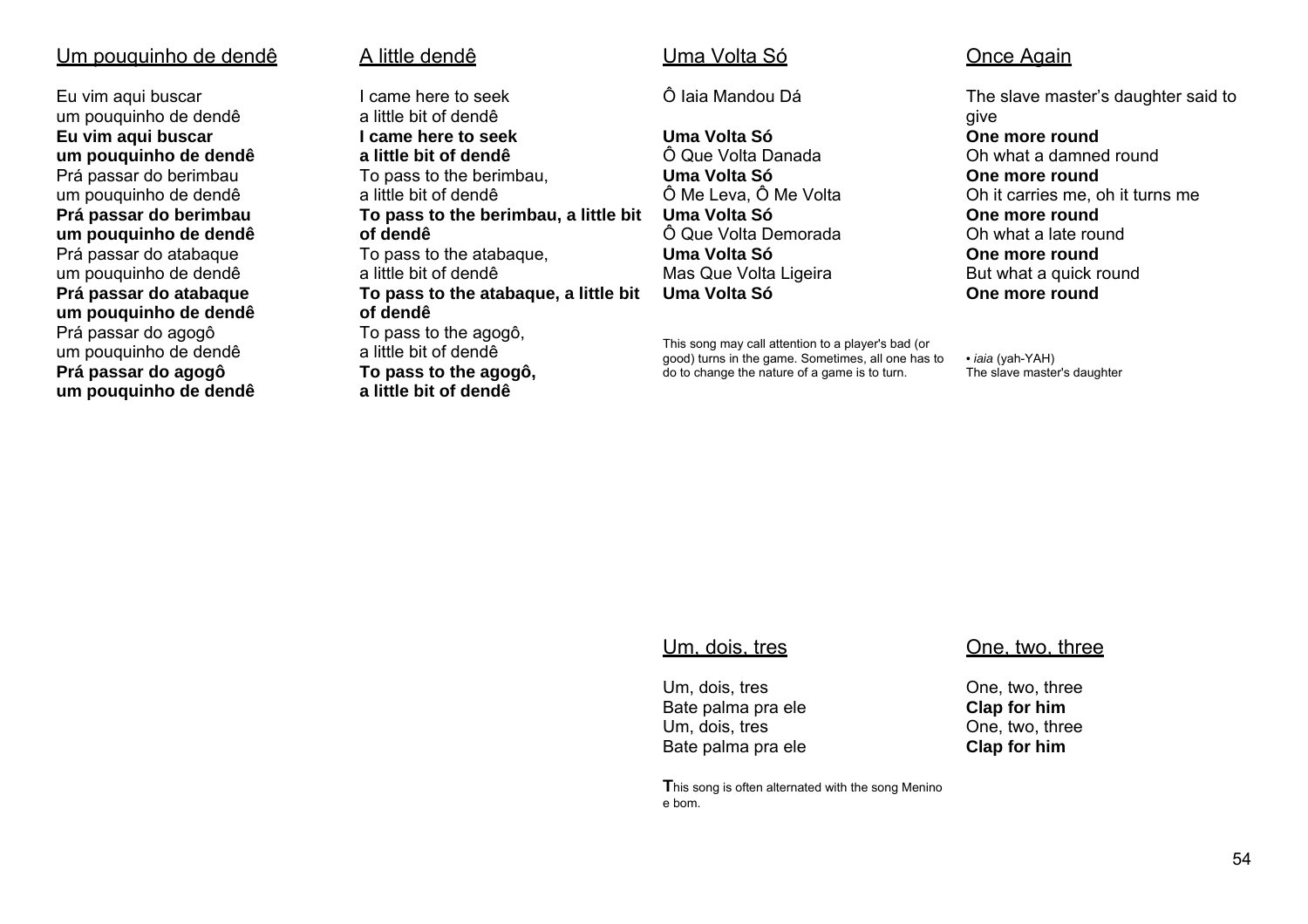## Um pouquinho de dendê

Eu vim aqui buscar
um pouquinho de dendê
**Eu vim aqui buscar**
**um pouquinho de dendê**
Prá passar do berimbau
um pouquinho de dendê
**Prá passar do berimbau**
**um pouquinho de dendê**
Prá passar do atabaque
um pouquinho de dendê
**Prá passar do atabaque**
**um pouquinho de dendê**
Prá passar do agogô
um pouquinho de dendê
**Prá passar do agogô**
**um pouquinho de dendê**

## A little dendê

I came here to seek
a little bit of dendê
**I came here to seek**
**a little bit of dendê**
To pass to the berimbau,
a little bit of dendê
**To pass to the berimbau, a little bit of dendê**
To pass to the atabaque,
a little bit of dendê
**To pass to the atabaque, a little bit of dendê**
To pass to the agogô,
a little bit of dendê
**To pass to the agogô,**
**a little bit of dendê**

## Uma Volta Só

Ô Iaia Mandou Dá

**Uma Volta Só**
Ô Que Volta Danada
**Uma Volta Só**
Ô Me Leva, Ô Me Volta
**Uma Volta Só**
Ô Que Volta Demorada
**Uma Volta Só**
Mas Que Volta Ligeira
**Uma Volta Só**

This song may call attention to a player's bad (or good) turns in the game. Sometimes, all one has to do to change the nature of a game is to turn.

## Once Again

The slave master's daughter said to give
**One more round**
Oh what a damned round
**One more round**
Oh it carries me, oh it turns me
**One more round**
Oh what a late round
**One more round**
But what a quick round
**One more round**

• *iaia* (yah-YAH)
The slave master's daughter

## Um, dois, tres

Um, dois, tres
Bate palma pra ele
Um, dois, tres
Bate palma pra ele

**T**his song is often alternated with the song Menino e bom.

## One, two, three

One, two, three
**Clap for him**
One, two, three
**Clap for him**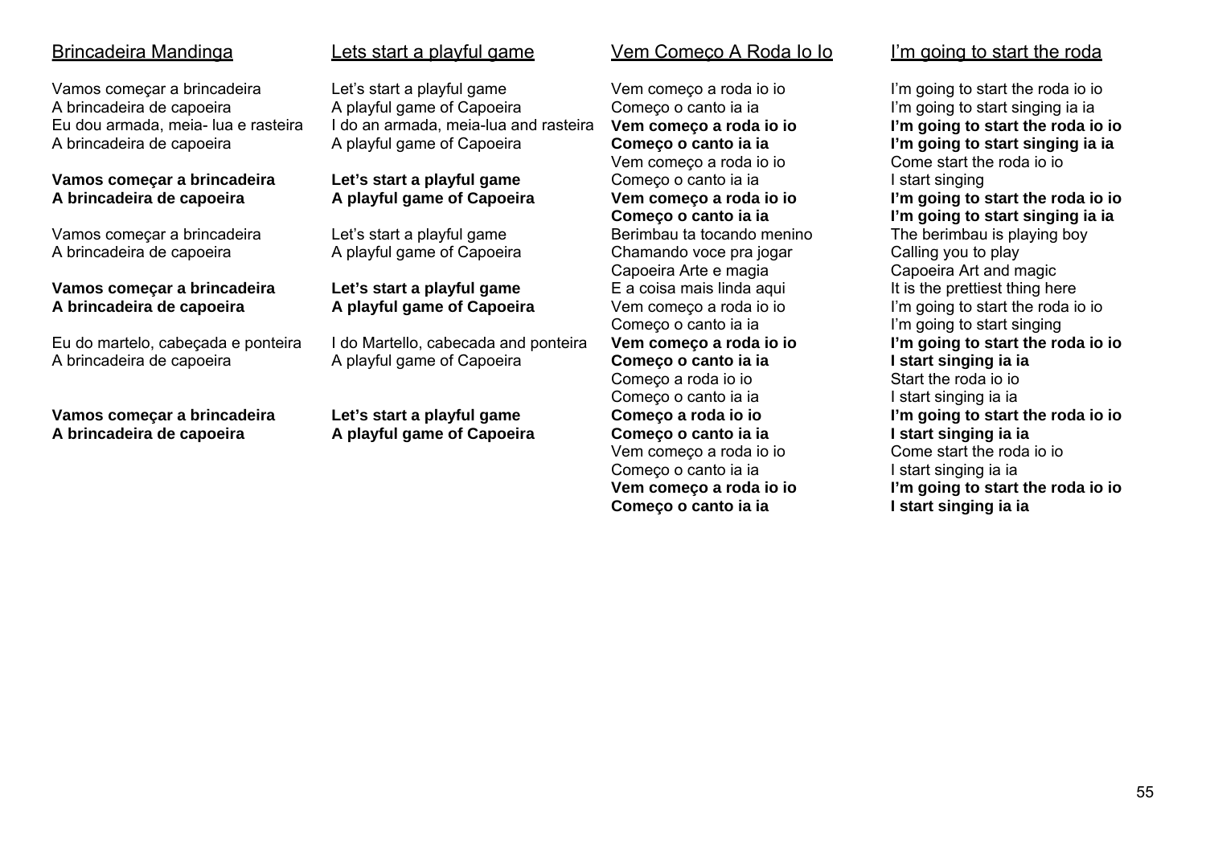## Brincadeira Mandinga

Vamos começar a brincadeira
A brincadeira de capoeira
Eu dou armada, meia- lua e rasteira
A brincadeira de capoeira

**Vamos começar a brincadeira**
**A brincadeira de capoeira**

Vamos começar a brincadeira
A brincadeira de capoeira

**Vamos começar a brincadeira**
**A brincadeira de capoeira**

Eu do martelo, cabeçada e ponteira
A brincadeira de capoeira

**Vamos começar a brincadeira**
**A brincadeira de capoeira**

## Lets start a playful game

Let's start a playful game
A playful game of Capoeira
I do an armada, meia-lua and rasteira
A playful game of Capoeira

**Let's start a playful game**
**A playful game of Capoeira**

Let's start a playful game
A playful game of Capoeira

**Let's start a playful game**
**A playful game of Capoeira**

I do Martello, cabecada and ponteira
A playful game of Capoeira

**Let's start a playful game**
**A playful game of Capoeira**

## Vem Começo A Roda Io Io

Vem começo a roda io io
Começo o canto ia ia
**Vem começo a roda io io**
**Começo o canto ia ia**
Vem começo a roda io io
Começo o canto ia ia
**Vem começo a roda io io**
**Começo o canto ia ia**
Berimbau ta tocando menino
Chamando voce pra jogar
Capoeira Arte e magia
E a coisa mais linda aqui
Vem começo a roda io io
Começo o canto ia ia
**Vem começo a roda io io**
**Começo o canto ia ia**
Começo a roda io io
Começo o canto ia ia
**Começo a roda io io**
**Começo o canto ia ia**
Vem começo a roda io io
Começo o canto ia ia
**Vem começo a roda io io**
**Começo o canto ia ia**

## I'm going to start the roda

I'm going to start the roda io io
I'm going to start singing ia ia
**I'm going to start the roda io io**
**I'm going to start singing ia ia**
Come start the roda io io
I start singing
**I'm going to start the roda io io**
**I'm going to start singing ia ia**
The berimbau is playing boy
Calling you to play
Capoeira Art and magic
It is the prettiest thing here
I'm going to start the roda io io
I'm going to start singing
**I'm going to start the roda io io**
**I start singing ia ia**
Start the roda io io
I start singing ia ia
**I'm going to start the roda io io**
**I start singing ia ia**
Come start the roda io io
I start singing ia ia
**I'm going to start the roda io io**
**I start singing ia ia**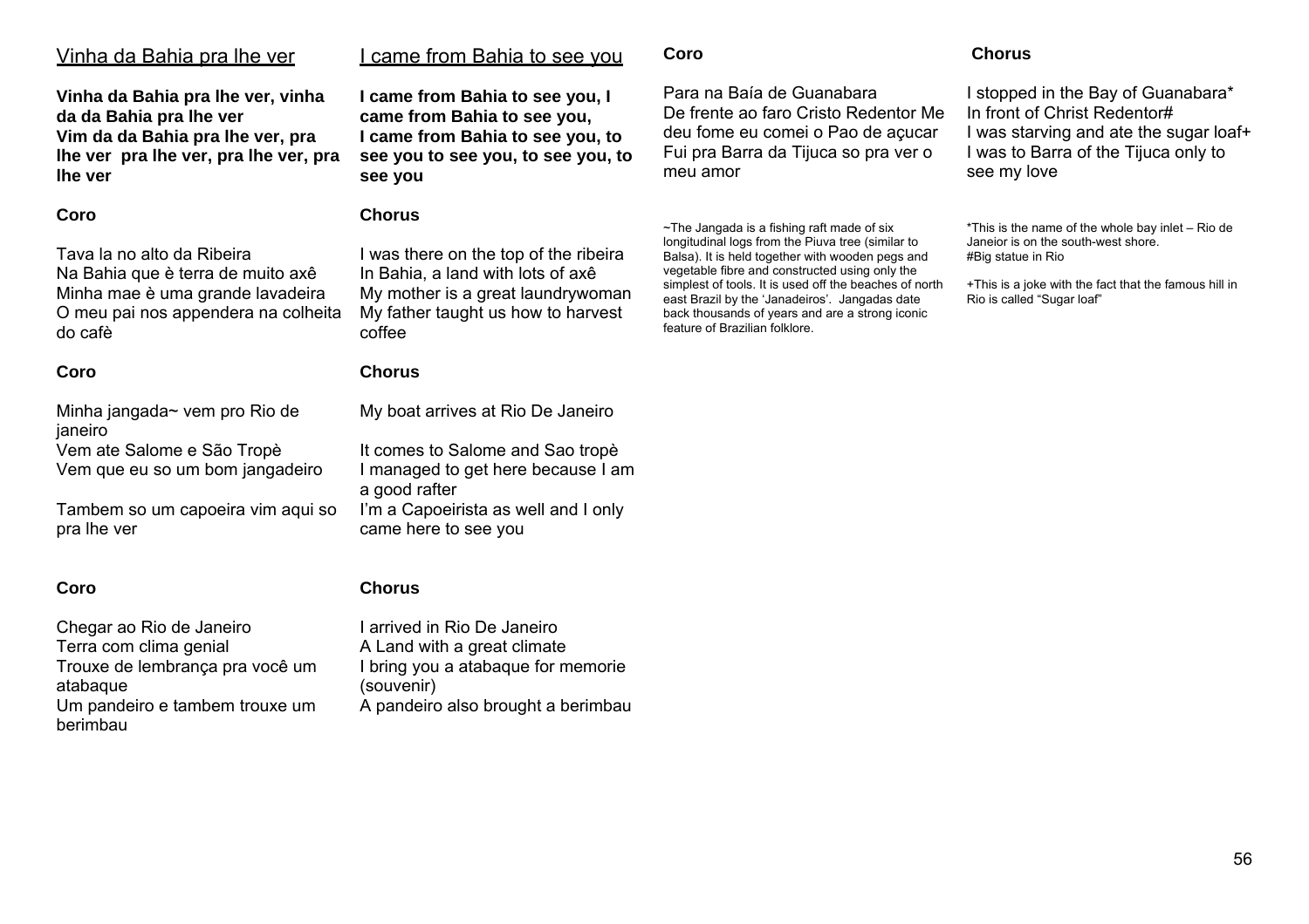## Vinha da Bahia pra lhe ver

**Vinha da Bahia pra lhe ver, vinha da da Bahia pra lhe ver**
**Vim da da Bahia pra lhe ver, pra lhe ver pra lhe ver, pra lhe ver, pra lhe ver**

**Coro**

Tava la no alto da Ribeira
Na Bahia que è terra de muito axê
Minha mae è uma grande lavadeira
O meu pai nos appendera na colheita do cafè

**Coro**

Minha jangada~ vem pro Rio de janeiro
Vem ate Salome e São Tropè
Vem que eu so um bom jangadeiro

Tambem so um capoeira vim aqui so pra lhe ver

**Coro**

Chegar ao Rio de Janeiro
Terra com clima genial
Trouxe de lembrança pra você um atabaque
Um pandeiro e tambem trouxe um berimbau

**Coro**

Para na Baía de Guanabara
De frente ao faro Cristo Redentor Me deu fome eu comei o Pao de açucar
Fui pra Barra da Tijuca so pra ver o meu amor

~The Jangada is a fishing raft made of six longitudinal logs from the Piuva tree (similar to Balsa). It is held together with wooden pegs and vegetable fibre and constructed using only the simplest of tools. It is used off the beaches of north east Brazil by the 'Janadeiros'. Jangadas date back thousands of years and are a strong iconic feature of Brazilian folklore.

## I came from Bahia to see you

**I came from Bahia to see you, I came from Bahia to see you,**
**I came from Bahia to see you, to see you to see you, to see you, to see you**

**Chorus**

I was there on the top of the ribeira
In Bahia, a land with lots of axê
My mother is a great laundrywoman
My father taught us how to harvest coffee

**Chorus**

My boat arrives at Rio De Janeiro

It comes to Salome and Sao tropè
I managed to get here because I am a good rafter
I'm a Capoeirista as well and I only came here to see you

**Chorus**

I arrived in Rio De Janeiro
A Land with a great climate
I bring you a atabaque for memorie (souvenir)
A pandeiro also brought a berimbau

**Chorus**

I stopped in the Bay of Guanabara*
In front of Christ Redentor#
I was starving and ate the sugar loaf+
I was to Barra of the Tijuca only to see my love

*This is the name of the whole bay inlet – Rio de Janeior is on the south-west shore.
#Big statue in Rio

+This is a joke with the fact that the famous hill in Rio is called "Sugar loaf"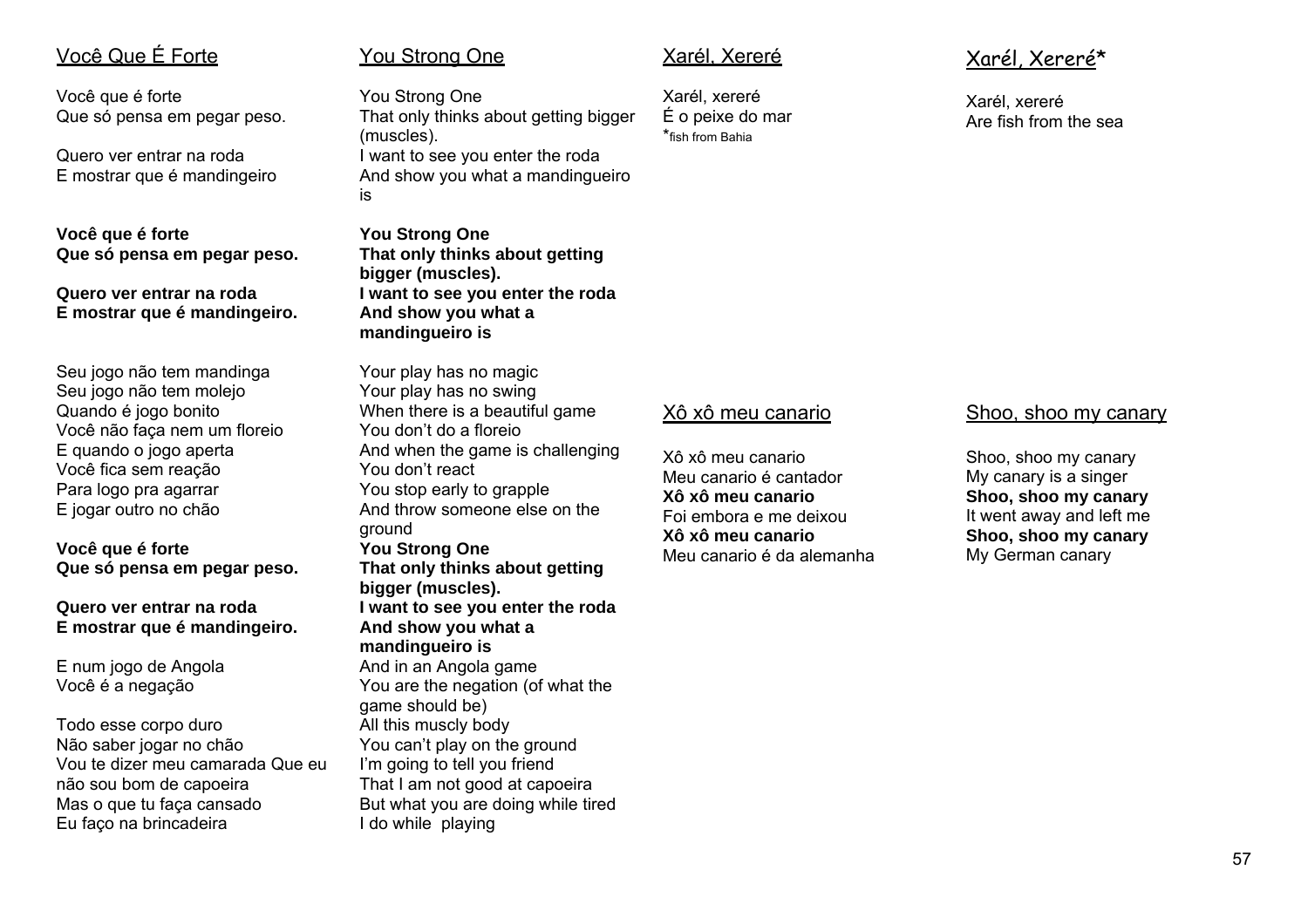## Você Que É Forte

Você que é forte
Que só pensa em pegar peso.

Quero ver entrar na roda
E mostrar que é mandingeiro

**Você que é forte**
**Que só pensa em pegar peso.**

**Quero ver entrar na roda**
**E mostrar que é mandingeiro.**

Seu jogo não tem mandinga
Seu jogo não tem molejo
Quando é jogo bonito
Você não faça nem um floreio
E quando o jogo aperta
Você fica sem reação
Para logo pra agarrar
E jogar outro no chão

**Você que é forte**
**Que só pensa em pegar peso.**

**Quero ver entrar na roda**
**E mostrar que é mandingeiro.**

E num jogo de Angola
Você é a negação

Todo esse corpo duro
Não saber jogar no chão
Vou te dizer meu camarada Que eu não sou bom de capoeira
Mas o que tu faça cansado
Eu faço na brincadeira

## You Strong One

You Strong One
That only thinks about getting bigger (muscles).
I want to see you enter the roda
And show you what a mandingueiro is

**You Strong One**
**That only thinks about getting bigger (muscles).**
**I want to see you enter the roda**
**And show you what a mandingueiro is**

Your play has no magic
Your play has no swing
When there is a beautiful game
You don't do a floreio
And when the game is challenging
You don't react
You stop early to grapple
And throw someone else on the ground
**You Strong One**
**That only thinks about getting bigger (muscles).**
**I want to see you enter the roda**
**And show you what a mandingueiro is**
And in an Angola game
You are the negation (of what the game should be)
All this muscly body
You can't play on the ground
I'm going to tell you friend
That I am not good at capoeira
But what you are doing while tired
I do while playing

## Xarél, Xereré

Xarél, xereré
É o peixe do mar
*fish from Bahia

## Xarél, Xereré*

Xarél, xereré
Are fish from the sea

## Xô xô meu canario

Xô xô meu canario
Meu canario é cantador
**Xô xô meu canario**
Foi embora e me deixou
**Xô xô meu canario**
Meu canario é da alemanha

## Shoo, shoo my canary

Shoo, shoo my canary
My canary is a singer
**Shoo, shoo my canary**
It went away and left me
**Shoo, shoo my canary**
My German canary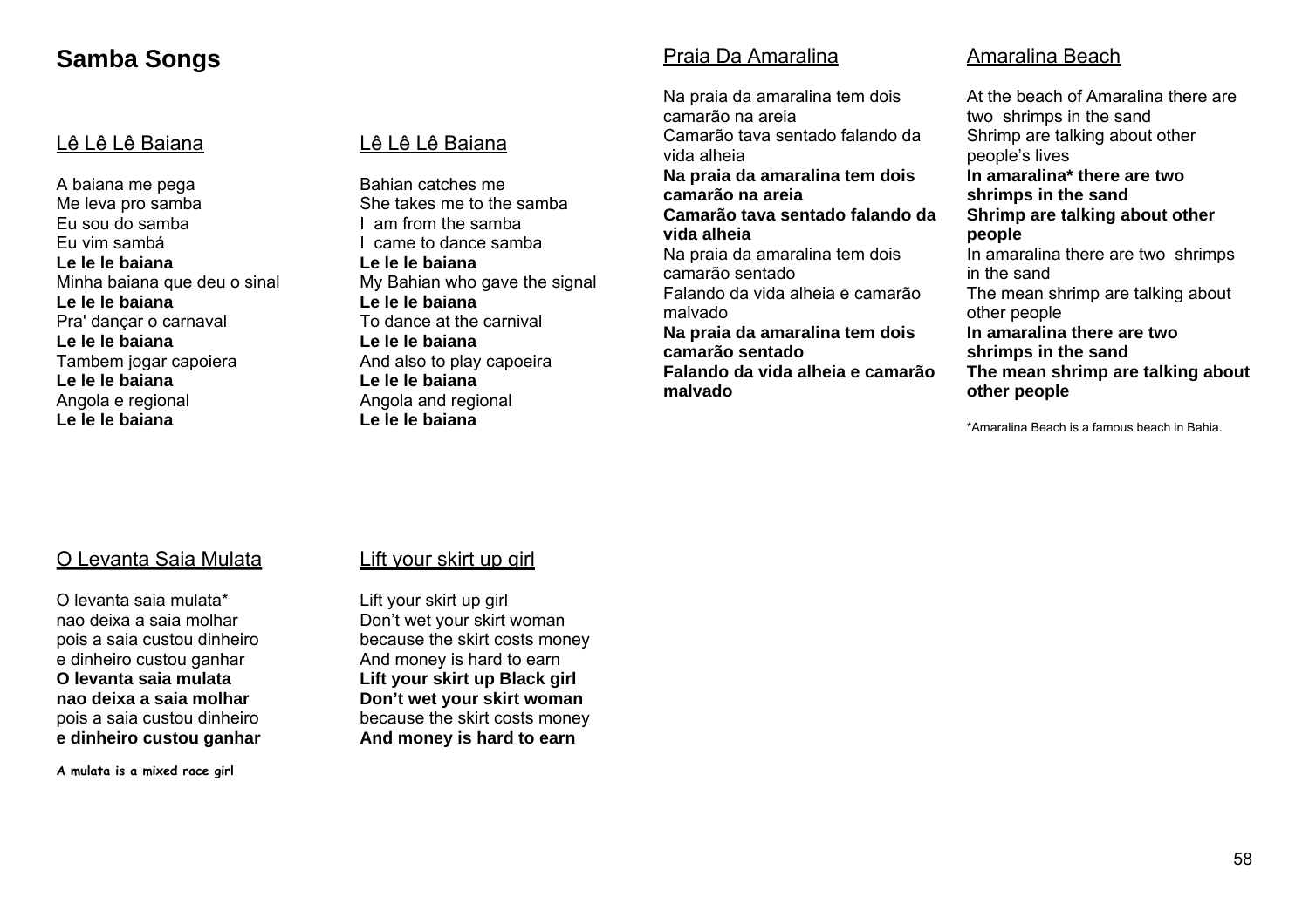# Samba Songs

## Lê Lê Lê Baiana

A baiana me pega
Me leva pro samba
Eu sou do samba
Eu vim sambá
**Le le le baiana**
Minha baiana que deu o sinal
**Le le le baiana**
Pra' dançar o carnaval
**Le le le baiana**
Tambem jogar capoiera
**Le le le baiana**
Angola e regional
**Le le le baiana**

## Lê Lê Lê Baiana

Bahian catches me
She takes me to the samba
I am from the samba
I came to dance samba
**Le le le baiana**
My Bahian who gave the signal
**Le le le baiana**
To dance at the carnival
**Le le le baiana**
And also to play capoeira
**Le le le baiana**
Angola and regional
**Le le le baiana**

## Praia Da Amaralina

Na praia da amaralina tem dois camarão na areia
Camarão tava sentado falando da vida alheia
**Na praia da amaralina tem dois camarão na areia**
**Camarão tava sentado falando da vida alheia**
Na praia da amaralina tem dois camarão sentado
Falando da vida alheia e camarão malvado
**Na praia da amaralina tem dois camarão sentado**
**Falando da vida alheia e camarão malvado**

## Amaralina Beach

At the beach of Amaralina there are two shrimps in the sand
Shrimp are talking about other people's lives
**In amaralina* there are two shrimps in the sand**
**Shrimp are talking about other people**
In amaralina there are two shrimps in the sand
The mean shrimp are talking about other people
**In amaralina there are two shrimps in the sand**
**The mean shrimp are talking about other people**

*Amaralina Beach is a famous beach in Bahia.

## O Levanta Saia Mulata

O levanta saia mulata*
nao deixa a saia molhar
pois a saia custou dinheiro
e dinheiro custou ganhar
**O levanta saia mulata**
**nao deixa a saia molhar**
pois a saia custou dinheiro
**e dinheiro custou ganhar**

**A mulata is a mixed race girl**

## Lift your skirt up girl

Lift your skirt up girl
Don't wet your skirt woman
because the skirt costs money
And money is hard to earn
**Lift your skirt up Black girl**
**Don't wet your skirt woman**
because the skirt costs money
**And money is hard to earn**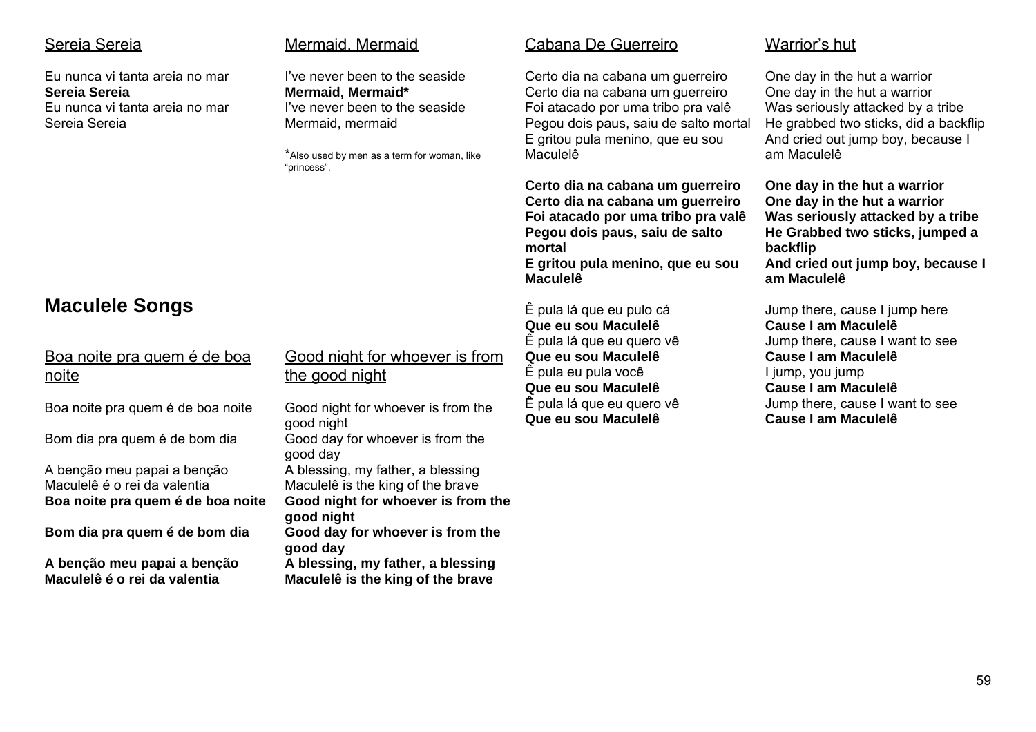## Sereia Sereia

Eu nunca vi tanta areia no mar
**Sereia Sereia**
Eu nunca vi tanta areia no mar
Sereia Sereia

## Mermaid, Mermaid

I've never been to the seaside
**Mermaid, Mermaid***
I've never been to the seaside
Mermaid, mermaid

*Also used by men as a term for woman, like "princess".

# Maculele Songs

## Boa noite pra quem é de boa noite

Boa noite pra quem é de boa noite

Bom dia pra quem é de bom dia

A benção meu papai a benção
Maculelê é o rei da valentia
**Boa noite pra quem é de boa noite**

**Bom dia pra quem é de bom dia**

**A benção meu papai a benção**
**Maculelê é o rei da valentia**

## Good night for whoever is from the good night

Good night for whoever is from the good night
Good day for whoever is from the good day
A blessing, my father, a blessing
Maculelê is the king of the brave
**Good night for whoever is from the good night**
**Good day for whoever is from the good day**
**A blessing, my father, a blessing**
**Maculelê is the king of the brave**

## Cabana De Guerreiro

Certo dia na cabana um guerreiro
Certo dia na cabana um guerreiro
Foi atacado por uma tribo pra valê
Pegou dois paus, saiu de salto mortal
E gritou pula menino, que eu sou Maculelê

**Certo dia na cabana um guerreiro**
**Certo dia na cabana um guerreiro**
**Foi atacado por uma tribo pra valê**
**Pegou dois paus, saiu de salto mortal**
**E gritou pula menino, que eu sou Maculelê**

Ê pula lá que eu pulo cá
**Que eu sou Maculelê**
Ê pula lá que eu quero vê
**Que eu sou Maculelê**
Ê pula eu pula você
**Que eu sou Maculelê**
Ê pula lá que eu quero vê
**Que eu sou Maculelê**

## Warrior's hut

One day in the hut a warrior
One day in the hut a warrior
Was seriously attacked by a tribe
He grabbed two sticks, did a backflip
And cried out jump boy, because I am Maculelê

**One day in the hut a warrior**
**One day in the hut a warrior**
**Was seriously attacked by a tribe**
**He Grabbed two sticks, jumped a backflip**
**And cried out jump boy, because I am Maculelê**

Jump there, cause I jump here
**Cause I am Maculelê**
Jump there, cause I want to see
**Cause I am Maculelê**
I jump, you jump
**Cause I am Maculelê**
Jump there, cause I want to see
**Cause I am Maculelê**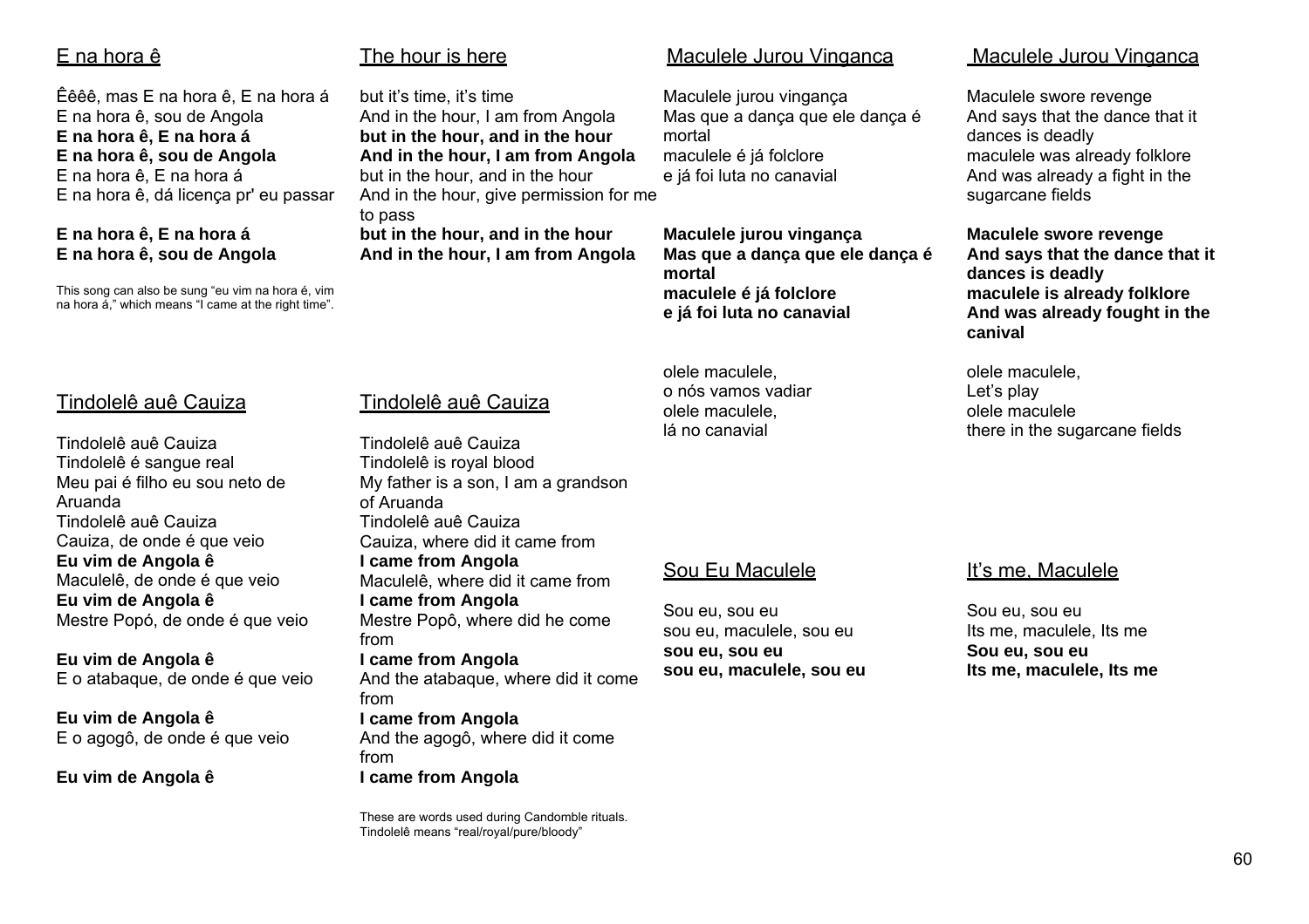## E na hora ê

Êêêê, mas E na hora ê, E na hora á
E na hora ê, sou de Angola
**E na hora ê, E na hora á**
**E na hora ê, sou de Angola**
E na hora ê, E na hora á
E na hora ê, dá licença pr' eu passar

**E na hora ê, E na hora á**
**E na hora ê, sou de Angola**

This song can also be sung "eu vim na hora é, vim na hora á," which means "I came at the right time".

## The hour is here

but it's time, it's time
And in the hour, I am from Angola
**but in the hour, and in the hour**
**And in the hour, I am from Angola**
but in the hour, and in the hour
And in the hour, give permission for me to pass
**but in the hour, and in the hour**
**And in the hour, I am from Angola**

## Tindolelê auê Cauiza

Tindolelê auê Cauiza
Tindolelê é sangue real
Meu pai é filho eu sou neto de Aruanda
Tindolelê auê Cauiza
Cauiza, de onde é que veio
**Eu vim de Angola ê**
Maculelê, de onde é que veio
**Eu vim de Angola ê**
Mestre Popó, de onde é que veio

**Eu vim de Angola ê**
E o atabaque, de onde é que veio

**Eu vim de Angola ê**
E o agogô, de onde é que veio

**Eu vim de Angola ê**

## Tindolelê auê Cauiza

Tindolelê auê Cauiza
Tindolelê is royal blood
My father is a son, I am a grandson of Aruanda
Tindolelê auê Cauiza
Cauiza, where did it came from
**I came from Angola**
Maculelê, where did it came from
**I came from Angola**
Mestre Popô, where did he come from
**I came from Angola**
And the atabaque, where did it come from
**I came from Angola**
And the agogô, where did it come from
**I came from Angola**

These are words used during Candomble rituals. Tindolelê means "real/royal/pure/bloody"

## Maculele Jurou Vinganca

Maculele jurou vingança
Mas que a dança que ele dança é mortal
maculele é já folclore
e já foi luta no canavial

**Maculele jurou vingança**
**Mas que a dança que ele dança é mortal**
**maculele é já folclore**
**e já foi luta no canavial**

olele maculele,
o nós vamos vadiar
olele maculele,
lá no canavial

## Maculele Jurou Vinganca

Maculele swore revenge
And says that the dance that it dances is deadly
maculele was already folklore
And was already a fight in the sugarcane fields

**Maculele swore revenge**
**And says that the dance that it dances is deadly**
**maculele is already folklore**
**And was already fought in the canival**

olele maculele,
Let's play
olele maculele
there in the sugarcane fields

## Sou Eu Maculele

Sou eu, sou eu
sou eu, maculele, sou eu
**sou eu, sou eu**
**sou eu, maculele, sou eu**

## It's me, Maculele

Sou eu, sou eu
Its me, maculele, Its me
**Sou eu, sou eu**
**Its me, maculele, Its me**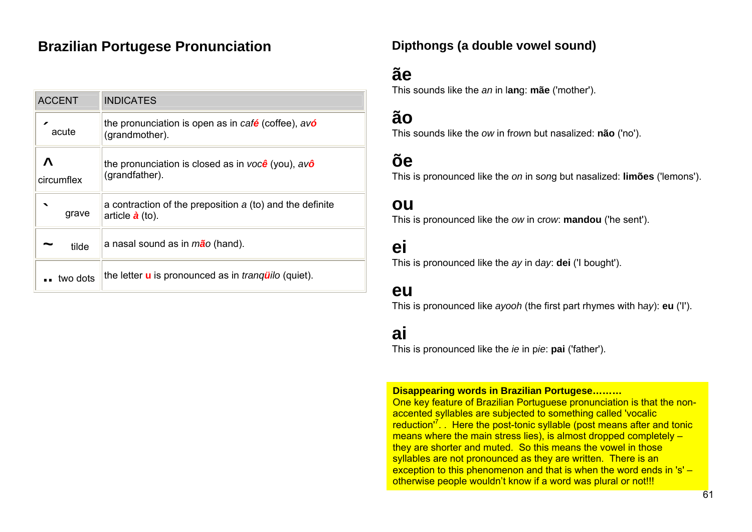## Brazilian Portugese Pronunciation

| ACCENT | INDICATES |
|---|---|
| ´ acute | the pronunciation is open as in *café* (coffee), *avó* (grandmother). |
| ^ circumflex | the pronunciation is closed as in *você* (you), *avô* (grandfather). |
| ` grave | a contraction of the preposition *a* (to) and the definite article **à** (to). |
| ~ tilde | a nasal sound as in *mão* (hand). |
| .. two dots | the letter **u** is pronounced as in *tranqüilo* (quiet). |

## Dipthongs (a double vowel sound)

# ãe

This sounds like the *an* in l**ang**: **mãe** ('mother').

# ão

This sounds like the *ow* in fr*ow*n but nasalized: **não** ('no').

# õe

This is pronounced like the *on* in s*on*g but nasalized: **limões** ('lemons').

# ou

This is pronounced like the *ow* in cr*ow*: **mandou** ('he sent').

# ei

This is pronounced like the *ay* in d*ay*: **dei** ('I bought').

# eu

This is pronounced like *ayooh* (the first part rhymes with h*ay*): **eu** ('I').

# ai

This is pronounced like the *ie* in p*ie*: **pai** ('father').

**Disappearing words in Brazilian Portugese………**
One key feature of Brazilian Portuguese pronunciation is that the non-accented syllables are subjected to something called 'vocalic reduction'[7]. . Here the post-tonic syllable (post means after and tonic means where the main stress lies), is almost dropped completely – they are shorter and muted. So this means the vowel in those syllables are not pronounced as they are written. There is an exception to this phenomenon and that is when the word ends in 's' – otherwise people wouldn't know if a word was plural or not!!!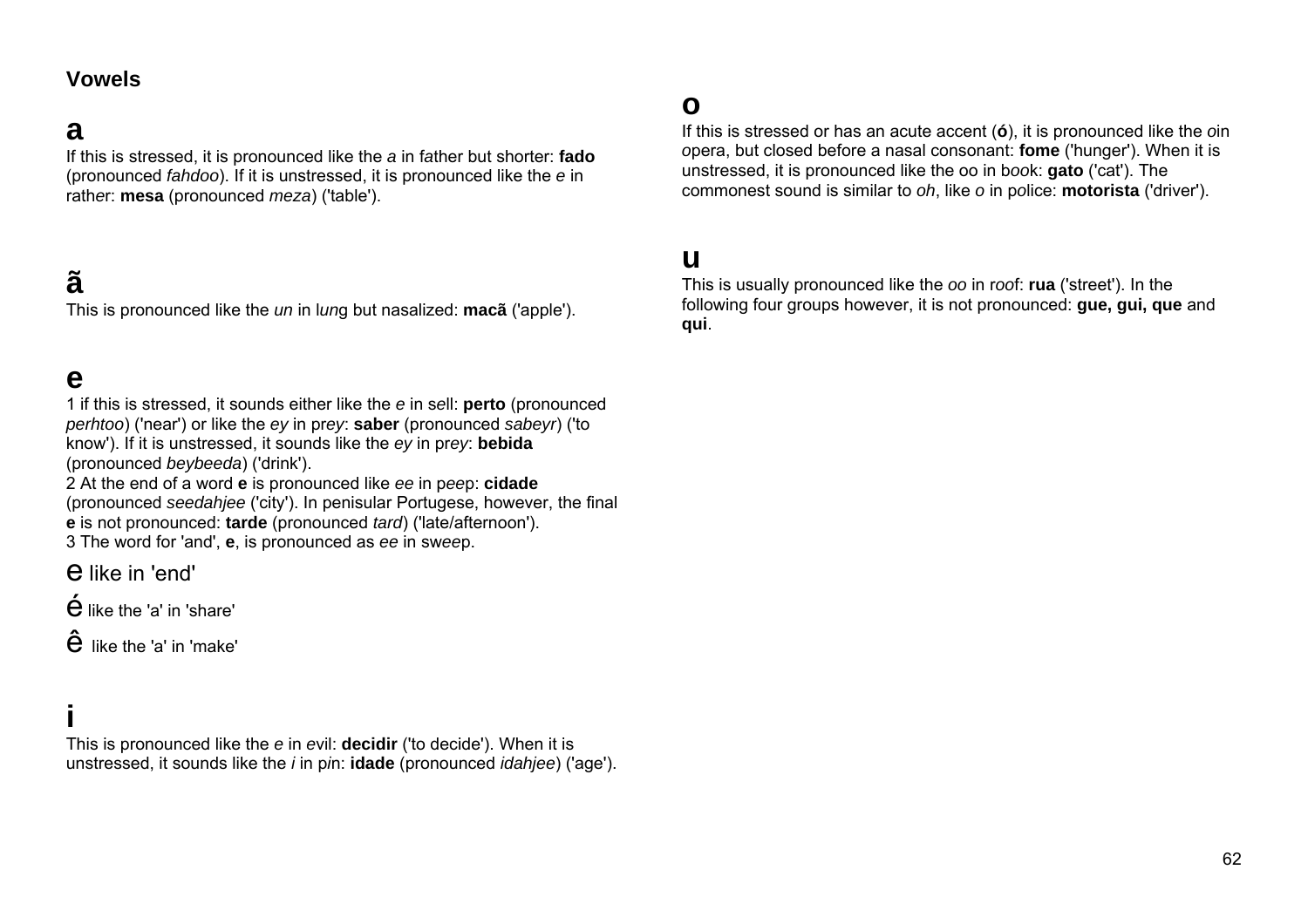## Vowels

### a

If this is stressed, it is pronounced like the *a* in father but shorter: **fado** (pronounced *fahdoo*). If it is unstressed, it is pronounced like the *e* in rather: **mesa** (pronounced *meza*) ('table').

### ã

This is pronounced like the *un* in l*un*g but nasalized: **macã** ('apple').

### e

1 if this is stressed, it sounds either like the *e* in sell: **perto** (pronounced *perhtoo*) ('near') or like the *ey* in pr*ey*: **saber** (pronounced *sabeyr*) ('to know'). If it is unstressed, it sounds like the *ey* in pr*ey*: **bebida** (pronounced *beybeeda*) ('drink').
2 At the end of a word **e** is pronounced like *ee* in p*ee*p: **cidade** (pronounced *seedahjee* ('city'). In penisular Portugese, however, the final **e** is not pronounced: **tarde** (pronounced *tard*) ('late/afternoon').
3 The word for 'and', **e**, is pronounced as *ee* in sw*ee*p.

e like in 'end'

é like the 'a' in 'share'

ê like the 'a' in 'make'

### i

This is pronounced like the *e* in *e*vil: **decidir** ('to decide'). When it is unstressed, it sounds like the *i* in p*i*n: **idade** (pronounced *idahjee*) ('age').

### o

If this is stressed or has an acute accent (**ó**), it is pronounced like the *o*in *o*pera, but closed before a nasal consonant: **fome** ('hunger'). When it is unstressed, it is pronounced like the oo in b*oo*k: **gato** ('cat'). The commonest sound is similar to *oh*, like *o* in p*o*lice: **motorista** ('driver').

### u

This is usually pronounced like the *oo* in r*oo*f: **rua** ('street'). In the following four groups however, it is not pronounced: **gue, gui, que** and **qui**.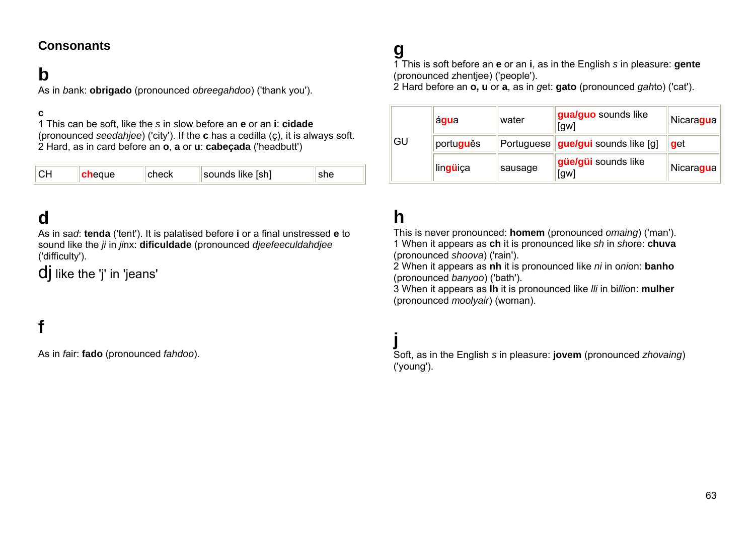## Consonants

# b

As in *b*ank: **obrigado** (pronounced *obreegahdoo*) ('thank you').

**c**

1 This can be soft, like the *s* in *s*low before an **e** or an **i**: **cidade** (pronounced *seedahjee*) ('city'). If the **c** has a cedilla (ç), it is always soft.
2 Hard, as in *c*ard before an **o**, **a** or **u**: **cabeçada** ('headbutt')

| CH | **ch**eque | check | sounds like [sh] | she |
|---|---|---|---|---|

# d

As in sa*d*: **tenda** ('tent'). It is palatised before **i** or a final unstressed **e** to sound like the *ji* in *ji*nx: **dificuldade** (pronounced *djeefeeculdahdjee* ('difficulty').

dj like the 'j' in 'jeans'

# f

As in *f*air: **fado** (pronounced *fahdoo*).

# g

1 This is soft before an **e** or an **i**, as in the English *s* in plea*s*ure: **gente** (pronounced zhentjee) ('people').
2 Hard before an **o, u** or **a**, as in *g*et: **gato** (pronounced *gah*to) ('cat').

| GU | á**gu**a | water | **gua/guo** sounds like [gw] | Nicara**gua** |
|---|---|---|---|---|
| | portu**gu**ês | Portuguese | **gue/gui** sounds like [g] | **g**et |
| | lin**gü**iça | sausage | **güe/güi** sounds like [gw] | Nicara**gua** |

# h

This is never pronounced: **homem** (pronounced *omaing*) ('man').
1 When it appears as **ch** it is pronounced like *sh* in *sh*ore: **chuva** (pronounced *shoova*) ('rain').
2 When it appears as **nh** it is pronounced like *ni* in o*ni*on: **banho** (pronounced *banyoo*) ('bath').
3 When it appears as **lh** it is pronounced like *lli* in bi*lli*on: **mulher** (pronounced *moolyair*) (woman).

# j

Soft, as in the English *s* in plea*s*ure: **jovem** (pronounced *zhovaing*) ('young').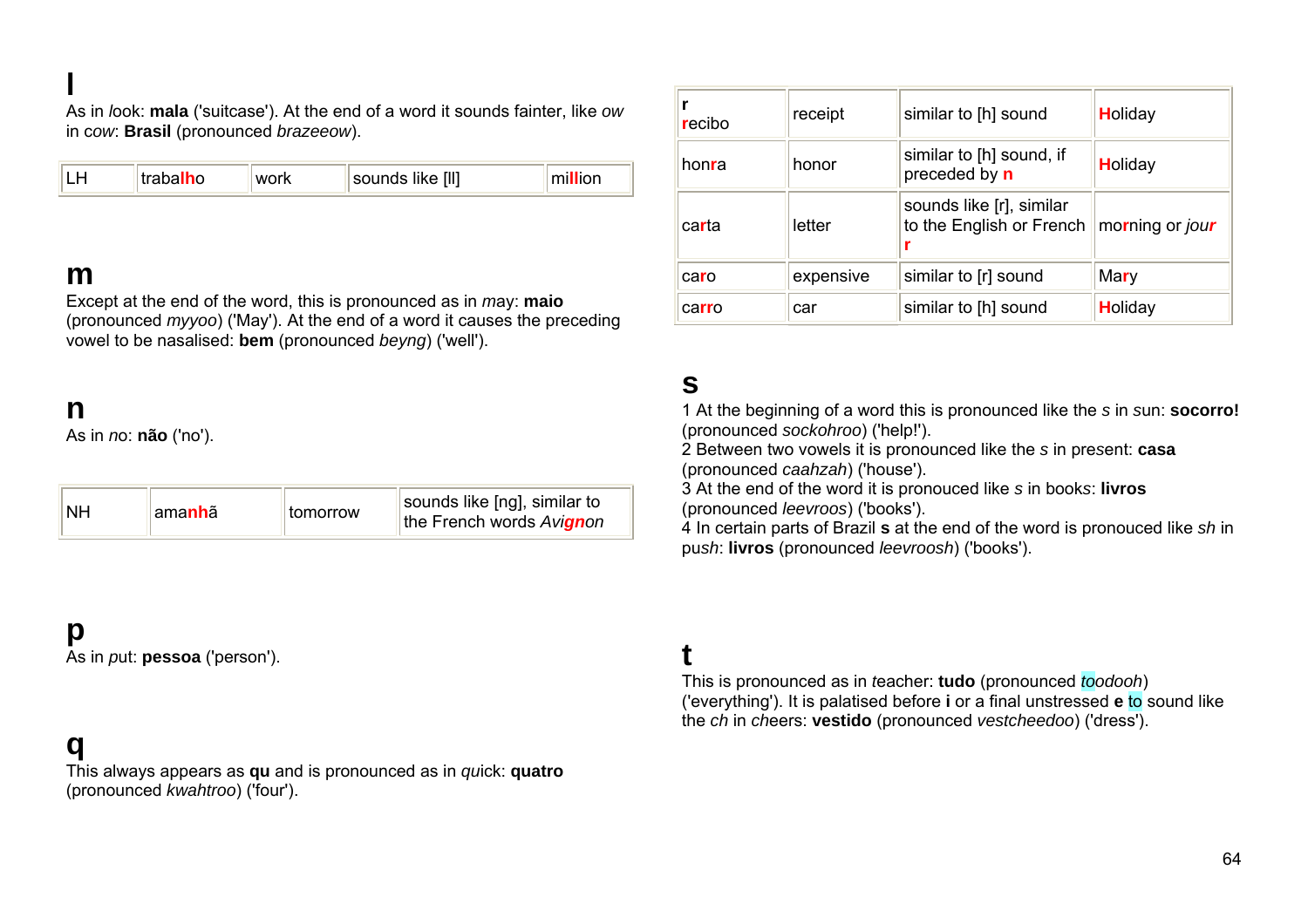# l

As in *l*ook: **mala** ('suitcase'). At the end of a word it sounds fainter, like *ow* in *cow*: **Brasil** (pronounced *brazeeow*).

| LH | traba**lh**o | work | sounds like [ll] | mi**ll**ion |
|---|---|---|---|---|

# m

Except at the end of the word, this is pronounced as in *m*ay: **maio** (pronounced *myyoo*) ('May'). At the end of a word it causes the preceding vowel to be nasalised: **bem** (pronounced *beyng*) ('well').

# n

As in *no*: **não** ('no').

| NH | ama**nh**ã | tomorrow | sounds like [ng], similar to the French words *Avi**gn**on* |
|---|---|---|---|

# p

As in *p*ut: **pessoa** ('person').

# q

This always appears as **qu** and is pronounced as in *qu*ick: **quatro** (pronounced *kwahtroo*) ('four').

| r<br>**r**ecibo | receipt | similar to [h] sound | **H**oliday |
|---|---|---|---|
| hon**r**a | honor | similar to [h] sound, if preceded by **n** | **H**oliday |
| ca**r**ta | letter | sounds like [r], similar to the English or French **r** | mo**r**ning or *jou**r*** |
| ca**r**o | expensive | similar to [r] sound | Ma**r**y |
| ca**rr**o | car | similar to [h] sound | **H**oliday |

# s

1 At the beginning of a word this is pronounced like the *s* in *s*un: **socorro!** (pronounced *sockohroo*) ('help!').
2 Between two vowels it is pronounced like the *s* in present: **casa** (pronounced *caahzah*) ('house').
3 At the end of the word it is pronouced like *s* in books: **livros** (pronounced *leevroos*) ('books').
4 In certain parts of Brazil **s** at the end of the word is pronouced like *sh* in pu*sh*: **livros** (pronounced *leevroosh*) ('books').

# t

This is pronounced as in *t*eacher: **tudo** (pronounced *toodooh*) ('everything'). It is palatised before **i** or a final unstressed **e** to sound like the *ch* in *ch*eers: **vestido** (pronounced *vestcheedoo*) ('dress').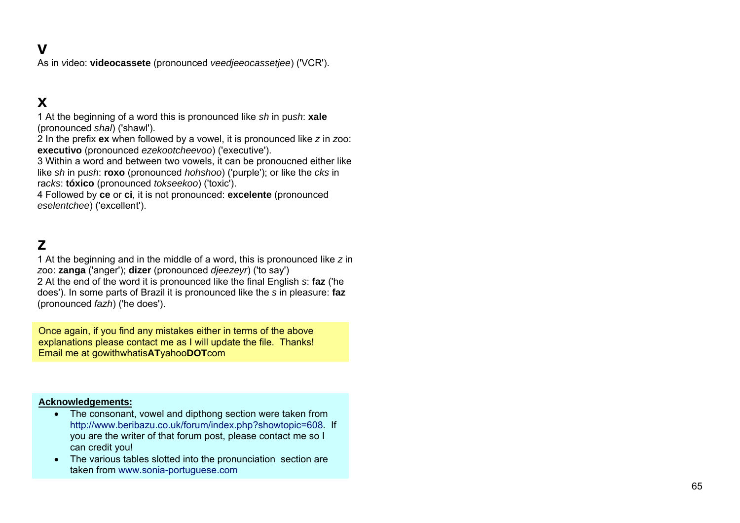## V

As in *v*ideo: **videocassete** (pronounced *veedjeeocassetjee*) ('VCR').

## X

1 At the beginning of a word this is pronounced like *sh* in pu*sh*: **xale** (pronounced *shal*) ('shawl').
2 In the prefix **ex** when followed by a vowel, it is pronounced like *z* in *z*oo: **executivo** (pronounced *ezekootcheevoo*) ('executive').
3 Within a word and between two vowels, it can be pronoucned either like like *sh* in pu*sh*: **roxo** (pronounced *hohshoo*) ('purple'); or like the *cks* in ra*cks*: **tóxico** (pronounced *tokseekoo*) ('toxic').
4 Followed by **ce** or **ci**, it is not pronounced: **excelente** (pronounced *eselentchee*) ('excellent').

## Z

1 At the beginning and in the middle of a word, this is pronounced like *z* in *z*oo: **zanga** ('anger'); **dizer** (pronounced *djeezeyr*) ('to say')
2 At the end of the word it is pronounced like the final English *s*: **faz** ('he does'). In some parts of Brazil it is pronounced like the *s* in plea*s*ure: **faz** (pronounced *fazh*) ('he does').

Once again, if you find any mistakes either in terms of the above explanations please contact me as I will update the file. Thanks!
Email me at gowithwhatis**AT**yahoo**DOT**com

**Acknowledgements:**

- The consonant, vowel and dipthong section were taken from http://www.beribazu.co.uk/forum/index.php?showtopic=608. If you are the writer of that forum post, please contact me so I can credit you!
- The various tables slotted into the pronunciation section are taken from www.sonia-portuguese.com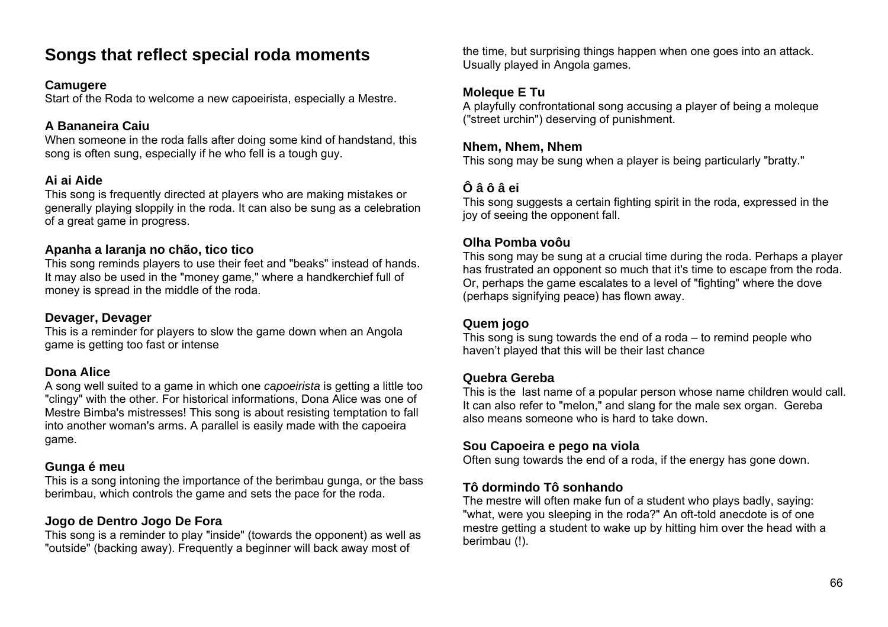# Songs that reflect special roda moments

### Camugere
Start of the Roda to welcome a new capoeirista, especially a Mestre.

### A Bananeira Caiu
When someone in the roda falls after doing some kind of handstand, this song is often sung, especially if he who fell is a tough guy.

### Ai ai Aide
This song is frequently directed at players who are making mistakes or generally playing sloppily in the roda. It can also be sung as a celebration of a great game in progress.

### Apanha a laranja no chão, tico tico
This song reminds players to use their feet and "beaks" instead of hands. It may also be used in the "money game," where a handkerchief full of money is spread in the middle of the roda.

### Devager, Devager
This is a reminder for players to slow the game down when an Angola game is getting too fast or intense

### Dona Alice
A song well suited to a game in which one *capoeirista* is getting a little too "clingy" with the other. For historical informations, Dona Alice was one of Mestre Bimba's mistresses! This song is about resisting temptation to fall into another woman's arms. A parallel is easily made with the capoeira game.

### Gunga é meu
This is a song intoning the importance of the berimbau gunga, or the bass berimbau, which controls the game and sets the pace for the roda.

### Jogo de Dentro Jogo De Fora
This song is a reminder to play "inside" (towards the opponent) as well as "outside" (backing away). Frequently a beginner will back away most of the time, but surprising things happen when one goes into an attack. Usually played in Angola games.

### Moleque E Tu
A playfully confrontational song accusing a player of being a moleque ("street urchin") deserving of punishment.

### Nhem, Nhem, Nhem
This song may be sung when a player is being particularly "bratty."

### Ô â ô â ei
This song suggests a certain fighting spirit in the roda, expressed in the joy of seeing the opponent fall.

### Olha Pomba voôu
This song may be sung at a crucial time during the roda. Perhaps a player has frustrated an opponent so much that it's time to escape from the roda. Or, perhaps the game escalates to a level of "fighting" where the dove (perhaps signifying peace) has flown away.

### Quem jogo
This song is sung towards the end of a roda – to remind people who haven't played that this will be their last chance

### Quebra Gereba
This is the last name of a popular person whose name children would call. It can also refer to "melon," and slang for the male sex organ. Gereba also means someone who is hard to take down.

### Sou Capoeira e pego na viola
Often sung towards the end of a roda, if the energy has gone down.

### Tô dormindo Tô sonhando
The mestre will often make fun of a student who plays badly, saying: "what, were you sleeping in the roda?" An oft-told anecdote is of one mestre getting a student to wake up by hitting him over the head with a berimbau (!).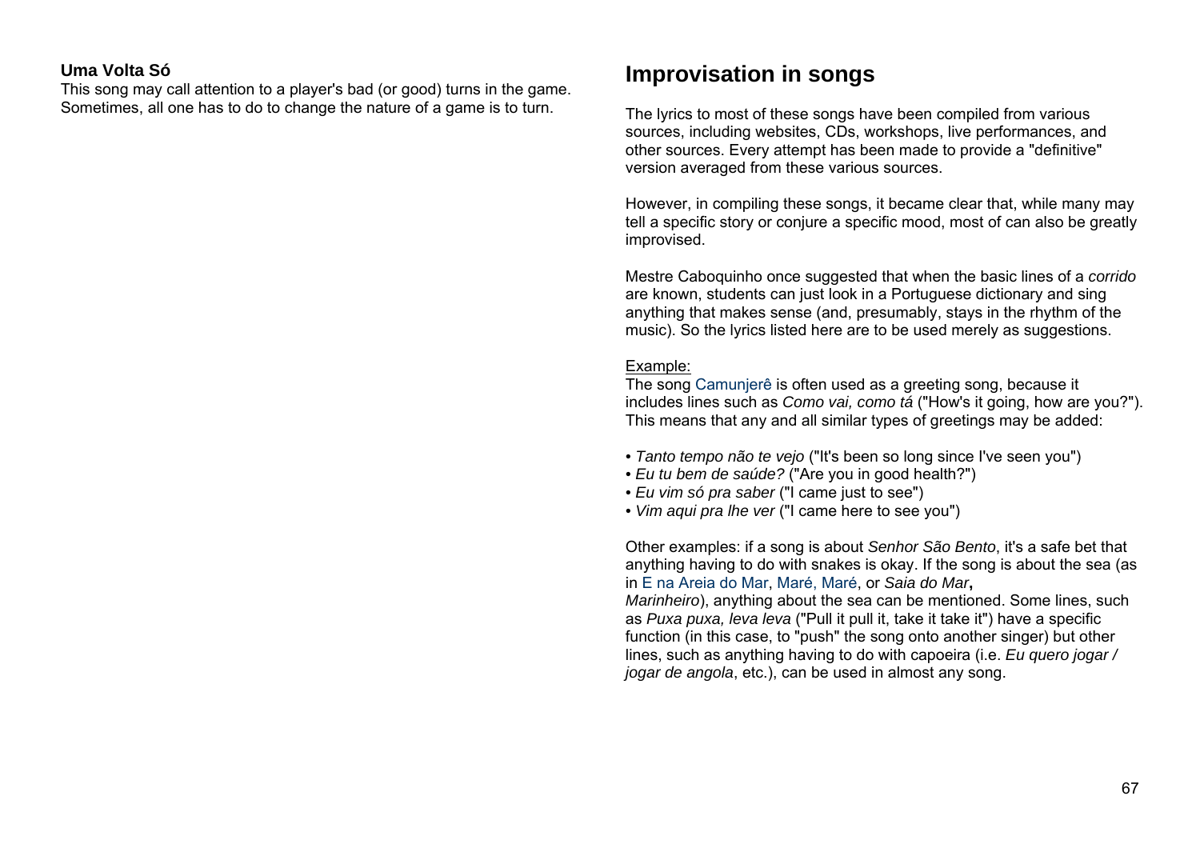**Uma Volta Só**
This song may call attention to a player's bad (or good) turns in the game. Sometimes, all one has to do to change the nature of a game is to turn.

## Improvisation in songs

The lyrics to most of these songs have been compiled from various sources, including websites, CDs, workshops, live performances, and other sources. Every attempt has been made to provide a "definitive" version averaged from these various sources.

However, in compiling these songs, it became clear that, while many may tell a specific story or conjure a specific mood, most of can also be greatly improvised.

Mestre Caboquinho once suggested that when the basic lines of a *corrido* are known, students can just look in a Portuguese dictionary and sing anything that makes sense (and, presumably, stays in the rhythm of the music). So the lyrics listed here are to be used merely as suggestions.

Example:
The song Camunjerê is often used as a greeting song, because it includes lines such as *Como vai, como tá* ("How's it going, how are you?"). This means that any and all similar types of greetings may be added:

- *Tanto tempo não te vejo* ("It's been so long since I've seen you")
- *Eu tu bem de saúde?* ("Are you in good health?")
- *Eu vim só pra saber* ("I came just to see")
- *Vim aqui pra lhe ver* ("I came here to see you")

Other examples: if a song is about *Senhor São Bento*, it's a safe bet that anything having to do with snakes is okay. If the song is about the sea (as in E na Areia do Mar, Maré, Maré, or *Saia do Mar*, *Marinheiro*), anything about the sea can be mentioned. Some lines, such as *Puxa puxa, leva leva* ("Pull it pull it, take it take it") have a specific function (in this case, to "push" the song onto another singer) but other lines, such as anything having to do with capoeira (i.e. *Eu quero jogar / jogar de angola*, etc.), can be used in almost any song.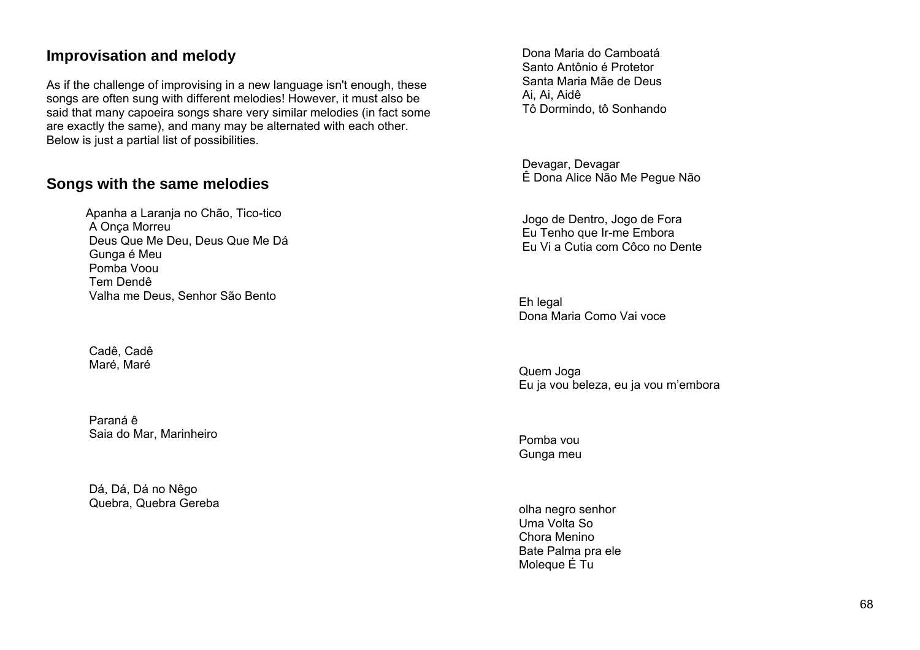## Improvisation and melody

As if the challenge of improvising in a new language isn't enough, these songs are often sung with different melodies! However, it must also be said that many capoeira songs share very similar melodies (in fact some are exactly the same), and many may be alternated with each other. Below is just a partial list of possibilities.

## Songs with the same melodies

Apanha a Laranja no Chão, Tico-tico
A Onça Morreu
Deus Que Me Deu, Deus Que Me Dá
Gunga é Meu
Pomba Voou
Tem Dendê
Valha me Deus, Senhor São Bento

Cadê, Cadê
Maré, Maré

Paraná ê
Saia do Mar, Marinheiro

Dá, Dá, Dá no Nêgo
Quebra, Quebra Gereba

Dona Maria do Camboatá
Santo Antônio é Protetor
Santa Maria Mãe de Deus
Ai, Ai, Aidê
Tô Dormindo, tô Sonhando

Devagar, Devagar
Ê Dona Alice Não Me Pegue Não

Jogo de Dentro, Jogo de Fora
Eu Tenho que Ir-me Embora
Eu Vi a Cutia com Côco no Dente

Eh legal
Dona Maria Como Vai voce

Quem Joga
Eu ja vou beleza, eu ja vou m'embora

Pomba vou
Gunga meu

olha negro senhor
Uma Volta So
Chora Menino
Bate Palma pra ele
Moleque É Tu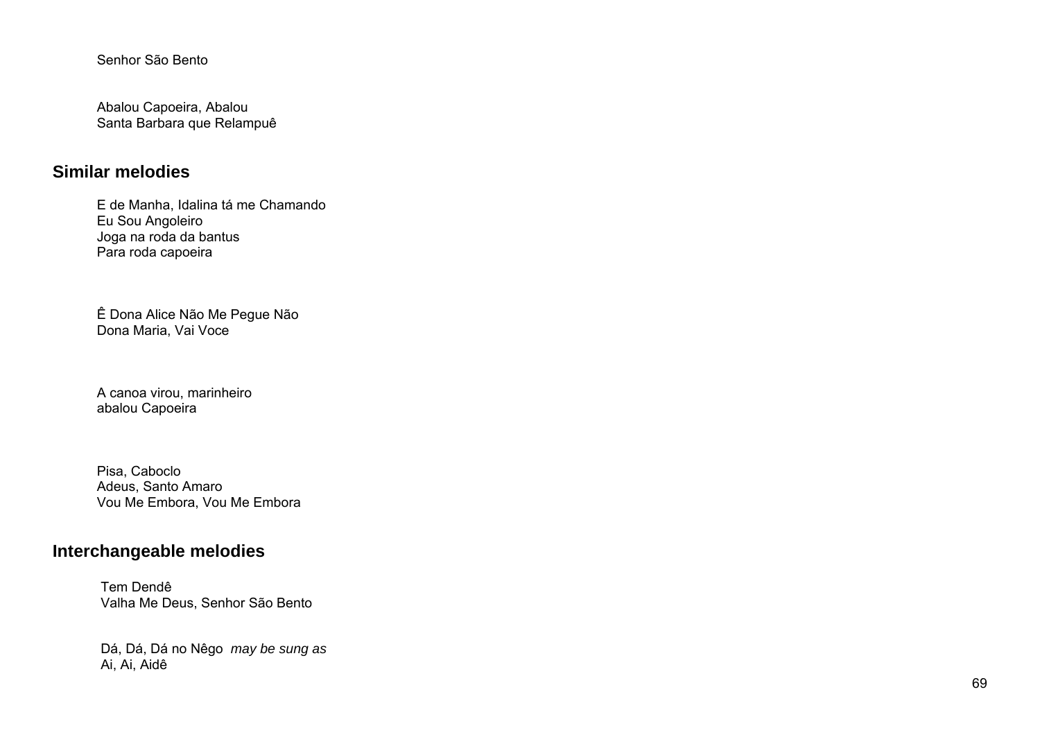Senhor São Bento

Abalou Capoeira, Abalou
Santa Barbara que Relampuê

## Similar melodies

E de Manha, Idalina tá me Chamando
Eu Sou Angoleiro
Joga na roda da bantus
Para roda capoeira

Ê Dona Alice Não Me Pegue Não
Dona Maria, Vai Voce

A canoa virou, marinheiro
abalou Capoeira

Pisa, Caboclo
Adeus, Santo Amaro
Vou Me Embora, Vou Me Embora

## Interchangeable melodies

Tem Dendê
Valha Me Deus, Senhor São Bento

Dá, Dá, Dá no Nêgo *may be sung as*
Ai, Ai, Aidê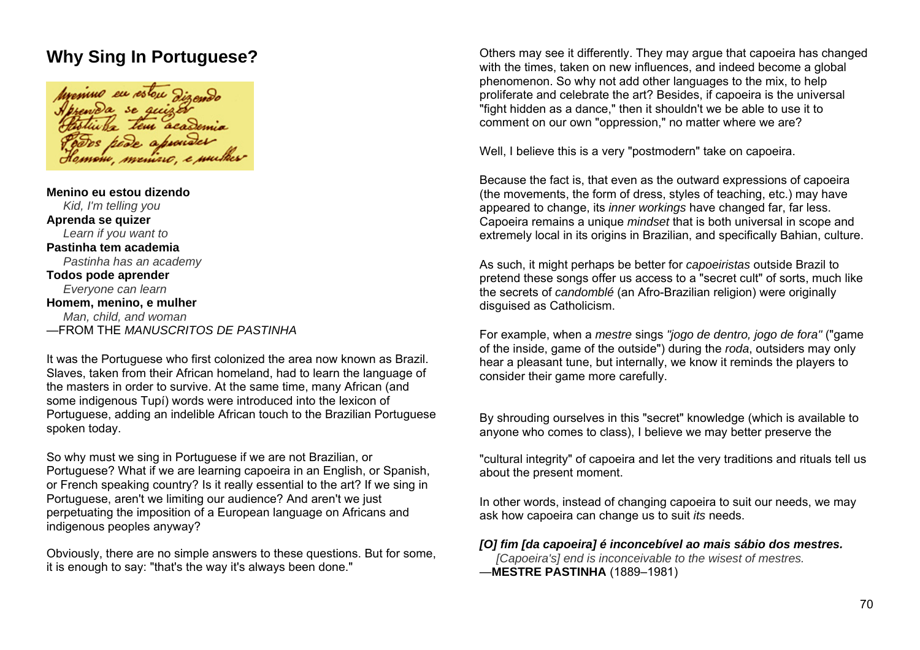## Why Sing In Portuguese?

**Menino eu estou dizendo**
*Kid, I'm telling you*
**Aprenda se quizer**
*Learn if you want to*
**Pastinha tem academia**
*Pastinha has an academy*
**Todos pode aprender**
*Everyone can learn*
**Homem, menino, e mulher**
*Man, child, and woman*
—FROM THE *MANUSCRITOS DE PASTINHA*

It was the Portuguese who first colonized the area now known as Brazil. Slaves, taken from their African homeland, had to learn the language of the masters in order to survive. At the same time, many African (and some indigenous Tupí) words were introduced into the lexicon of Portuguese, adding an indelible African touch to the Brazilian Portuguese spoken today.

So why must we sing in Portuguese if we are not Brazilian, or Portuguese? What if we are learning capoeira in an English, or Spanish, or French speaking country? Is it really essential to the art? If we sing in Portuguese, aren't we limiting our audience? And aren't we just perpetuating the imposition of a European language on Africans and indigenous peoples anyway?

Obviously, there are no simple answers to these questions. But for some, it is enough to say: "that's the way it's always been done."

Others may see it differently. They may argue that capoeira has changed with the times, taken on new influences, and indeed become a global phenomenon. So why not add other languages to the mix, to help proliferate and celebrate the art? Besides, if capoeira is the universal "fight hidden as a dance," then it shouldn't we be able to use it to comment on our own "oppression," no matter where we are?

Well, I believe this is a very "postmodern" take on capoeira.

Because the fact is, that even as the outward expressions of capoeira (the movements, the form of dress, styles of teaching, etc.) may have appeared to change, its *inner workings* have changed far, far less. Capoeira remains a unique *mindset* that is both universal in scope and extremely local in its origins in Brazilian, and specifically Bahian, culture.

As such, it might perhaps be better for *capoeiristas* outside Brazil to pretend these songs offer us access to a "secret cult" of sorts, much like the secrets of *candomblé* (an Afro-Brazilian religion) were originally disguised as Catholicism.

For example, when a *mestre* sings *"jogo de dentro, jogo de fora"* ("game of the inside, game of the outside") during the *roda*, outsiders may only hear a pleasant tune, but internally, we know it reminds the players to consider their game more carefully.

By shrouding ourselves in this "secret" knowledge (which is available to anyone who comes to class), I believe we may better preserve the "cultural integrity" of capoeira and let the very traditions and rituals tell us about the present moment.

In other words, instead of changing capoeira to suit our needs, we may ask how capoeira can change us to suit *its* needs.

***[O] fim [da capoeira] é inconcebível ao mais sábio dos mestres.***
*[Capoeira's] end is inconceivable to the wisest of mestres.*
—**MESTRE PASTINHA** (1889–1981)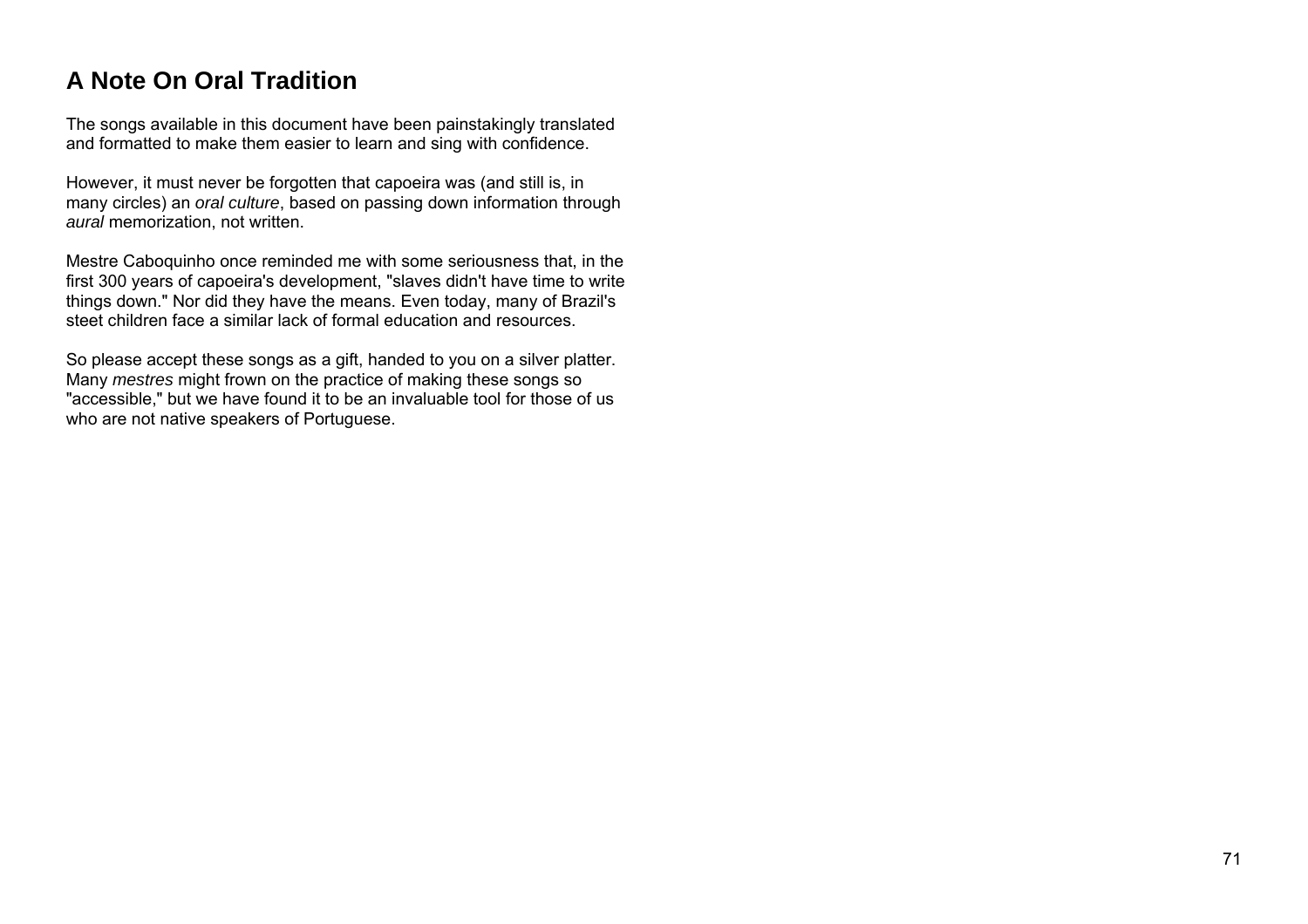# A Note On Oral Tradition

The songs available in this document have been painstakingly translated and formatted to make them easier to learn and sing with confidence.

However, it must never be forgotten that capoeira was (and still is, in many circles) an *oral culture*, based on passing down information through *aural* memorization, not written.

Mestre Caboquinho once reminded me with some seriousness that, in the first 300 years of capoeira's development, "slaves didn't have time to write things down." Nor did they have the means. Even today, many of Brazil's steet children face a similar lack of formal education and resources.

So please accept these songs as a gift, handed to you on a silver platter. Many *mestres* might frown on the practice of making these songs so "accessible," but we have found it to be an invaluable tool for those of us who are not native speakers of Portuguese.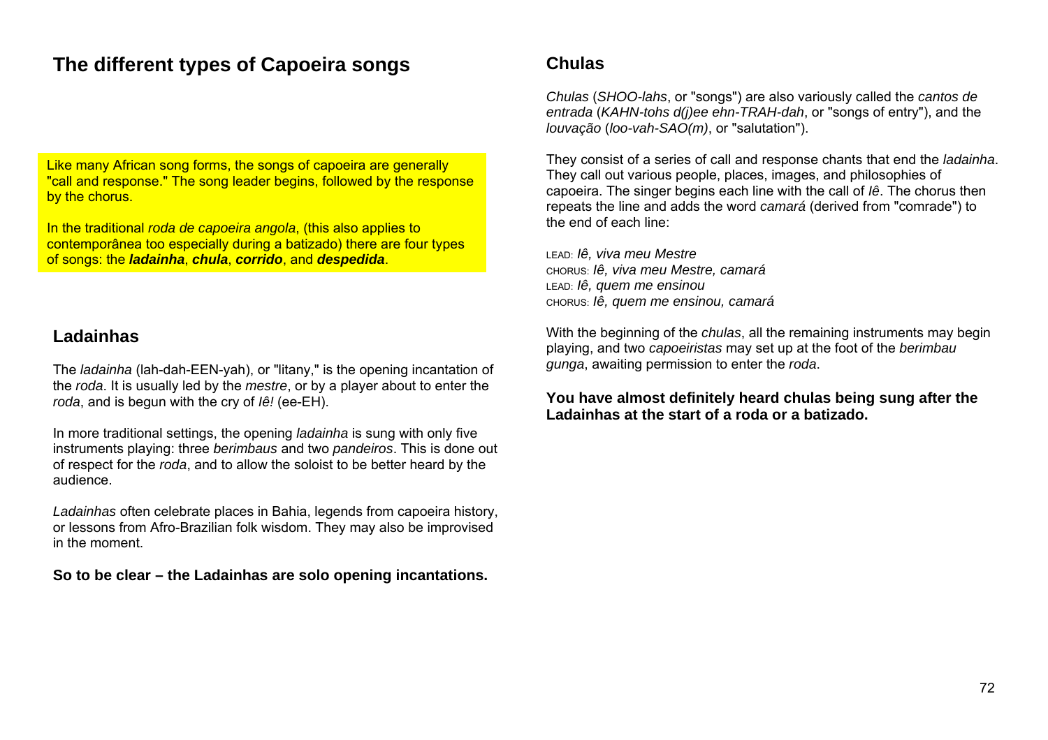# The different types of Capoeira songs

Like many African song forms, the songs of capoeira are generally "call and response." The song leader begins, followed by the response by the chorus.

In the traditional *roda de capoeira angola*, (this also applies to contemporânea too especially during a batizado) there are four types of songs: the ***ladainha***, ***chula***, ***corrido***, and ***despedida***.

## Ladainhas

The *ladainha* (lah-dah-EEN-yah), or "litany," is the opening incantation of the *roda*. It is usually led by the *mestre*, or by a player about to enter the *roda*, and is begun with the cry of *Iê!* (ee-EH).

In more traditional settings, the opening *ladainha* is sung with only five instruments playing: three *berimbaus* and two *pandeiros*. This is done out of respect for the *roda*, and to allow the soloist to be better heard by the audience.

*Ladainhas* often celebrate places in Bahia, legends from capoeira history, or lessons from Afro-Brazilian folk wisdom. They may also be improvised in the moment.

**So to be clear – the Ladainhas are solo opening incantations.**

## Chulas

*Chulas* (*SHOO-lahs*, or "songs") are also variously called the *cantos de entrada* (*KAHN-tohs d(j)ee ehn-TRAH-dah*, or "songs of entry"), and the *louvação* (*loo-vah-SAO(m)*, or "salutation").

They consist of a series of call and response chants that end the *ladainha*. They call out various people, places, images, and philosophies of capoeira. The singer begins each line with the call of *Iê*. The chorus then repeats the line and adds the word *camará* (derived from "comrade") to the end of each line:

LEAD: *Iê, viva meu Mestre*
CHORUS: *Iê, viva meu Mestre, camará*
LEAD: *Iê, quem me ensinou*
CHORUS: *Iê, quem me ensinou, camará*

With the beginning of the *chulas*, all the remaining instruments may begin playing, and two *capoeiristas* may set up at the foot of the *berimbau gunga*, awaiting permission to enter the *roda*.

**You have almost definitely heard chulas being sung after the Ladainhas at the start of a roda or a batizado.**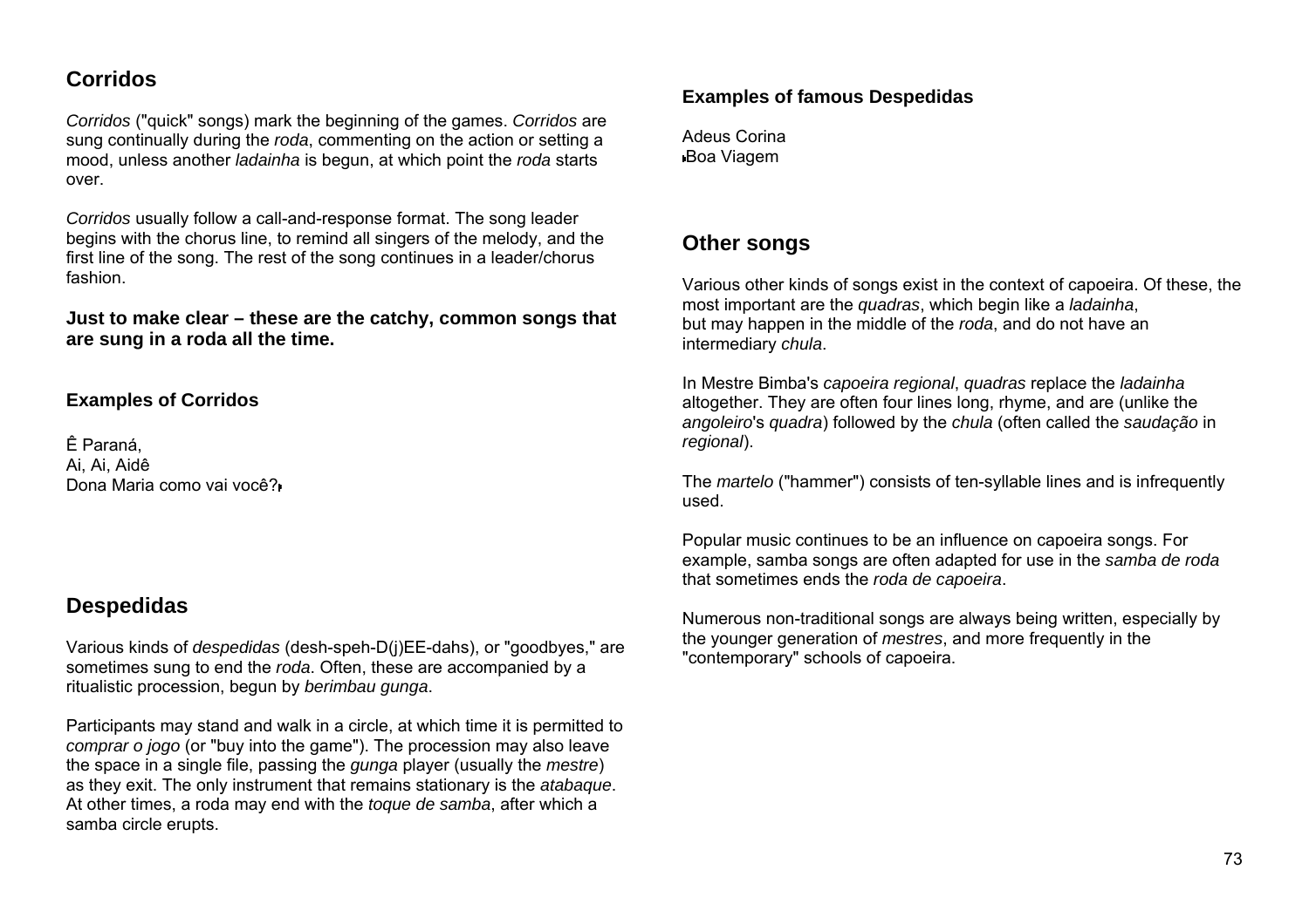## Corridos

*Corridos* ("quick" songs) mark the beginning of the games. *Corridos* are sung continually during the *roda*, commenting on the action or setting a mood, unless another *ladainha* is begun, at which point the *roda* starts over.

*Corridos* usually follow a call-and-response format. The song leader begins with the chorus line, to remind all singers of the melody, and the first line of the song. The rest of the song continues in a leader/chorus fashion.

**Just to make clear – these are the catchy, common songs that are sung in a roda all the time.**

### Examples of Corridos

Ê Paraná,
Ai, Ai, Aidê
Dona Maria como vai você?

## Despedidas

Various kinds of *despedidas* (desh-speh-D(j)EE-dahs), or "goodbyes," are sometimes sung to end the *roda*. Often, these are accompanied by a ritualistic procession, begun by *berimbau gunga*.

Participants may stand and walk in a circle, at which time it is permitted to *comprar o jogo* (or "buy into the game"). The procession may also leave the space in a single file, passing the *gunga* player (usually the *mestre*) as they exit. The only instrument that remains stationary is the *atabaque*. At other times, a roda may end with the *toque de samba*, after which a samba circle erupts.

### Examples of famous Despedidas

Adeus Corina
Boa Viagem

## Other songs

Various other kinds of songs exist in the context of capoeira. Of these, the most important are the *quadras*, which begin like a *ladainha*, but may happen in the middle of the *roda*, and do not have an intermediary *chula*.

In Mestre Bimba's *capoeira regional*, *quadras* replace the *ladainha* altogether. They are often four lines long, rhyme, and are (unlike the *angoleiro*'s *quadra*) followed by the *chula* (often called the *saudação* in *regional*).

The *martelo* ("hammer") consists of ten-syllable lines and is infrequently used.

Popular music continues to be an influence on capoeira songs. For example, samba songs are often adapted for use in the *samba de roda* that sometimes ends the *roda de capoeira*.

Numerous non-traditional songs are always being written, especially by the younger generation of *mestres*, and more frequently in the "contemporary" schools of capoeira.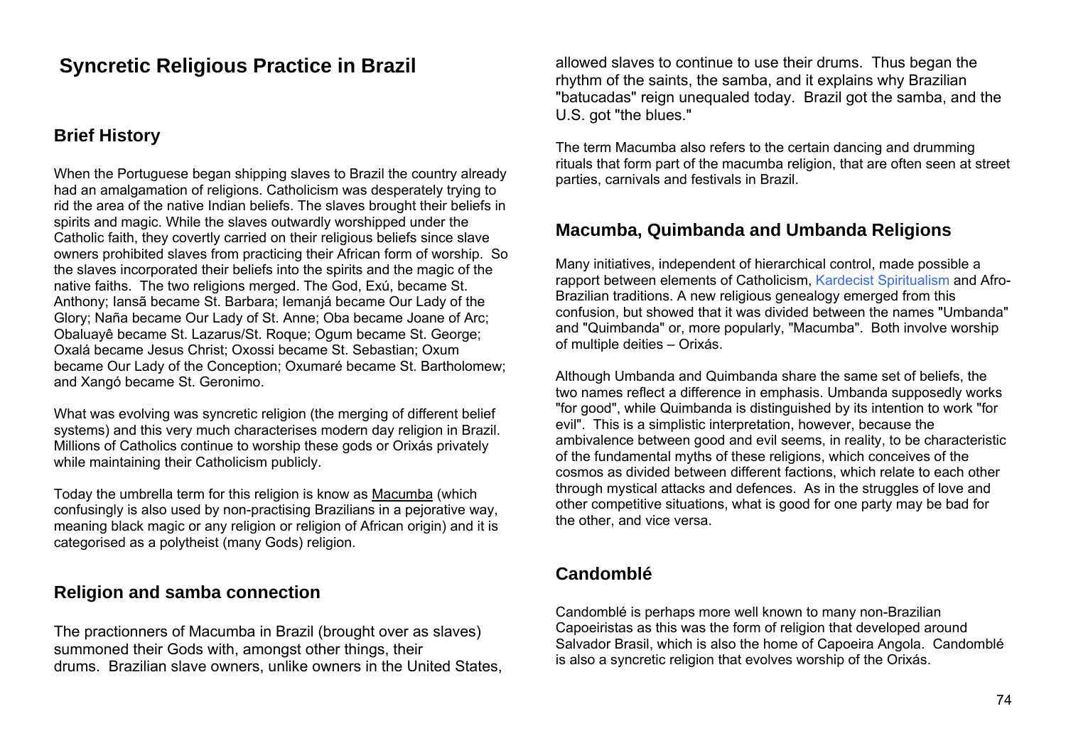# Syncretic Religious Practice in Brazil

## Brief History

When the Portuguese began shipping slaves to Brazil the country already had an amalgamation of religions. Catholicism was desperately trying to rid the area of the native Indian beliefs. The slaves brought their beliefs in spirits and magic. While the slaves outwardly worshipped under the Catholic faith, they covertly carried on their religious beliefs since slave owners prohibited slaves from practicing their African form of worship. So the slaves incorporated their beliefs into the spirits and the magic of the native faiths. The two religions merged. The God, Exú, became St. Anthony; Iansã became St. Barbara; Iemanjá became Our Lady of the Glory; Naña became Our Lady of St. Anne; Oba became Joane of Arc; Obaluayê became St. Lazarus/St. Roque; Ogum became St. George; Oxalá became Jesus Christ; Oxossi became St. Sebastian; Oxum became Our Lady of the Conception; Oxumaré became St. Bartholomew; and Xangó became St. Geronimo.

What was evolving was syncretic religion (the merging of different belief systems) and this very much characterises modern day religion in Brazil. Millions of Catholics continue to worship these gods or Orixás privately while maintaining their Catholicism publicly.

Today the umbrella term for this religion is know as Macumba (which confusingly is also used by non-practising Brazilians in a pejorative way, meaning black magic or any religion or religion of African origin) and it is categorised as a polytheist (many Gods) religion.

## Religion and samba connection

The practionners of Macumba in Brazil (brought over as slaves) summoned their Gods with, amongst other things, their drums. Brazilian slave owners, unlike owners in the United States, allowed slaves to continue to use their drums. Thus began the rhythm of the saints, the samba, and it explains why Brazilian "batucadas" reign unequaled today. Brazil got the samba, and the U.S. got "the blues."

The term Macumba also refers to the certain dancing and drumming rituals that form part of the macumba religion, that are often seen at street parties, carnivals and festivals in Brazil.

## Macumba, Quimbanda and Umbanda Religions

Many initiatives, independent of hierarchical control, made possible a rapport between elements of Catholicism, Kardecist Spiritualism and Afro-Brazilian traditions. A new religious genealogy emerged from this confusion, but showed that it was divided between the names "Umbanda" and "Quimbanda" or, more popularly, "Macumba". Both involve worship of multiple deities – Orixás.

Although Umbanda and Quimbanda share the same set of beliefs, the two names reflect a difference in emphasis. Umbanda supposedly works "for good", while Quimbanda is distinguished by its intention to work "for evil". This is a simplistic interpretation, however, because the ambivalence between good and evil seems, in reality, to be characteristic of the fundamental myths of these religions, which conceives of the cosmos as divided between different factions, which relate to each other through mystical attacks and defences. As in the struggles of love and other competitive situations, what is good for one party may be bad for the other, and vice versa.

## Candomblé

Candomblé is perhaps more well known to many non-Brazilian Capoeiristas as this was the form of religion that developed around Salvador Brasil, which is also the home of Capoeira Angola. Candomblé is also a syncretic religion that evolves worship of the Orixás.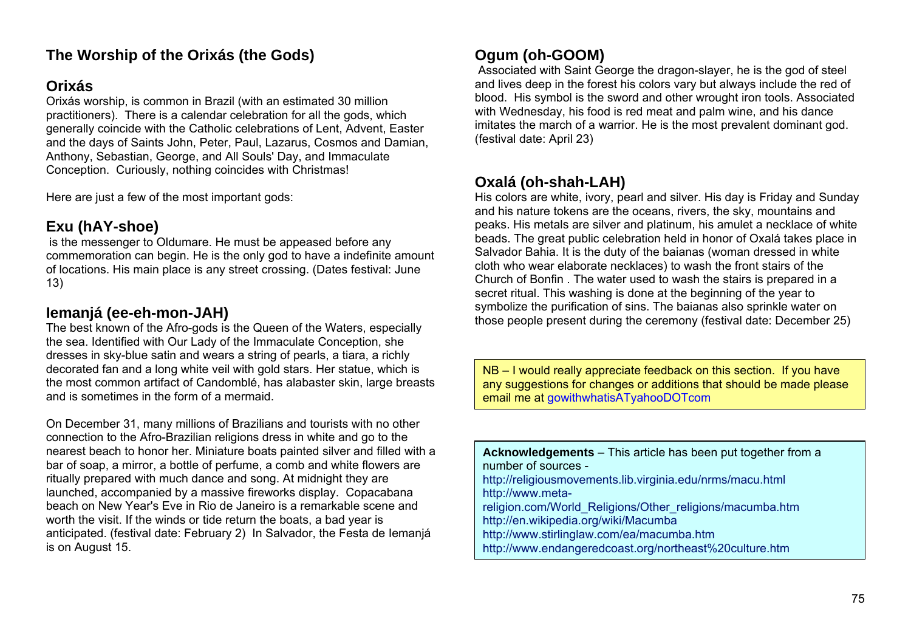# The Worship of the Orixás (the Gods)

## Orixás

Orixás worship, is common in Brazil (with an estimated 30 million practitioners). There is a calendar celebration for all the gods, which generally coincide with the Catholic celebrations of Lent, Advent, Easter and the days of Saints John, Peter, Paul, Lazarus, Cosmos and Damian, Anthony, Sebastian, George, and All Souls' Day, and Immaculate Conception. Curiously, nothing coincides with Christmas!

Here are just a few of the most important gods:

## Exu (hAY-shoe)

is the messenger to Oldumare. He must be appeased before any commemoration can begin. He is the only god to have a indefinite amount of locations. His main place is any street crossing. (Dates festival: June 13)

## Iemanjá (ee-eh-mon-JAH)

The best known of the Afro-gods is the Queen of the Waters, especially the sea. Identified with Our Lady of the Immaculate Conception, she dresses in sky-blue satin and wears a string of pearls, a tiara, a richly decorated fan and a long white veil with gold stars. Her statue, which is the most common artifact of Candomblé, has alabaster skin, large breasts and is sometimes in the form of a mermaid.

On December 31, many millions of Brazilians and tourists with no other connection to the Afro-Brazilian religions dress in white and go to the nearest beach to honor her. Miniature boats painted silver and filled with a bar of soap, a mirror, a bottle of perfume, a comb and white flowers are ritually prepared with much dance and song. At midnight they are launched, accompanied by a massive fireworks display. Copacabana beach on New Year's Eve in Rio de Janeiro is a remarkable scene and worth the visit. If the winds or tide return the boats, a bad year is anticipated. (festival date: February 2) In Salvador, the Festa de Iemanjá is on August 15.

## Ogum (oh-GOOM)

Associated with Saint George the dragon-slayer, he is the god of steel and lives deep in the forest his colors vary but always include the red of blood. His symbol is the sword and other wrought iron tools. Associated with Wednesday, his food is red meat and palm wine, and his dance imitates the march of a warrior. He is the most prevalent dominant god. (festival date: April 23)

## Oxalá (oh-shah-LAH)

His colors are white, ivory, pearl and silver. His day is Friday and Sunday and his nature tokens are the oceans, rivers, the sky, mountains and peaks. His metals are silver and platinum, his amulet a necklace of white beads. The great public celebration held in honor of Oxalá takes place in Salvador Bahia. It is the duty of the baianas (woman dressed in white cloth who wear elaborate necklaces) to wash the front stairs of the Church of Bonfin . The water used to wash the stairs is prepared in a secret ritual. This washing is done at the beginning of the year to symbolize the purification of sins. The baianas also sprinkle water on those people present during the ceremony (festival date: December 25)

NB – I would really appreciate feedback on this section. If you have any suggestions for changes or additions that should be made please email me at gowithwhatisATyahooDOTcom

**Acknowledgements** – This article has been put together from a number of sources -
http://religiousmovements.lib.virginia.edu/nrms/macu.html
http://www.meta-religion.com/World_Religions/Other_religions/macumba.htm
http://en.wikipedia.org/wiki/Macumba
http://www.stirlinglaw.com/ea/macumba.htm
http://www.endangeredcoast.org/northeast%20culture.htm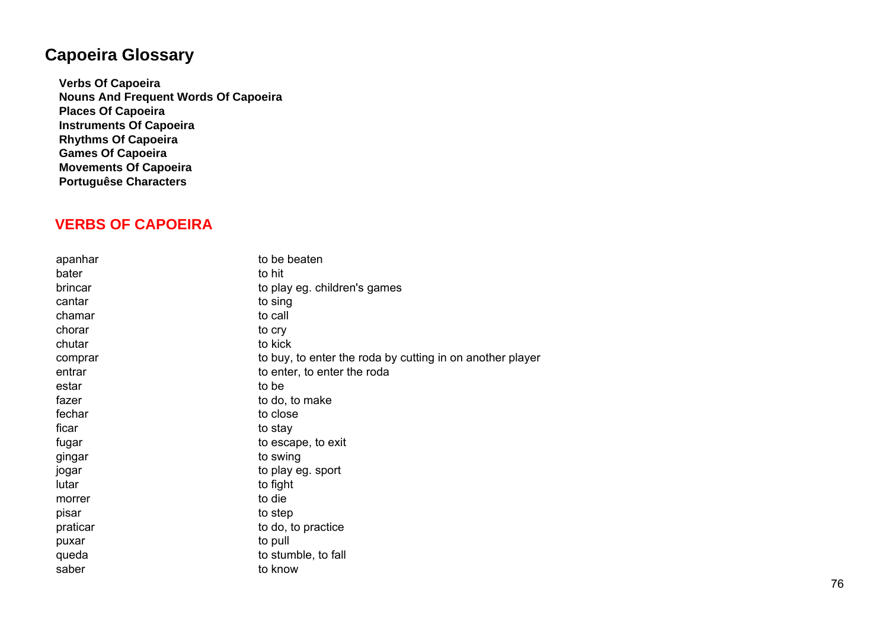# Capoeira Glossary

**Verbs Of Capoeira**
**Nouns And Frequent Words Of Capoeira**
**Places Of Capoeira**
**Instruments Of Capoeira**
**Rhythms Of Capoeira**
**Games Of Capoeira**
**Movements Of Capoeira**
**Portuguêse Characters**

## VERBS OF CAPOEIRA

| | |
|---|---|
| apanhar | to be beaten |
| bater | to hit |
| brincar | to play eg. children's games |
| cantar | to sing |
| chamar | to call |
| chorar | to cry |
| chutar | to kick |
| comprar | to buy, to enter the roda by cutting in on another player |
| entrar | to enter, to enter the roda |
| estar | to be |
| fazer | to do, to make |
| fechar | to close |
| ficar | to stay |
| fugar | to escape, to exit |
| gingar | to swing |
| jogar | to play eg. sport |
| lutar | to fight |
| morrer | to die |
| pisar | to step |
| praticar | to do, to practice |
| puxar | to pull |
| queda | to stumble, to fall |
| saber | to know |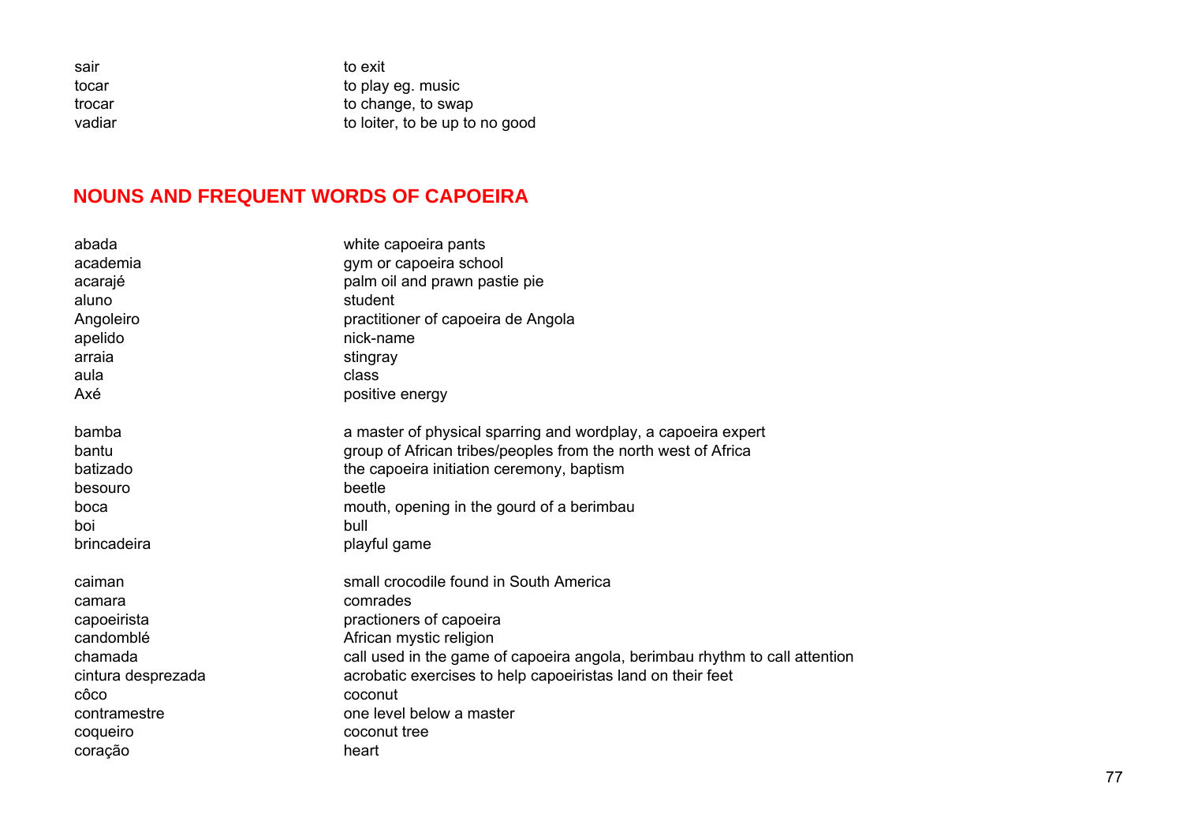| | |
|---|---|
| sair | to exit |
| tocar | to play eg. music |
| trocar | to change, to swap |
| vadiar | to loiter, to be up to no good |

## NOUNS AND FREQUENT WORDS OF CAPOEIRA

| | |
|---|---|
| abada | white capoeira pants |
| academia | gym or capoeira school |
| acarajé | palm oil and prawn pastie pie |
| aluno | student |
| Angoleiro | practitioner of capoeira de Angola |
| apelido | nick-name |
| arraia | stingray |
| aula | class |
| Axé | positive energy |
| | |
| bamba | a master of physical sparring and wordplay, a capoeira expert |
| bantu | group of African tribes/peoples from the north west of Africa |
| batizado | the capoeira initiation ceremony, baptism |
| besouro | beetle |
| boca | mouth, opening in the gourd of a berimbau |
| boi | bull |
| brincadeira | playful game |
| | |
| caiman | small crocodile found in South America |
| camara | comrades |
| capoeirista | practioners of capoeira |
| candomblé | African mystic religion |
| chamada | call used in the game of capoeira angola, berimbau rhythm to call attention |
| cintura desprezada | acrobatic exercises to help capoeiristas land on their feet |
| côco | coconut |
| contramestre | one level below a master |
| coqueiro | coconut tree |
| coração | heart |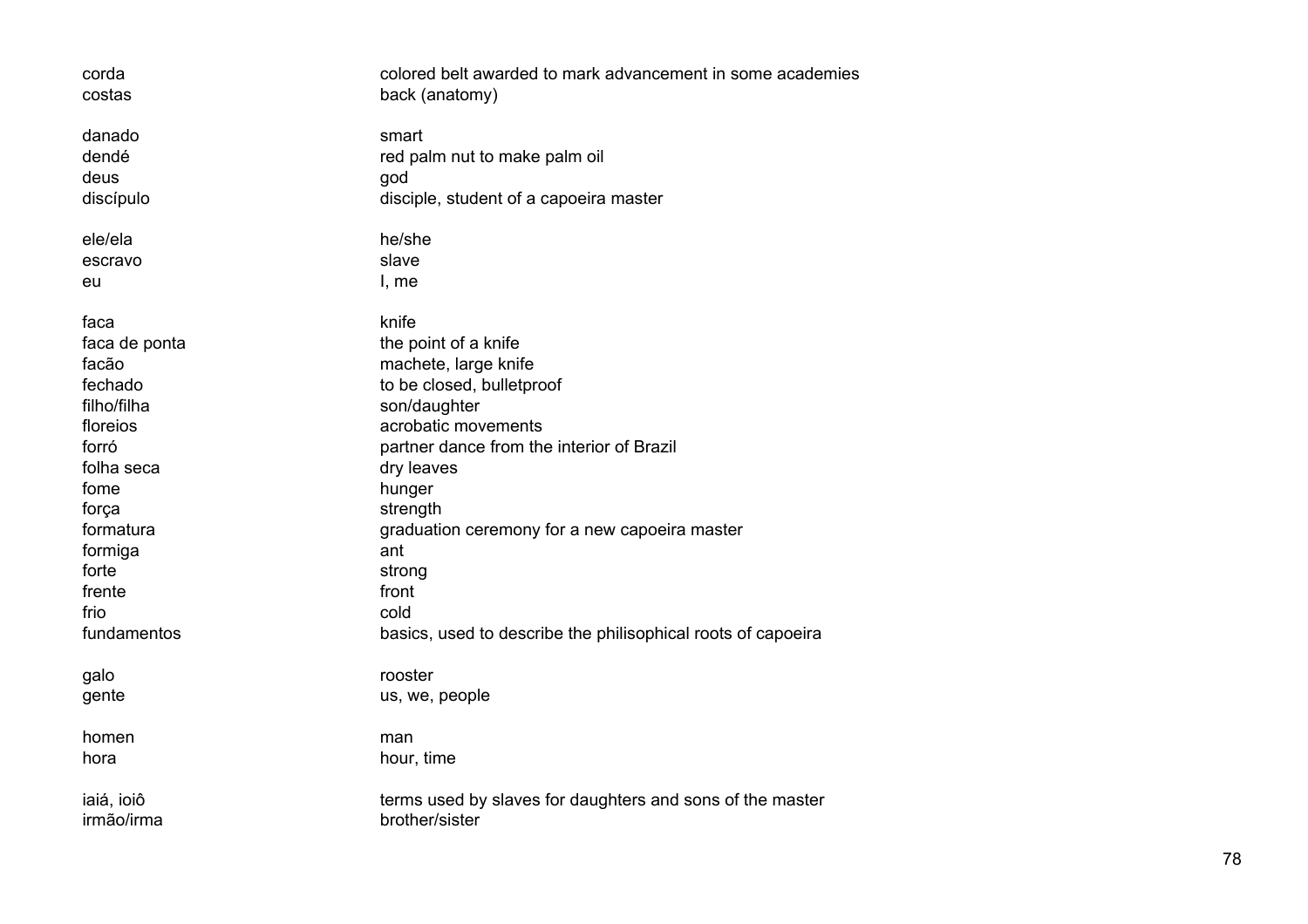| | |
|---|---|
| corda | colored belt awarded to mark advancement in some academies |
| costas | back (anatomy) |
| | |
| danado | smart |
| dendé | red palm nut to make palm oil |
| deus | god |
| discípulo | disciple, student of a capoeira master |
| | |
| ele/ela | he/she |
| escravo | slave |
| eu | I, me |
| | |
| faca | knife |
| faca de ponta | the point of a knife |
| facão | machete, large knife |
| fechado | to be closed, bulletproof |
| filho/filha | son/daughter |
| floreios | acrobatic movements |
| forró | partner dance from the interior of Brazil |
| folha seca | dry leaves |
| fome | hunger |
| força | strength |
| formatura | graduation ceremony for a new capoeira master |
| formiga | ant |
| forte | strong |
| frente | front |
| frio | cold |
| fundamentos | basics, used to describe the philisophical roots of capoeira |
| | |
| galo | rooster |
| gente | us, we, people |
| | |
| homen | man |
| hora | hour, time |
| | |
| iaiá, ioiô | terms used by slaves for daughters and sons of the master |
| irmão/irma | brother/sister |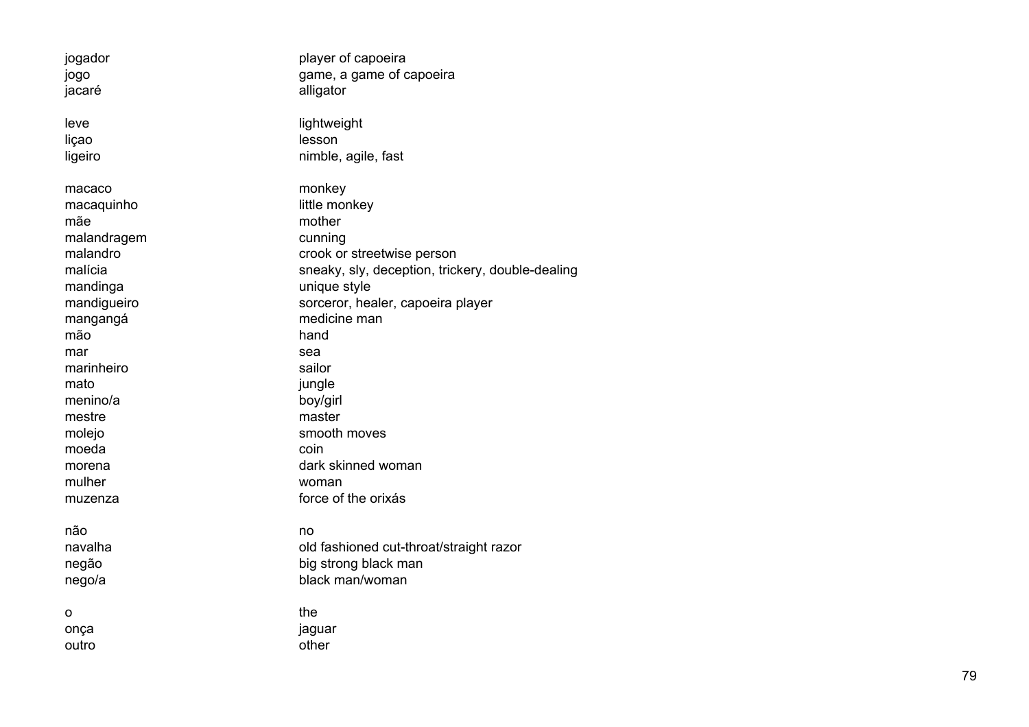| | |
|---|---|
| jogador | player of capoeira |
| jogo | game, a game of capoeira |
| jacaré | alligator |
| | |
| leve | lightweight |
| liçao | lesson |
| ligeiro | nimble, agile, fast |
| | |
| macaco | monkey |
| macaquinho | little monkey |
| mãe | mother |
| malandragem | cunning |
| malandro | crook or streetwise person |
| malícia | sneaky, sly, deception, trickery, double-dealing |
| mandinga | unique style |
| mandigueiro | sorceror, healer, capoeira player |
| mangangá | medicine man |
| mão | hand |
| mar | sea |
| marinheiro | sailor |
| mato | jungle |
| menino/a | boy/girl |
| mestre | master |
| molejo | smooth moves |
| moeda | coin |
| morena | dark skinned woman |
| mulher | woman |
| muzenza | force of the orixás |
| | |
| não | no |
| navalha | old fashioned cut-throat/straight razor |
| negão | big strong black man |
| nego/a | black man/woman |
| | |
| o | the |
| onça | jaguar |
| outro | other |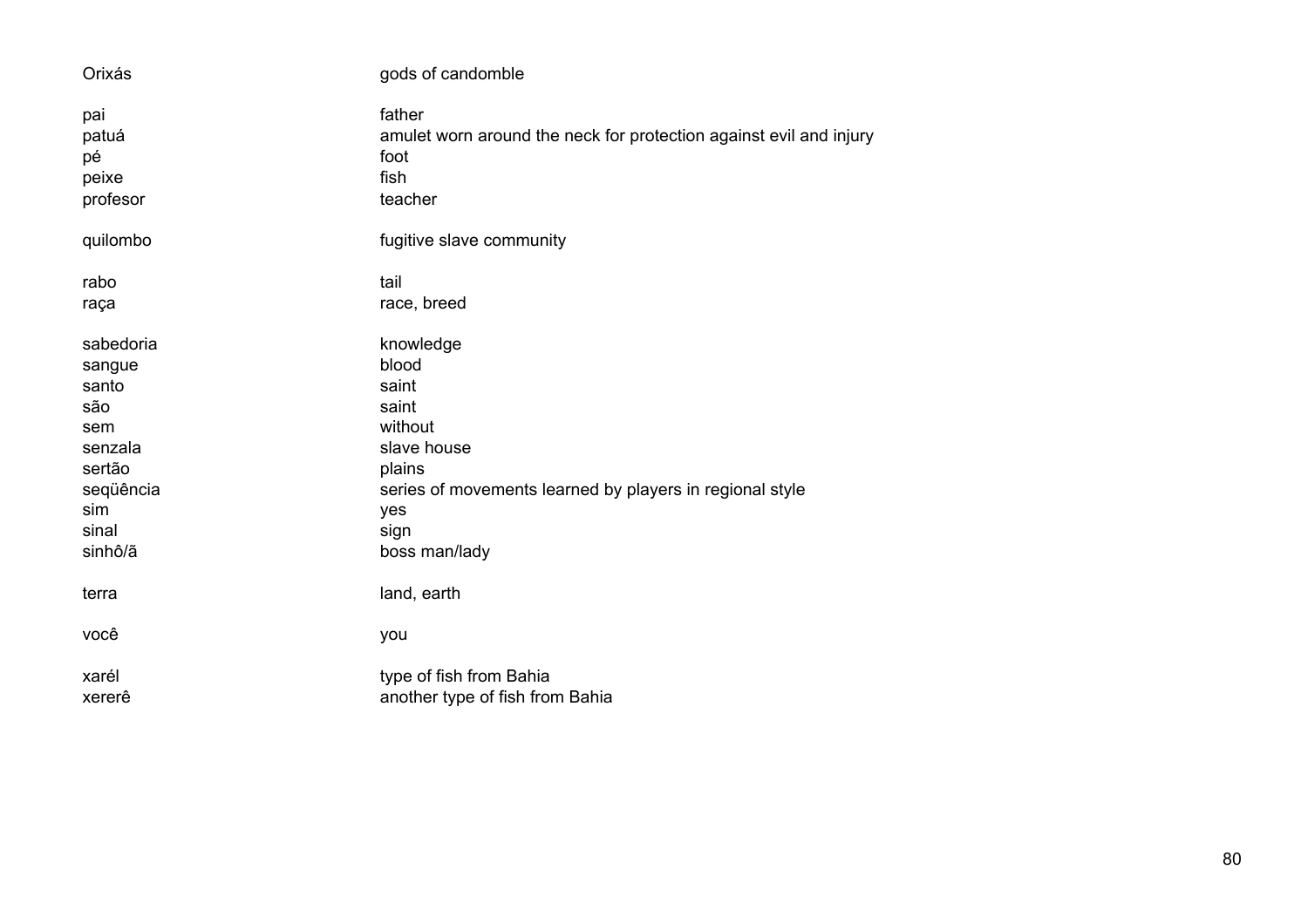| | |
|---|---|
| Orixás | gods of candomble |
| | |
| pai | father |
| patuá | amulet worn around the neck for protection against evil and injury |
| pé | foot |
| peixe | fish |
| profesor | teacher |
| | |
| quilombo | fugitive slave community |
| | |
| rabo | tail |
| raça | race, breed |
| | |
| sabedoria | knowledge |
| sangue | blood |
| santo | saint |
| são | saint |
| sem | without |
| senzala | slave house |
| sertão | plains |
| seqüência | series of movements learned by players in regional style |
| sim | yes |
| sinal | sign |
| sinhô/ã | boss man/lady |
| | |
| terra | land, earth |
| | |
| você | you |
| | |
| xarél | type of fish from Bahia |
| xererê | another type of fish from Bahia |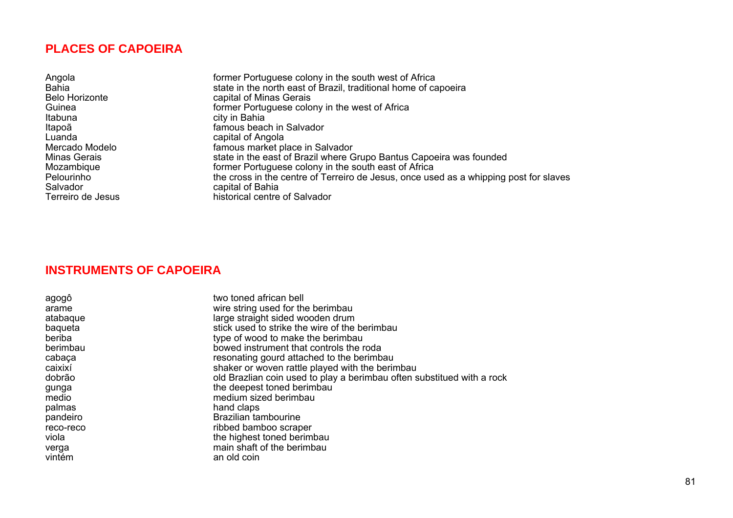## PLACES OF CAPOEIRA

| | |
|---|---|
| Angola | former Portuguese colony in the south west of Africa |
| Bahia | state in the north east of Brazil, traditional home of capoeira |
| Belo Horizonte | capital of Minas Gerais |
| Guinea | former Portuguese colony in the west of Africa |
| Itabuna | city in Bahia |
| Itapoã | famous beach in Salvador |
| Luanda | capital of Angola |
| Mercado Modelo | famous market place in Salvador |
| Minas Gerais | state in the east of Brazil where Grupo Bantus Capoeira was founded |
| Mozambique | former Portuguese colony in the south east of Africa |
| Pelourinho | the cross in the centre of Terreiro de Jesus, once used as a whipping post for slaves |
| Salvador | capital of Bahia |
| Terreiro de Jesus | historical centre of Salvador |

## INSTRUMENTS OF CAPOEIRA

| | |
|---|---|
| agogô | two toned african bell |
| arame | wire string used for the berimbau |
| atabaque | large straight sided wooden drum |
| baqueta | stick used to strike the wire of the berimbau |
| beriba | type of wood to make the berimbau |
| berimbau | bowed instrument that controls the roda |
| cabaça | resonating gourd attached to the berimbau |
| caixixí | shaker or woven rattle played with the berimbau |
| dobrão | old Brazlian coin used to play a berimbau often substitued with a rock |
| gunga | the deepest toned berimbau |
| medio | medium sized berimbau |
| palmas | hand claps |
| pandeiro | Brazilian tambourine |
| reco-reco | ribbed bamboo scraper |
| viola | the highest toned berimbau |
| verga | main shaft of the berimbau |
| vintém | an old coin |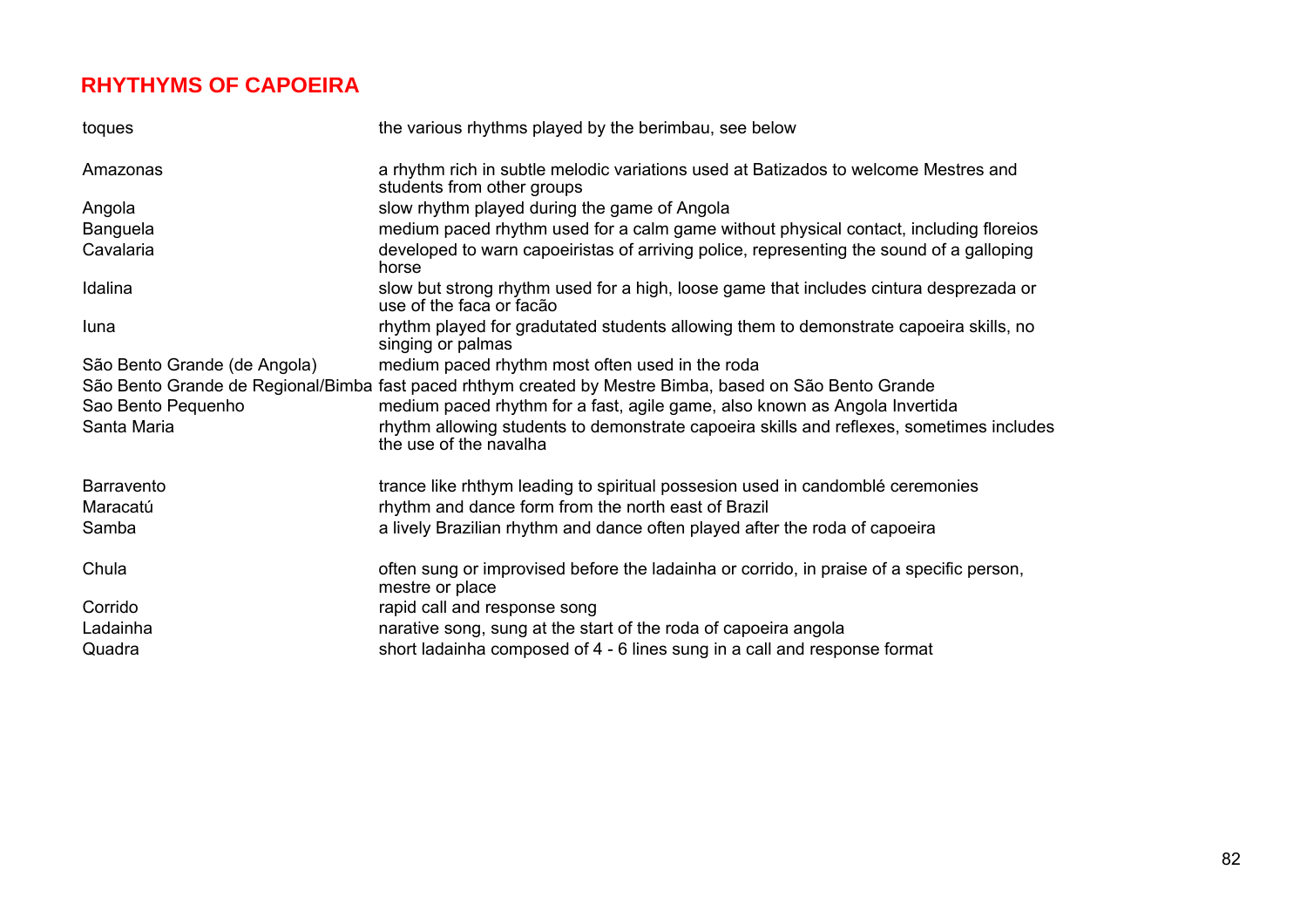## RHYTHYMS OF CAPOEIRA

| | |
|---|---|
| toques | the various rhythms played by the berimbau, see below |
| Amazonas | a rhythm rich in subtle melodic variations used at Batizados to welcome Mestres and students from other groups |
| Angola | slow rhythm played during the game of Angola |
| Banguela | medium paced rhythm used for a calm game without physical contact, including floreios |
| Cavalaria | developed to warn capoeiristas of arriving police, representing the sound of a galloping horse |
| Idalina | slow but strong rhythm used for a high, loose game that includes cintura desprezada or use of the faca or facão |
| Iuna | rhythm played for gradutated students allowing them to demonstrate capoeira skills, no singing or palmas |
| São Bento Grande (de Angola) | medium paced rhythm most often used in the roda |
| São Bento Grande de Regional/Bimba | fast paced rhthym created by Mestre Bimba, based on São Bento Grande |
| Sao Bento Pequenho | medium paced rhythm for a fast, agile game, also known as Angola Invertida |
| Santa Maria | rhythm allowing students to demonstrate capoeira skills and reflexes, sometimes includes the use of the navalha |
| Barravento | trance like rhthym leading to spiritual possesion used in candomblé ceremonies |
| Maracatú | rhythm and dance form from the north east of Brazil |
| Samba | a lively Brazilian rhythm and dance often played after the roda of capoeira |
| Chula | often sung or improvised before the ladainha or corrido, in praise of a specific person, mestre or place |
| Corrido | rapid call and response song |
| Ladainha | narative song, sung at the start of the roda of capoeira angola |
| Quadra | short ladainha composed of 4 - 6 lines sung in a call and response format |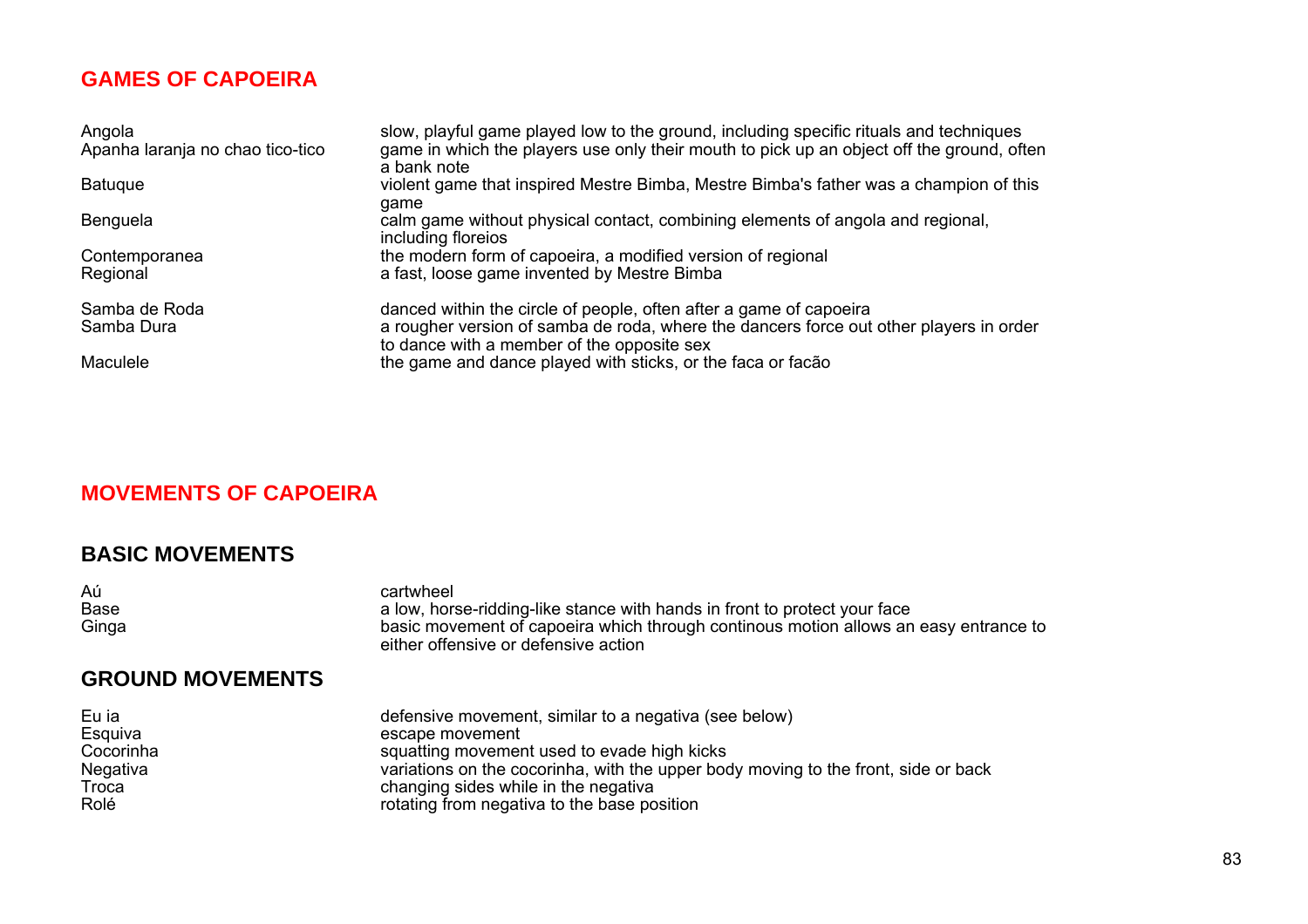## GAMES OF CAPOEIRA

| | |
|---|---|
| Angola | slow, playful game played low to the ground, including specific rituals and techniques |
| Apanha laranja no chao tico-tico | game in which the players use only their mouth to pick up an object off the ground, often a bank note |
| Batuque | violent game that inspired Mestre Bimba, Mestre Bimba's father was a champion of this game |
| Benguela | calm game without physical contact, combining elements of angola and regional, including floreios |
| Contemporanea | the modern form of capoeira, a modified version of regional |
| Regional | a fast, loose game invented by Mestre Bimba |
| Samba de Roda | danced within the circle of people, often after a game of capoeira |
| Samba Dura | a rougher version of samba de roda, where the dancers force out other players in order to dance with a member of the opposite sex |
| Maculele | the game and dance played with sticks, or the faca or facão |

## MOVEMENTS OF CAPOEIRA

### BASIC MOVEMENTS

| | |
|---|---|
| Aú | cartwheel |
| Base | a low, horse-ridding-like stance with hands in front to protect your face |
| Ginga | basic movement of capoeira which through continous motion allows an easy entrance to either offensive or defensive action |

### GROUND MOVEMENTS

| | |
|---|---|
| Eu ia | defensive movement, similar to a negativa (see below) |
| Esquiva | escape movement |
| Cocorinha | squatting movement used to evade high kicks |
| Negativa | variations on the cocorinha, with the upper body moving to the front, side or back |
| Troca | changing sides while in the negativa |
| Rolé | rotating from negativa to the base position |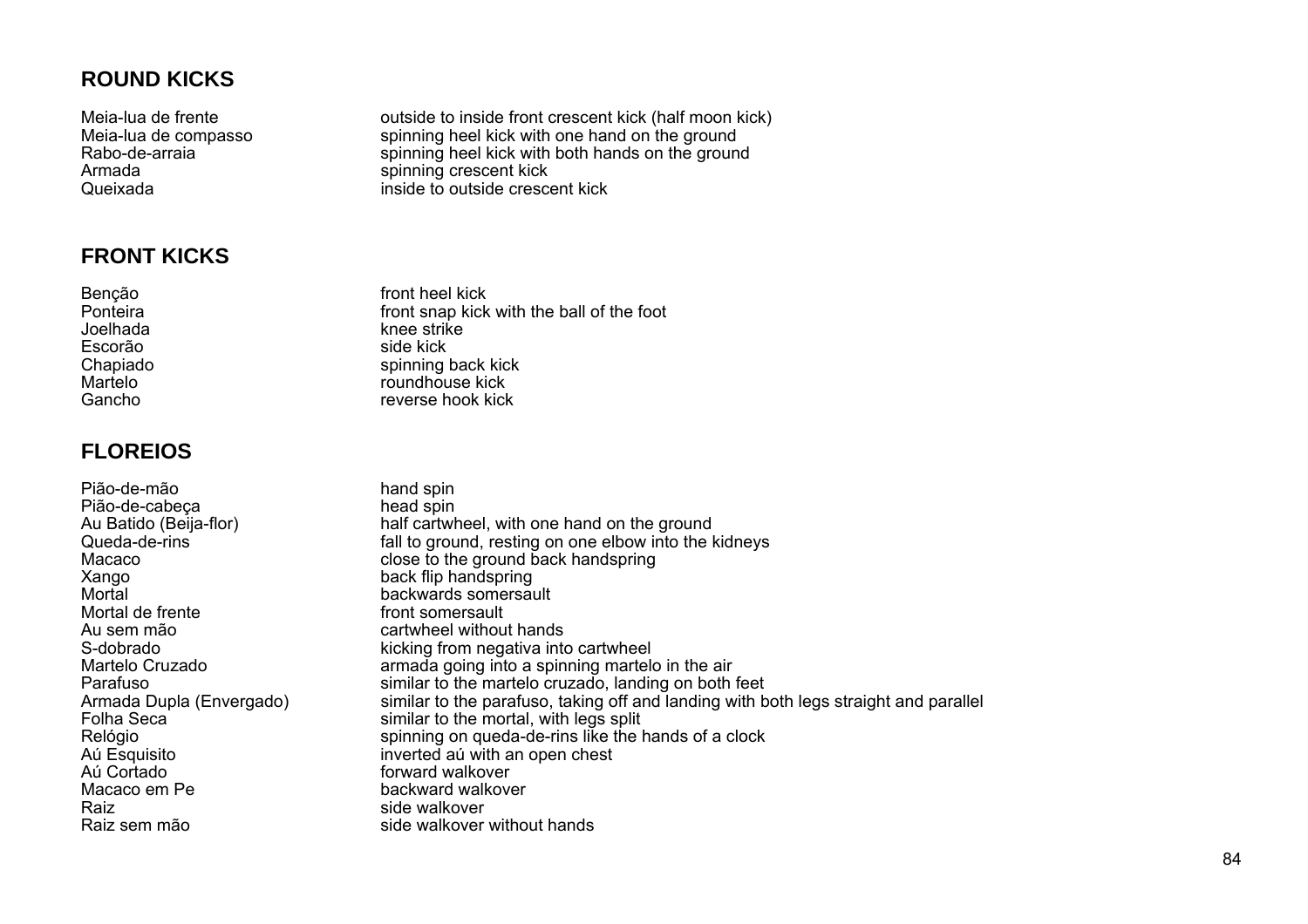## ROUND KICKS

| | |
|---|---|
| Meia-lua de frente | outside to inside front crescent kick (half moon kick) |
| Meia-lua de compasso | spinning heel kick with one hand on the ground |
| Rabo-de-arraia | spinning heel kick with both hands on the ground |
| Armada | spinning crescent kick |
| Queixada | inside to outside crescent kick |

## FRONT KICKS

| | |
|---|---|
| Benção | front heel kick |
| Ponteira | front snap kick with the ball of the foot |
| Joelhada | knee strike |
| Escorão | side kick |
| Chapiado | spinning back kick |
| Martelo | roundhouse kick |
| Gancho | reverse hook kick |

## FLOREIOS

| | |
|---|---|
| Pião-de-mão | hand spin |
| Pião-de-cabeça | head spin |
| Au Batido (Beija-flor) | half cartwheel, with one hand on the ground |
| Queda-de-rins | fall to ground, resting on one elbow into the kidneys |
| Macaco | close to the ground back handspring |
| Xango | back flip handspring |
| Mortal | backwards somersault |
| Mortal de frente | front somersault |
| Au sem mão | cartwheel without hands |
| S-dobrado | kicking from negativa into cartwheel |
| Martelo Cruzado | armada going into a spinning martelo in the air |
| Parafuso | similar to the martelo cruzado, landing on both feet |
| Armada Dupla (Envergado) | similar to the parafuso, taking off and landing with both legs straight and parallel |
| Folha Seca | similar to the mortal, with legs split |
| Relógio | spinning on queda-de-rins like the hands of a clock |
| Aú Esquisito | inverted aú with an open chest |
| Aú Cortado | forward walkover |
| Macaco em Pe | backward walkover |
| Raiz | side walkover |
| Raiz sem mão | side walkover without hands |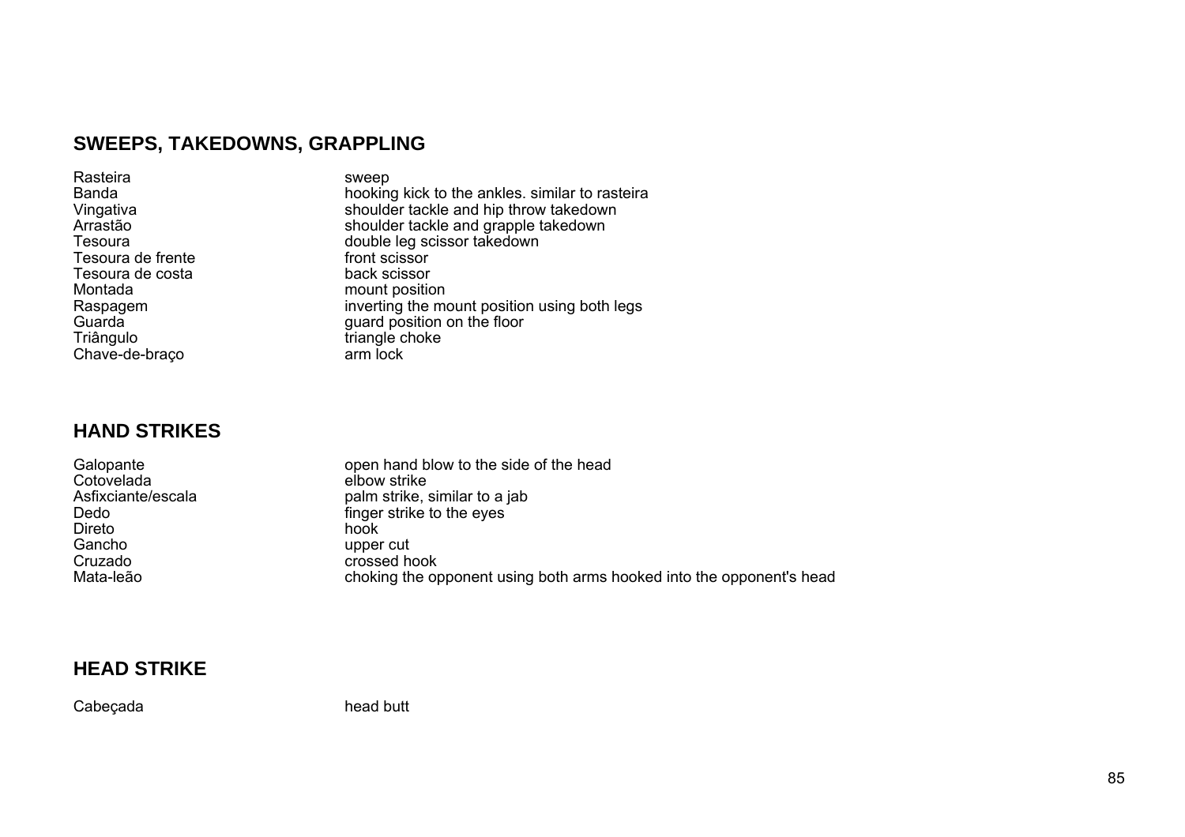## SWEEPS, TAKEDOWNS, GRAPPLING

| | |
|---|---|
| Rasteira | sweep |
| Banda | hooking kick to the ankles. similar to rasteira |
| Vingativa | shoulder tackle and hip throw takedown |
| Arrastão | shoulder tackle and grapple takedown |
| Tesoura | double leg scissor takedown |
| Tesoura de frente | front scissor |
| Tesoura de costa | back scissor |
| Montada | mount position |
| Raspagem | inverting the mount position using both legs |
| Guarda | guard position on the floor |
| Triângulo | triangle choke |
| Chave-de-braço | arm lock |

## HAND STRIKES

| | |
|---|---|
| Galopante | open hand blow to the side of the head |
| Cotovelada | elbow strike |
| Asfixciante/escala | palm strike, similar to a jab |
| Dedo | finger strike to the eyes |
| Direto | hook |
| Gancho | upper cut |
| Cruzado | crossed hook |
| Mata-leão | choking the opponent using both arms hooked into the opponent's head |

## HEAD STRIKE

| | |
|---|---|
| Cabeçada | head butt |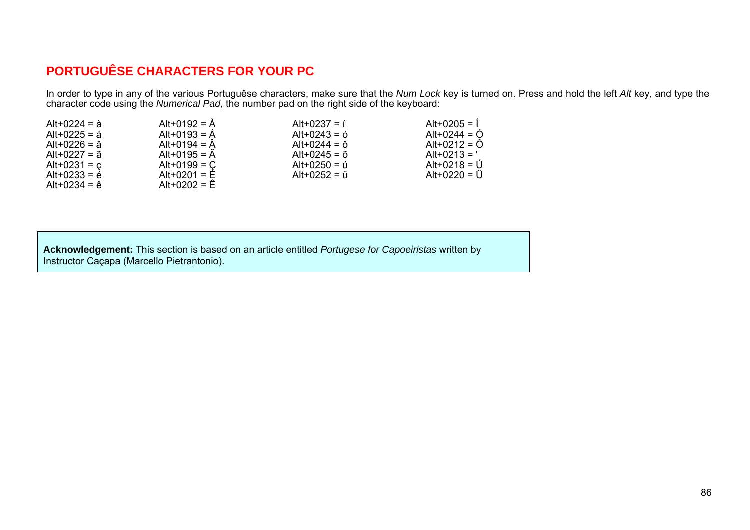## PORTUGUÊSE CHARACTERS FOR YOUR PC

In order to type in any of the various Portuguêse characters, make sure that the *Num Lock* key is turned on. Press and hold the left *Alt* key, and type the character code using the *Numerical Pad,* the number pad on the right side of the keyboard:

| | | | |
|---|---|---|---|
| Alt+0224 = à | Alt+0192 = À | Alt+0237 = í | Alt+0205 = Í |
| Alt+0225 = á | Alt+0193 = Á | Alt+0243 = ó | Alt+0244 = Ó |
| Alt+0226 = â | Alt+0194 = Â | Alt+0244 = ô | Alt+0212 = Ô |
| Alt+0227 = ã | Alt+0195 = Ã | Alt+0245 = õ | Alt+0213 = ' |
| Alt+0231 = ç | Alt+0199 = Ç | Alt+0250 = ú | Alt+0218 = Ú |
| Alt+0233 = é | Alt+0201 = É | Alt+0252 = ü | Alt+0220 = Ü |
| Alt+0234 = ê | Alt+0202 = Ê | | |

**Acknowledgement:** This section is based on an article entitled *Portugese for Capoeiristas* written by Instructor Caçapa (Marcello Pietrantonio).